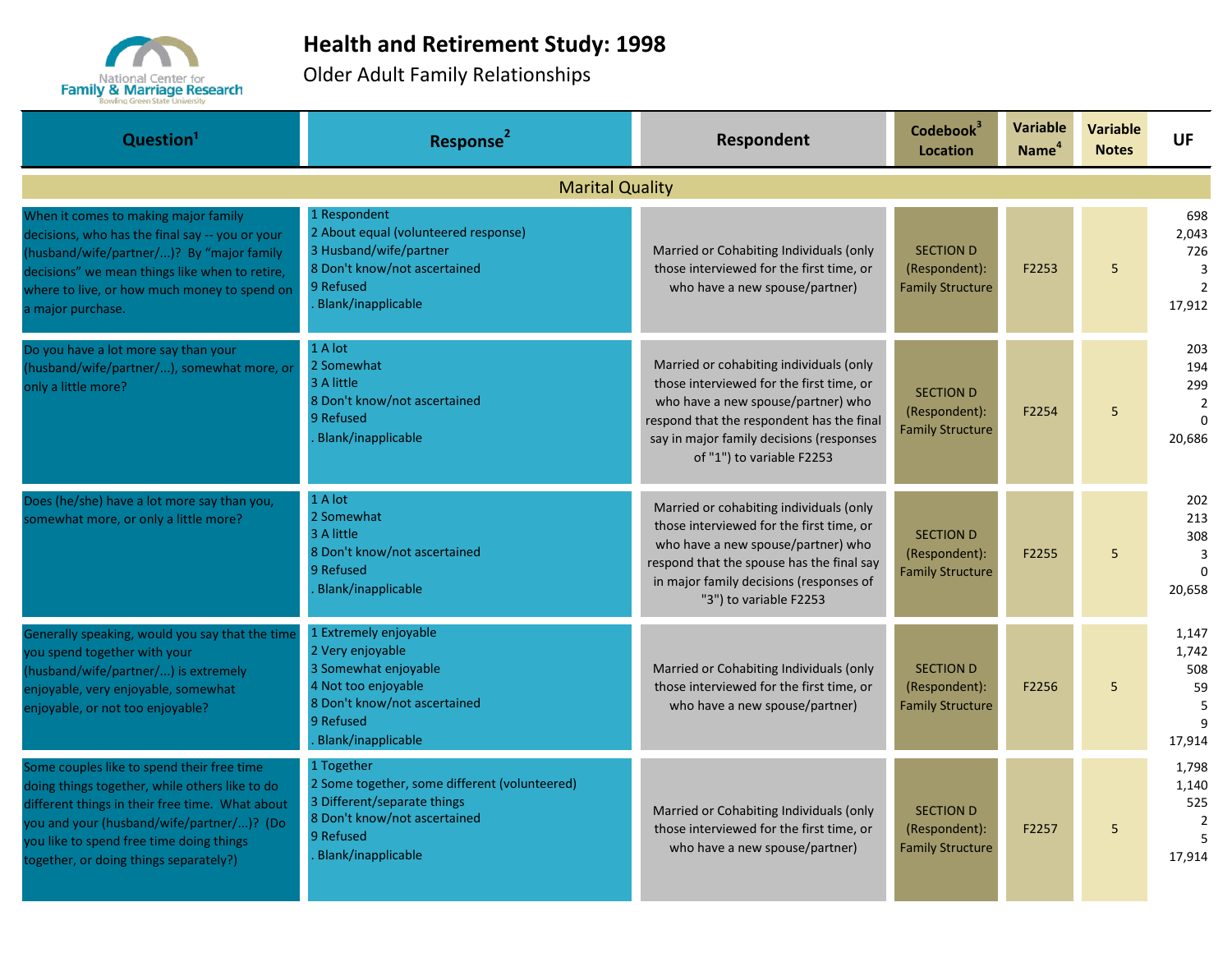# Health and Retirement Study: 1998

## Older Adult Family Relationships

| Question[1] | Response[2] | Respondent | Codebook[3] Location | Variable Name[4] | Variable Notes | UF |
|---|---|---|---|---|---|---|
| **Marital Quality** | | | | | | |
| When it comes to making major family decisions, who has the final say -- you or your (husband/wife/partner/...)? By "major family decisions" we mean things like when to retire, where to live, or how much money to spend on a major purchase. | 1 Respondent<br>2 About equal (volunteered response)<br>3 Husband/wife/partner<br>8 Don't know/not ascertained<br>9 Refused<br>. Blank/inapplicable | Married or Cohabiting Individuals (only those interviewed for the first time, or who have a new spouse/partner) | SECTION D (Respondent): Family Structure | F2253 | 5 | 698<br>2,043<br>726<br>3<br>2<br>17,912 |
| Do you have a lot more say than your (husband/wife/partner/...), somewhat more, or only a little more? | 1 A lot<br>2 Somewhat<br>3 A little<br>8 Don't know/not ascertained<br>9 Refused<br>. Blank/inapplicable | Married or cohabiting individuals (only those interviewed for the first time, or who have a new spouse/partner) who respond that the respondent has the final say in major family decisions (responses of "1") to variable F2253 | SECTION D (Respondent): Family Structure | F2254 | 5 | 203<br>194<br>299<br>2<br>0<br>20,686 |
| Does (he/she) have a lot more say than you, somewhat more, or only a little more? | 1 A lot<br>2 Somewhat<br>3 A little<br>8 Don't know/not ascertained<br>9 Refused<br>. Blank/inapplicable | Married or cohabiting individuals (only those interviewed for the first time, or who have a new spouse/partner) who respond that the spouse has the final say in major family decisions (responses of "3") to variable F2253 | SECTION D (Respondent): Family Structure | F2255 | 5 | 202<br>213<br>308<br>3<br>0<br>20,658 |
| Generally speaking, would you say that the time you spend together with your (husband/wife/partner/...) is extremely enjoyable, very enjoyable, somewhat enjoyable, or not too enjoyable? | 1 Extremely enjoyable<br>2 Very enjoyable<br>3 Somewhat enjoyable<br>4 Not too enjoyable<br>8 Don't know/not ascertained<br>9 Refused<br>. Blank/inapplicable | Married or Cohabiting Individuals (only those interviewed for the first time, or who have a new spouse/partner) | SECTION D (Respondent): Family Structure | F2256 | 5 | 1,147<br>1,742<br>508<br>59<br>5<br>9<br>17,914 |
| Some couples like to spend their free time doing things together, while others like to do different things in their free time. What about you and your (husband/wife/partner/...)? (Do you like to spend free time doing things together, or doing things separately?) | 1 Together<br>2 Some together, some different (volunteered)<br>3 Different/separate things<br>8 Don't know/not ascertained<br>9 Refused<br>. Blank/inapplicable | Married or Cohabiting Individuals (only those interviewed for the first time, or who have a new spouse/partner) | SECTION D (Respondent): Family Structure | F2257 | 5 | 1,798<br>1,140<br>525<br>2<br>5<br>17,914 |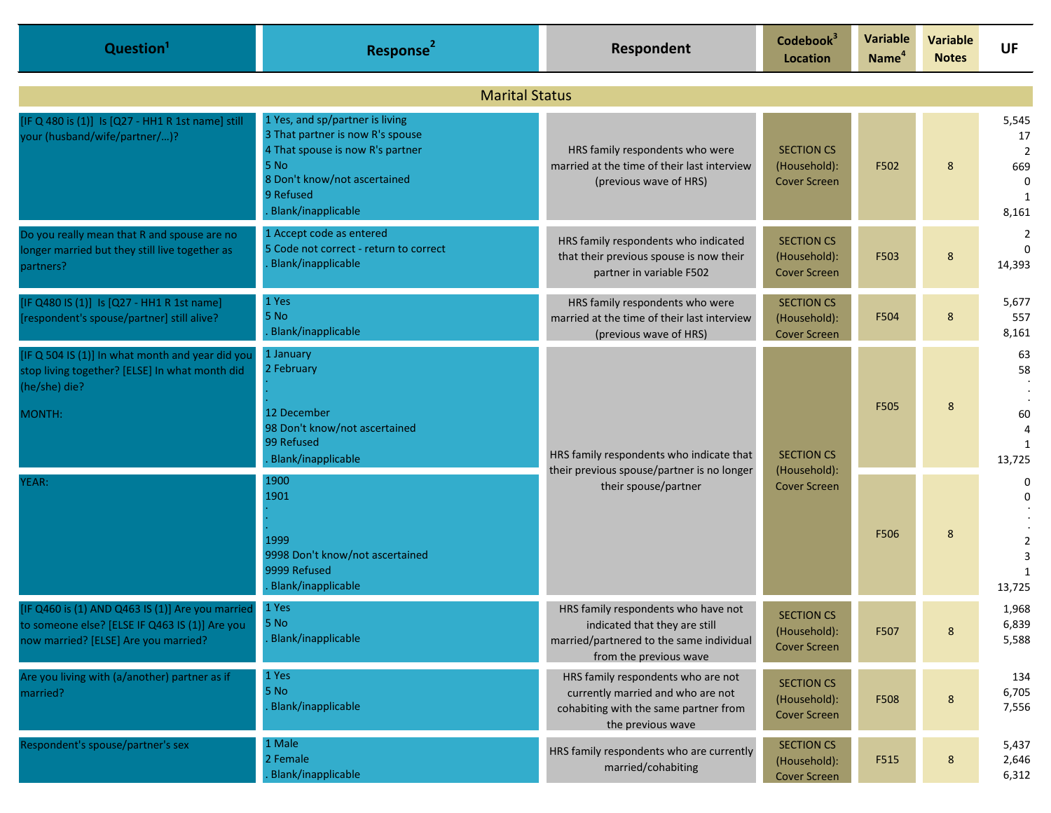| Question[1] | Response[2] | Respondent | Codebook[3] Location | Variable Name[4] | Variable Notes | UF |
|---|---|---|---|---|---|---|
| **Marital Status** | | | | | | |
| [IF Q 480 is (1)] Is [Q27 - HH1 R 1st name] still your (husband/wife/partner/…)? | 1 Yes, and sp/partner is living<br>3 That partner is now R's spouse<br>4 That spouse is now R's partner<br>5 No<br>8 Don't know/not ascertained<br>9 Refused<br>. Blank/inapplicable | HRS family respondents who were married at the time of their last interview (previous wave of HRS) | SECTION CS (Household): Cover Screen | F502 | 8 | 5,545<br>17<br>2<br>669<br>0<br>1<br>8,161 |
| Do you really mean that R and spouse are no longer married but they still live together as partners? | 1 Accept code as entered<br>5 Code not correct - return to correct<br>. Blank/inapplicable | HRS family respondents who indicated that their previous spouse is now their partner in variable F502 | SECTION CS (Household): Cover Screen | F503 | 8 | 2<br>0<br>14,393 |
| [IF Q480 IS (1)] Is [Q27 - HH1 R 1st name] [respondent's spouse/partner] still alive? | 1 Yes<br>5 No<br>. Blank/inapplicable | HRS family respondents who were married at the time of their last interview (previous wave of HRS) | SECTION CS (Household): Cover Screen | F504 | 8 | 5,677<br>557<br>8,161 |
| [IF Q 504 IS (1)] In what month and year did you stop living together? [ELSE] In what month did (he/she) die?<br><br>MONTH: | 1 January<br>2 February<br>.<br>.<br>12 December<br>98 Don't know/not ascertained<br>99 Refused<br>. Blank/inapplicable | HRS family respondents who indicate that their previous spouse/partner is no longer their spouse/partner | SECTION CS (Household): Cover Screen | F505 | 8 | 63<br>58<br>.<br>.<br>60<br>4<br>1<br>13,725 |
| YEAR: | 1900<br>1901<br>.<br>.<br>1999<br>9998 Don't know/not ascertained<br>9999 Refused<br>. Blank/inapplicable | | | F506 | 8 | 0<br>0<br>.<br>.<br>2<br>3<br>1<br>13,725 |
| [IF Q460 is (1) AND Q463 IS (1)] Are you married to someone else? [ELSE IF Q463 IS (1)] Are you now married? [ELSE] Are you married? | 1 Yes<br>5 No<br>. Blank/inapplicable | HRS family respondents who have not indicated that they are still married/partnered to the same individual from the previous wave | SECTION CS (Household): Cover Screen | F507 | 8 | 1,968<br>6,839<br>5,588 |
| Are you living with (a/another) partner as if married? | 1 Yes<br>5 No<br>. Blank/inapplicable | HRS family respondents who are not currently married and who are not cohabiting with the same partner from the previous wave | SECTION CS (Household): Cover Screen | F508 | 8 | 134<br>6,705<br>7,556 |
| Respondent's spouse/partner's sex | 1 Male<br>2 Female<br>. Blank/inapplicable | HRS family respondents who are currently married/cohabiting | SECTION CS (Household): Cover Screen | F515 | 8 | 5,437<br>2,646<br>6,312 |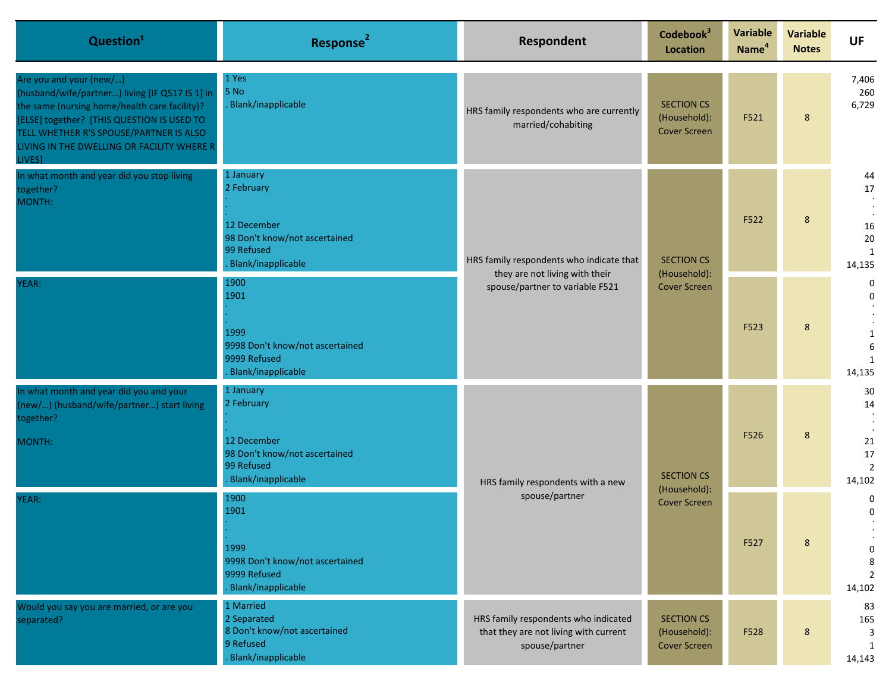| Question[1] | Response[2] | Respondent | Codebook[3] Location | Variable Name[4] | Variable Notes | UF |
|---|---|---|---|---|---|---|
| Are you and your (new/...) (husband/wife/partner...) living [IF Q517 IS 1] in the same (nursing home/health care facility)? [ELSE] together? [THIS QUESTION IS USED TO TELL WHETHER R'S SPOUSE/PARTNER IS ALSO LIVING IN THE DWELLING OR FACILITY WHERE R LIVES] | 1 Yes<br>5 No<br>. Blank/inapplicable | HRS family respondents who are currently married/cohabiting | SECTION CS (Household): Cover Screen | F521 | 8 | 7,406<br>260<br>6,729 |
| In what month and year did you stop living together?<br>MONTH: | 1 January<br>2 February<br>.<br>.<br>12 December<br>98 Don't know/not ascertained<br>99 Refused<br>. Blank/inapplicable | HRS family respondents who indicate that they are not living with their spouse/partner to variable F521 | SECTION CS (Household): Cover Screen | F522 | 8 | 44<br>17<br>.<br>.<br>16<br>20<br>1<br>14,135 |
| YEAR: | 1900<br>1901<br>.<br>.<br>.<br>1999<br>9998 Don't know/not ascertained<br>9999 Refused<br>. Blank/inapplicable | | | F523 | 8 | 0<br>0<br>.<br>.<br>.<br>1<br>6<br>1<br>14,135 |
| In what month and year did you and your (new/...) (husband/wife/partner...) start living together?<br>MONTH: | 1 January<br>2 February<br>.<br>.<br>12 December<br>98 Don't know/not ascertained<br>99 Refused<br>. Blank/inapplicable | HRS family respondents with a new spouse/partner | SECTION CS (Household): Cover Screen | F526 | 8 | 30<br>14<br>.<br>.<br>21<br>17<br>2<br>14,102 |
| YEAR: | 1900<br>1901<br>.<br>.<br>.<br>1999<br>9998 Don't know/not ascertained<br>9999 Refused<br>. Blank/inapplicable | | | F527 | 8 | 0<br>0<br>.<br>.<br>.<br>0<br>8<br>2<br>14,102 |
| Would you say you are married, or are you separated? | 1 Married<br>2 Separated<br>8 Don't know/not ascertained<br>9 Refused<br>. Blank/inapplicable | HRS family respondents who indicated that they are not living with current spouse/partner | SECTION CS (Household): Cover Screen | F528 | 8 | 83<br>165<br>3<br>1<br>14,143 |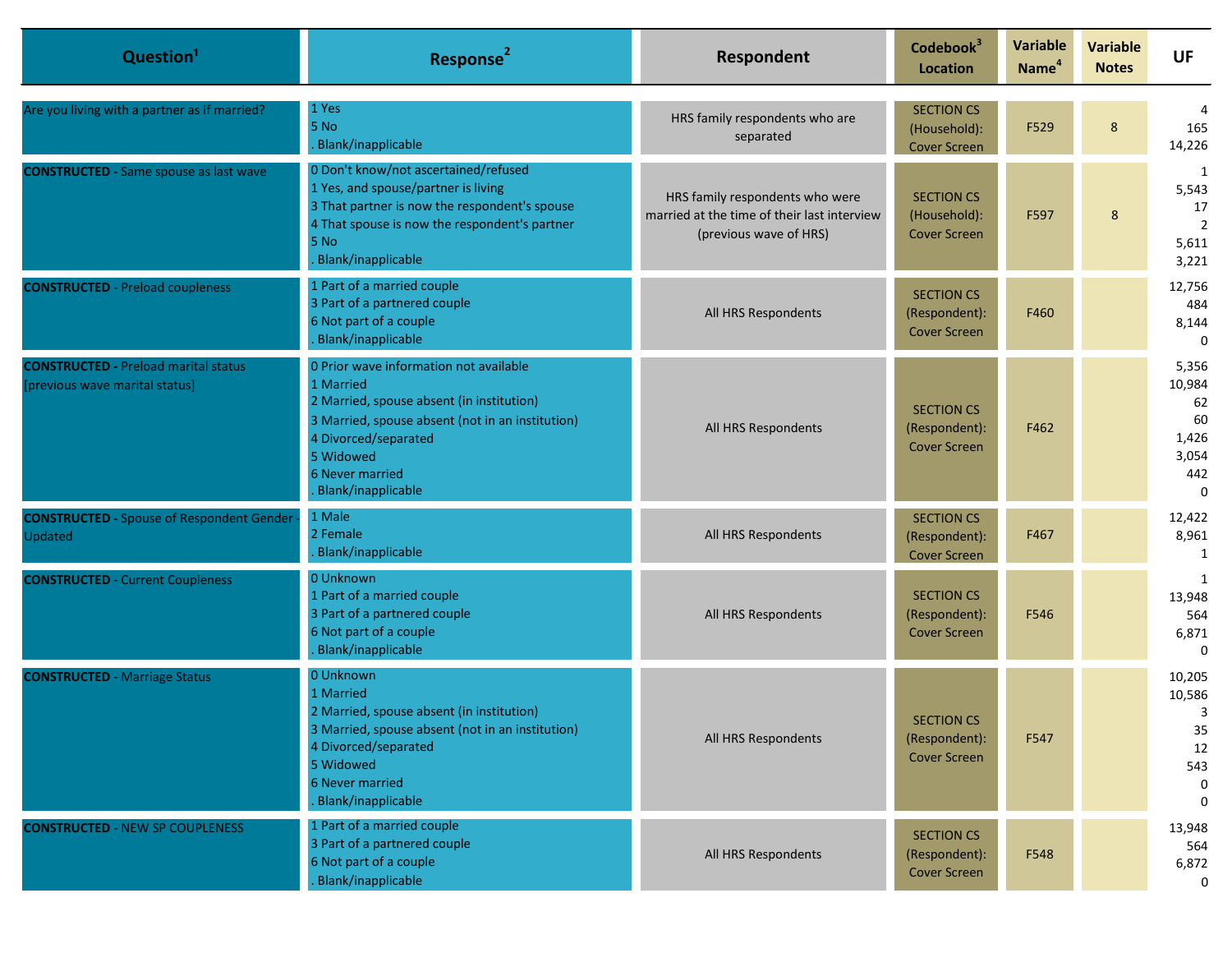| Question[1] | Response[2] | Respondent | Codebook[3] Location | Variable Name[4] | Variable Notes | UF |
|---|---|---|---|---|---|---|
| Are you living with a partner as if married? | 1 Yes<br>5 No<br>. Blank/inapplicable | HRS family respondents who are separated | SECTION CS (Household): Cover Screen | F529 | 8 | 4<br>165<br>14,226 |
| **CONSTRUCTED -** Same spouse as last wave | 0 Don't know/not ascertained/refused<br>1 Yes, and spouse/partner is living<br>3 That partner is now the respondent's spouse<br>4 That spouse is now the respondent's partner<br>5 No<br>. Blank/inapplicable | HRS family respondents who were married at the time of their last interview (previous wave of HRS) | SECTION CS (Household): Cover Screen | F597 | 8 | 1<br>5,543<br>17<br>2<br>5,611<br>3,221 |
| **CONSTRUCTED** - Preload coupleness | 1 Part of a married couple<br>3 Part of a partnered couple<br>6 Not part of a couple<br>. Blank/inapplicable | All HRS Respondents | SECTION CS (Respondent): Cover Screen | F460 | | 12,756<br>484<br>8,144<br>0 |
| **CONSTRUCTED** - Preload marital status [previous wave marital status] | 0 Prior wave information not available<br>1 Married<br>2 Married, spouse absent (in institution)<br>3 Married, spouse absent (not in an institution)<br>4 Divorced/separated<br>5 Widowed<br>6 Never married<br>. Blank/inapplicable | All HRS Respondents | SECTION CS (Respondent): Cover Screen | F462 | | 5,356<br>10,984<br>62<br>60<br>1,426<br>3,054<br>442<br>0 |
| **CONSTRUCTED** - Spouse of Respondent Gender - Updated | 1 Male<br>2 Female<br>. Blank/inapplicable | All HRS Respondents | SECTION CS (Respondent): Cover Screen | F467 | | 12,422<br>8,961<br>1 |
| **CONSTRUCTED** - Current Coupleness | 0 Unknown<br>1 Part of a married couple<br>3 Part of a partnered couple<br>6 Not part of a couple<br>. Blank/inapplicable | All HRS Respondents | SECTION CS (Respondent): Cover Screen | F546 | | 1<br>13,948<br>564<br>6,871<br>0 |
| **CONSTRUCTED** - Marriage Status | 0 Unknown<br>1 Married<br>2 Married, spouse absent (in institution)<br>3 Married, spouse absent (not in an institution)<br>4 Divorced/separated<br>5 Widowed<br>6 Never married<br>. Blank/inapplicable | All HRS Respondents | SECTION CS (Respondent): Cover Screen | F547 | | 10,205<br>10,586<br>3<br>35<br>12<br>543<br>0<br>0 |
| **CONSTRUCTED** - NEW SP COUPLENESS | 1 Part of a married couple<br>3 Part of a partnered couple<br>6 Not part of a couple<br>. Blank/inapplicable | All HRS Respondents | SECTION CS (Respondent): Cover Screen | F548 | | 13,948<br>564<br>6,872<br>0 |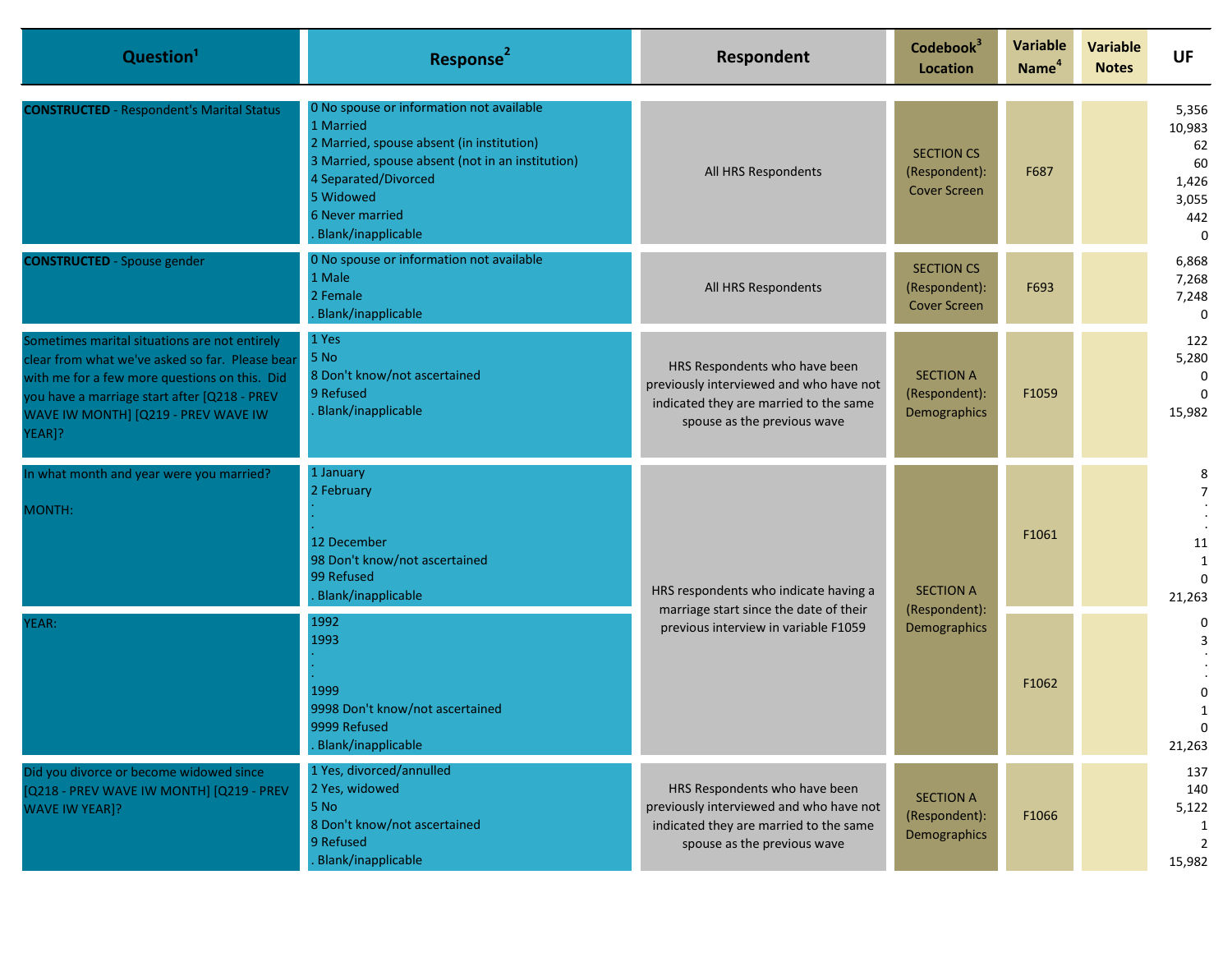| Question[1] | Response[2] | Respondent | Codebook[3] Location | Variable Name[4] | Variable Notes | UF |
|---|---|---|---|---|---|---|
| **CONSTRUCTED** - Respondent's Marital Status | 0 No spouse or information not available<br>1 Married<br>2 Married, spouse absent (in institution)<br>3 Married, spouse absent (not in an institution)<br>4 Separated/Divorced<br>5 Widowed<br>6 Never married<br>. Blank/inapplicable | All HRS Respondents | SECTION CS (Respondent): Cover Screen | F687 | | 5,356<br>10,983<br>62<br>60<br>1,426<br>3,055<br>442<br>0 |
| **CONSTRUCTED** - Spouse gender | 0 No spouse or information not available<br>1 Male<br>2 Female<br>. Blank/inapplicable | All HRS Respondents | SECTION CS (Respondent): Cover Screen | F693 | | 6,868<br>7,268<br>7,248<br>0 |
| Sometimes marital situations are not entirely clear from what we've asked so far. Please bear with me for a few more questions on this. Did you have a marriage start after [Q218 - PREV WAVE IW MONTH] [Q219 - PREV WAVE IW YEAR]? | 1 Yes<br>5 No<br>8 Don't know/not ascertained<br>9 Refused<br>. Blank/inapplicable | HRS Respondents who have been previously interviewed and who have not indicated they are married to the same spouse as the previous wave | SECTION A (Respondent): Demographics | F1059 | | 122<br>5,280<br>0<br>0<br>15,982 |
| In what month and year were you married?<br><br>MONTH: | 1 January<br>2 February<br>.<br>.<br>12 December<br>98 Don't know/not ascertained<br>99 Refused<br>. Blank/inapplicable | HRS respondents who indicate having a marriage start since the date of their previous interview in variable F1059 | SECTION A (Respondent): Demographics | F1061 | | 8<br>7<br>.<br>.<br>11<br>1<br>0<br>21,263 |
| YEAR: | 1992<br>1993<br>.<br>.<br>1999<br>9998 Don't know/not ascertained<br>9999 Refused<br>. Blank/inapplicable | | | F1062 | | 0<br>3<br>.<br>.<br>0<br>1<br>0<br>21,263 |
| Did you divorce or become widowed since [Q218 - PREV WAVE IW MONTH] [Q219 - PREV WAVE IW YEAR]? | 1 Yes, divorced/annulled<br>2 Yes, widowed<br>5 No<br>8 Don't know/not ascertained<br>9 Refused<br>. Blank/inapplicable | HRS Respondents who have been previously interviewed and who have not indicated they are married to the same spouse as the previous wave | SECTION A (Respondent): Demographics | F1066 | | 137<br>140<br>5,122<br>1<br>2<br>15,982 |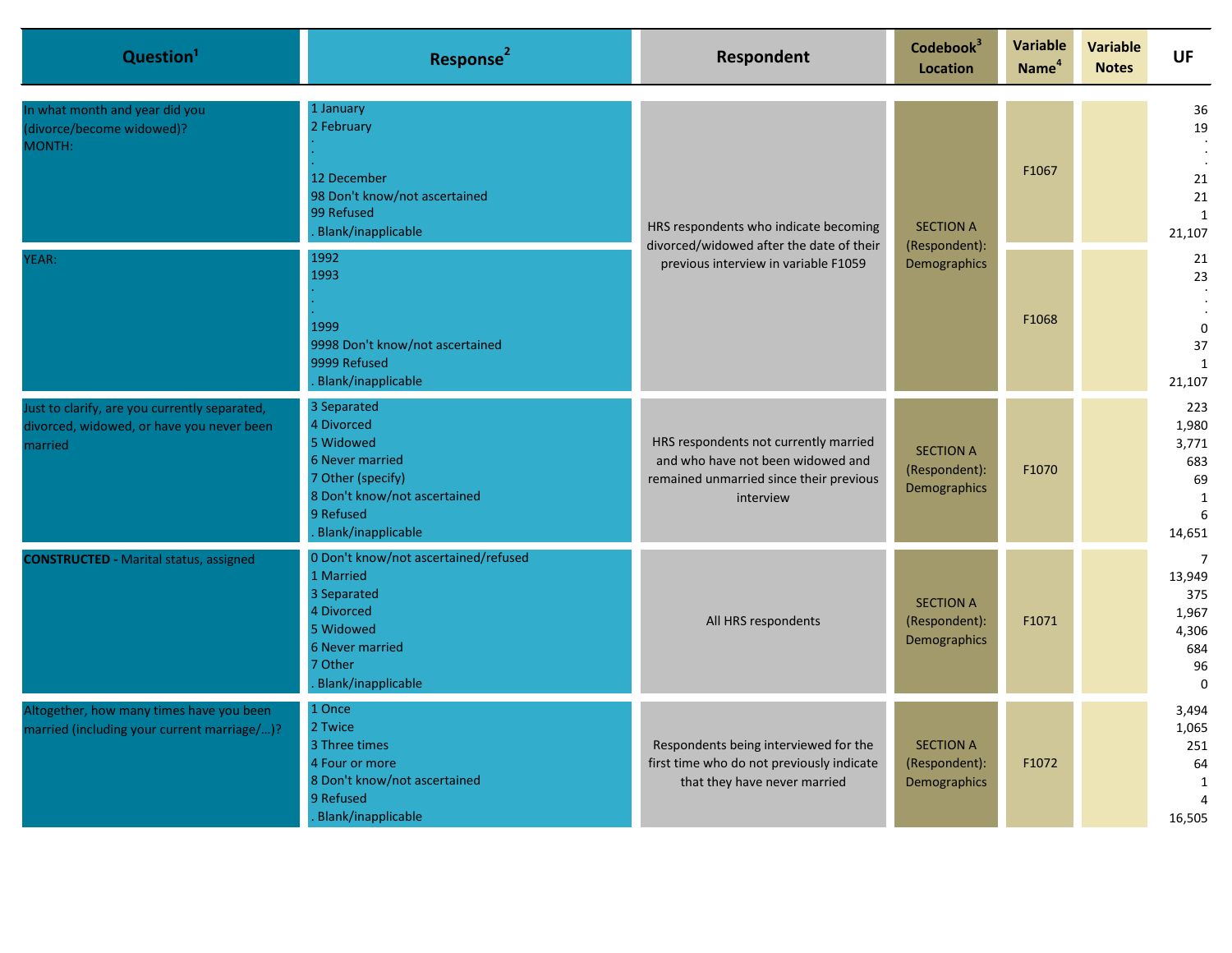| Question[1] | Response[2] | Respondent | Codebook[3] Location | Variable Name[4] | Variable Notes | UF |
|---|---|---|---|---|---|---|
| In what month and year did you (divorce/become widowed)?<br>MONTH: | 1 January<br>2 February<br>.<br>.<br>12 December<br>98 Don't know/not ascertained<br>99 Refused<br>. Blank/inapplicable | HRS respondents who indicate becoming divorced/widowed after the date of their previous interview in variable F1059 | SECTION A (Respondent): Demographics | F1067 | | 36<br>19<br>.<br>.<br>21<br>21<br>1<br>21,107 |
| YEAR: | 1992<br>1993<br>.<br>.<br>1999<br>9998 Don't know/not ascertained<br>9999 Refused<br>. Blank/inapplicable | | | F1068 | | 21<br>23<br>.<br>.<br>0<br>37<br>1<br>21,107 |
| Just to clarify, are you currently separated, divorced, widowed, or have you never been married | 3 Separated<br>4 Divorced<br>5 Widowed<br>6 Never married<br>7 Other (specify)<br>8 Don't know/not ascertained<br>9 Refused<br>. Blank/inapplicable | HRS respondents not currently married and who have not been widowed and remained unmarried since their previous interview | SECTION A (Respondent): Demographics | F1070 | | 223<br>1,980<br>3,771<br>683<br>69<br>1<br>6<br>14,651 |
| **CONSTRUCTED** - Marital status, assigned | 0 Don't know/not ascertained/refused<br>1 Married<br>3 Separated<br>4 Divorced<br>5 Widowed<br>6 Never married<br>7 Other<br>. Blank/inapplicable | All HRS respondents | SECTION A (Respondent): Demographics | F1071 | | 7<br>13,949<br>375<br>1,967<br>4,306<br>684<br>96<br>0 |
| Altogether, how many times have you been married (including your current marriage/...)? | 1 Once<br>2 Twice<br>3 Three times<br>4 Four or more<br>8 Don't know/not ascertained<br>9 Refused<br>. Blank/inapplicable | Respondents being interviewed for the first time who do not previously indicate that they have never married | SECTION A (Respondent): Demographics | F1072 | | 3,494<br>1,065<br>251<br>64<br>1<br>4<br>16,505 |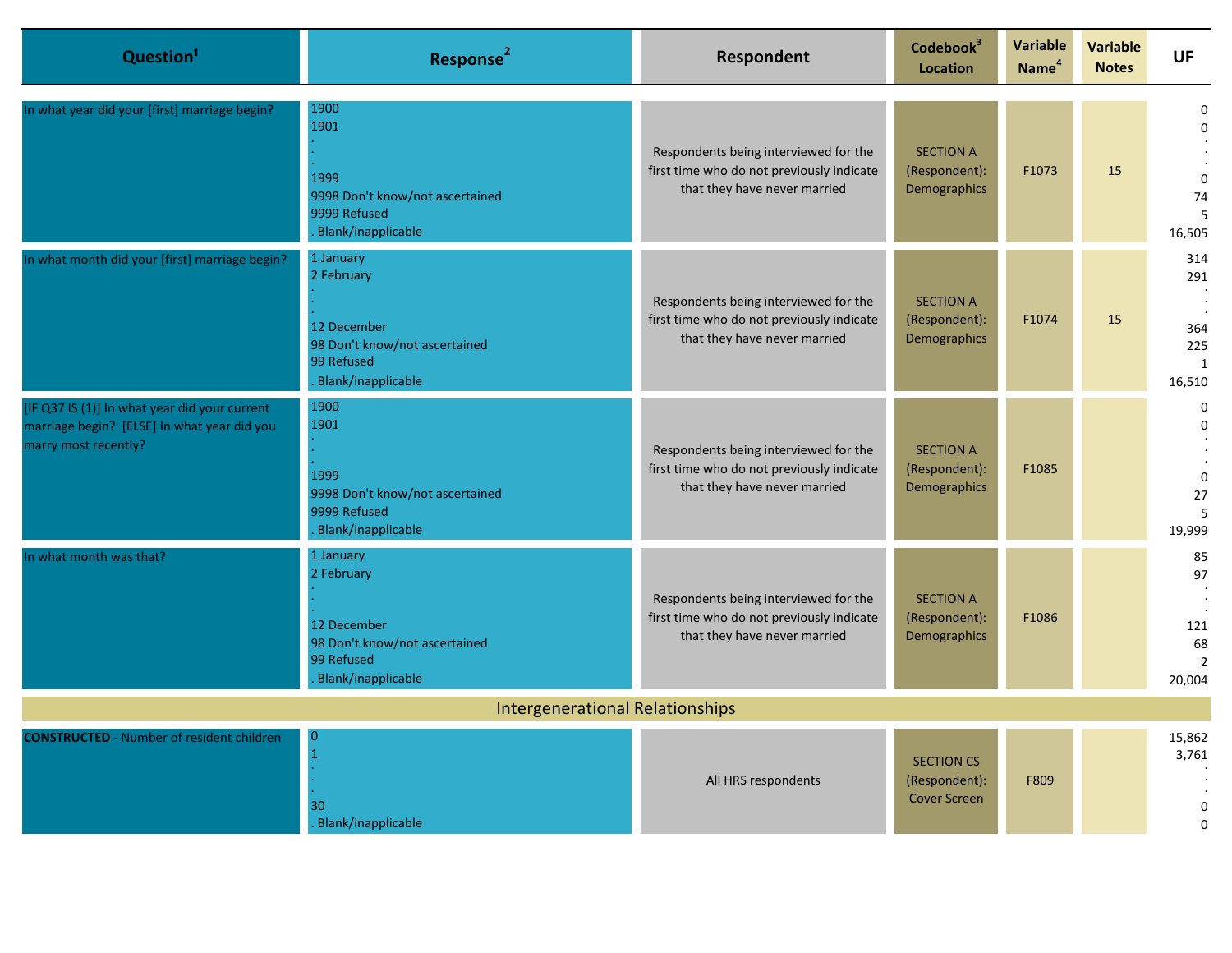| Question[1] | Response[2] | Respondent | Codebook[3] Location | Variable Name[4] | Variable Notes | UF |
|---|---|---|---|---|---|---|
| In what year did your [first] marriage begin? | 1900<br>1901<br>.<br>.<br>1999<br>9998 Don't know/not ascertained<br>9999 Refused<br>. Blank/inapplicable | Respondents being interviewed for the first time who do not previously indicate that they have never married | SECTION A (Respondent): Demographics | F1073 | 15 | 0<br>0<br>.<br>.<br>0<br>74<br>5<br>16,505 |
| In what month did your [first] marriage begin? | 1 January<br>2 February<br>.<br>.<br>12 December<br>98 Don't know/not ascertained<br>99 Refused<br>. Blank/inapplicable | Respondents being interviewed for the first time who do not previously indicate that they have never married | SECTION A (Respondent): Demographics | F1074 | 15 | 314<br>291<br>.<br>.<br>364<br>225<br>1<br>16,510 |
| [IF Q37 IS (1)] In what year did your current marriage begin? [ELSE] In what year did you marry most recently? | 1900<br>1901<br>.<br>.<br>1999<br>9998 Don't know/not ascertained<br>9999 Refused<br>. Blank/inapplicable | Respondents being interviewed for the first time who do not previously indicate that they have never married | SECTION A (Respondent): Demographics | F1085 | | 0<br>0<br>.<br>.<br>0<br>27<br>5<br>19,999 |
| In what month was that? | 1 January<br>2 February<br>.<br>.<br>12 December<br>98 Don't know/not ascertained<br>99 Refused<br>. Blank/inapplicable | Respondents being interviewed for the first time who do not previously indicate that they have never married | SECTION A (Respondent): Demographics | F1086 | | 85<br>97<br>.<br>.<br>121<br>68<br>2<br>20,004 |
| **Intergenerational Relationships** | | | | | | |
| **CONSTRUCTED** - Number of resident children | 0<br>1<br>.<br>.<br>30<br>. Blank/inapplicable | All HRS respondents | SECTION CS (Respondent): Cover Screen | F809 | | 15,862<br>3,761<br>.<br>.<br>0<br>0 |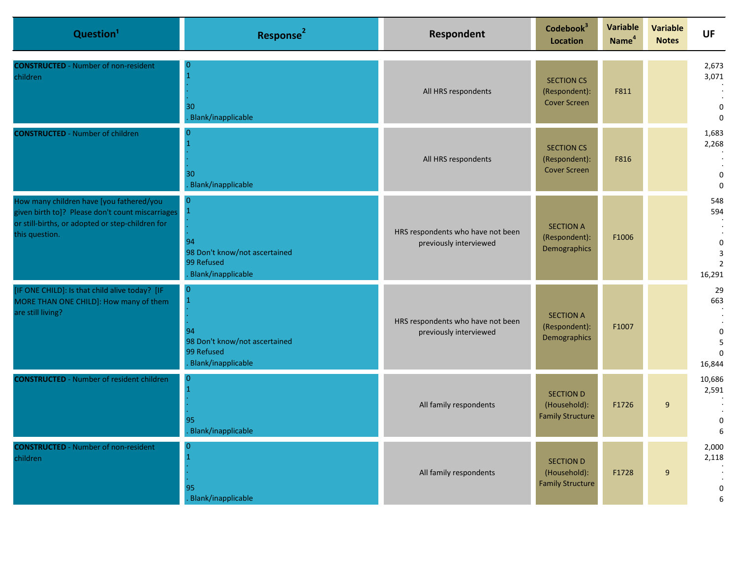| Question[1] | Response[2] | Respondent | Codebook[3] Location | Variable Name[4] | Variable Notes | UF |
|---|---|---|---|---|---|---|
| **CONSTRUCTED** - Number of non-resident children | 0<br>1<br>.<br>.<br>30<br>. Blank/inapplicable | All HRS respondents | SECTION CS (Respondent): Cover Screen | F811 | | 2,673<br>3,071<br>.<br>.<br>0<br>0 |
| **CONSTRUCTED** - Number of children | 0<br>1<br>.<br>.<br>30<br>. Blank/inapplicable | All HRS respondents | SECTION CS (Respondent): Cover Screen | F816 | | 1,683<br>2,268<br>.<br>.<br>0<br>0 |
| How many children have [you fathered/you given birth to]? Please don't count miscarriages or still-births, or adopted or step-children for this question. | 0<br>1<br>.<br>.<br>94<br>98 Don't know/not ascertained<br>99 Refused<br>. Blank/inapplicable | HRS respondents who have not been previously interviewed | SECTION A (Respondent): Demographics | F1006 | | 548<br>594<br>.<br>.<br>0<br>3<br>2<br>16,291 |
| [IF ONE CHILD]: Is that child alive today? [IF MORE THAN ONE CHILD]: How many of them are still living? | 0<br>1<br>.<br>.<br>94<br>98 Don't know/not ascertained<br>99 Refused<br>. Blank/inapplicable | HRS respondents who have not been previously interviewed | SECTION A (Respondent): Demographics | F1007 | | 29<br>663<br>.<br>.<br>0<br>5<br>0<br>16,844 |
| **CONSTRUCTED** - Number of resident children | 0<br>1<br>.<br>.<br>95<br>. Blank/inapplicable | All family respondents | SECTION D (Household): Family Structure | F1726 | 9 | 10,686<br>2,591<br>.<br>.<br>0<br>6 |
| **CONSTRUCTED** - Number of non-resident children | 0<br>1<br>.<br>.<br>95<br>. Blank/inapplicable | All family respondents | SECTION D (Household): Family Structure | F1728 | 9 | 2,000<br>2,118<br>.<br>.<br>0<br>6 |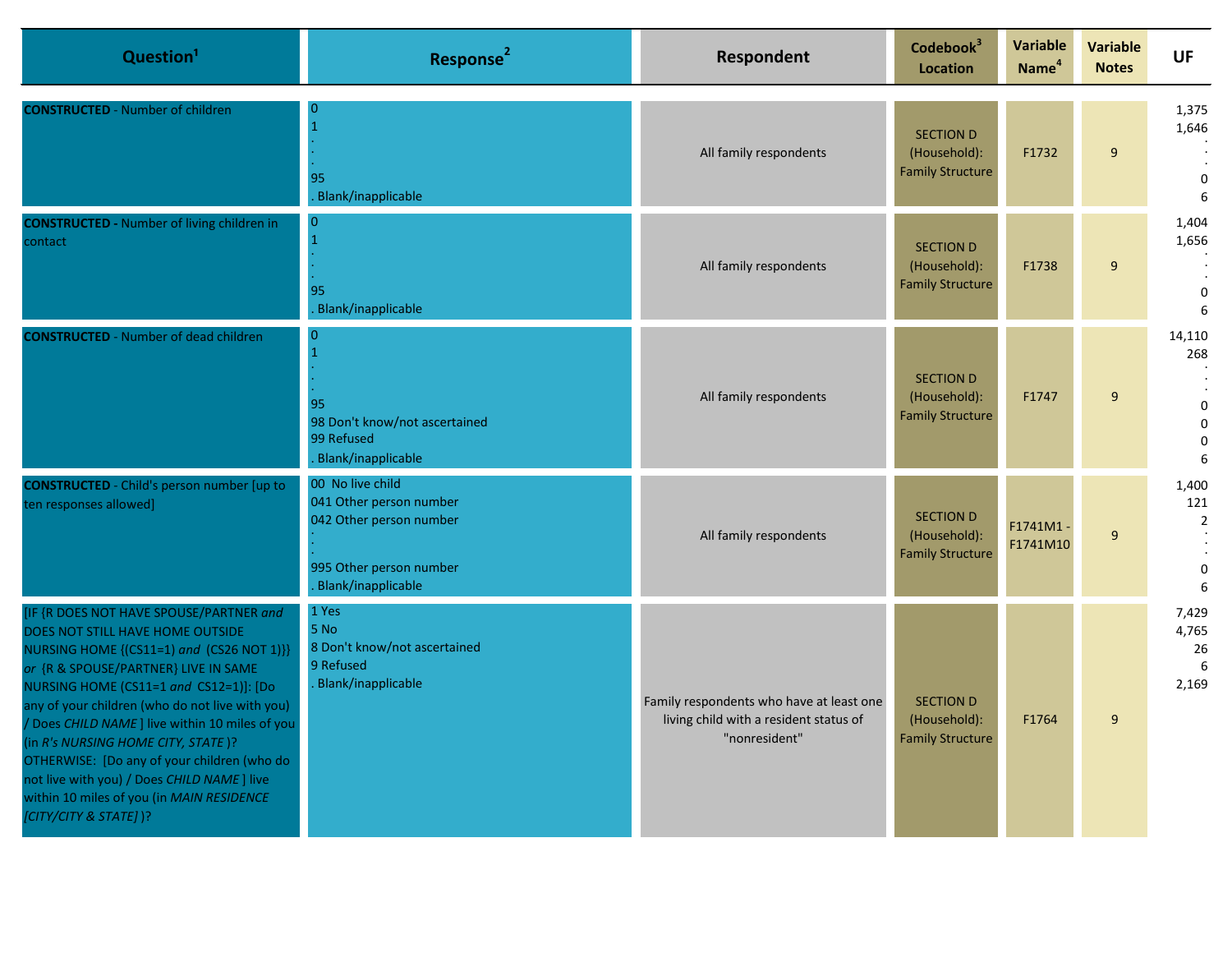| Question[1] | Response[2] | Respondent | Codebook[3] Location | Variable Name[4] | Variable Notes | UF |
|---|---|---|---|---|---|---|
| **CONSTRUCTED** - Number of children | 0<br>1<br>.<br>.<br>95<br>. Blank/inapplicable | All family respondents | SECTION D (Household): Family Structure | F1732 | 9 | 1,375<br>1,646<br>.<br>.<br>0<br>6 |
| **CONSTRUCTED** - Number of living children in contact | 0<br>1<br>.<br>.<br>95<br>. Blank/inapplicable | All family respondents | SECTION D (Household): Family Structure | F1738 | 9 | 1,404<br>1,656<br>.<br>.<br>0<br>6 |
| **CONSTRUCTED** - Number of dead children | 0<br>1<br>.<br>.<br>95<br>98 Don't know/not ascertained<br>99 Refused<br>. Blank/inapplicable | All family respondents | SECTION D (Household): Family Structure | F1747 | 9 | 14,110<br>268<br>.<br>.<br>0<br>0<br>0<br>6 |
| **CONSTRUCTED** - Child's person number [up to ten responses allowed] | 00 No live child<br>041 Other person number<br>042 Other person number<br>.<br>.<br>995 Other person number<br>. Blank/inapplicable | All family respondents | SECTION D (Household): Family Structure | F1741M1 - F1741M10 | 9 | 1,400<br>121<br>2<br>.<br>.<br>0<br>6 |
| [IF {R DOES NOT HAVE SPOUSE/PARTNER *and* DOES NOT STILL HAVE HOME OUTSIDE NURSING HOME {(CS11=1) *and* (CS26 NOT 1)}} *or* {R & SPOUSE/PARTNER} LIVE IN SAME NURSING HOME (CS11=1 *and* CS12=1)}: [Do any of your children (who do not live with you) / Does *CHILD NAME* ] live within 10 miles of you (in *R's NURSING HOME CITY, STATE* )? OTHERWISE: [Do any of your children (who do not live with you) / Does *CHILD NAME* ] live within 10 miles of you (in *MAIN RESIDENCE [CITY/CITY & STATE]* )? | 1 Yes<br>5 No<br>8 Don't know/not ascertained<br>9 Refused<br>. Blank/inapplicable | Family respondents who have at least one living child with a resident status of "nonresident" | SECTION D (Household): Family Structure | F1764 | 9 | 7,429<br>4,765<br>26<br>6<br>2,169 |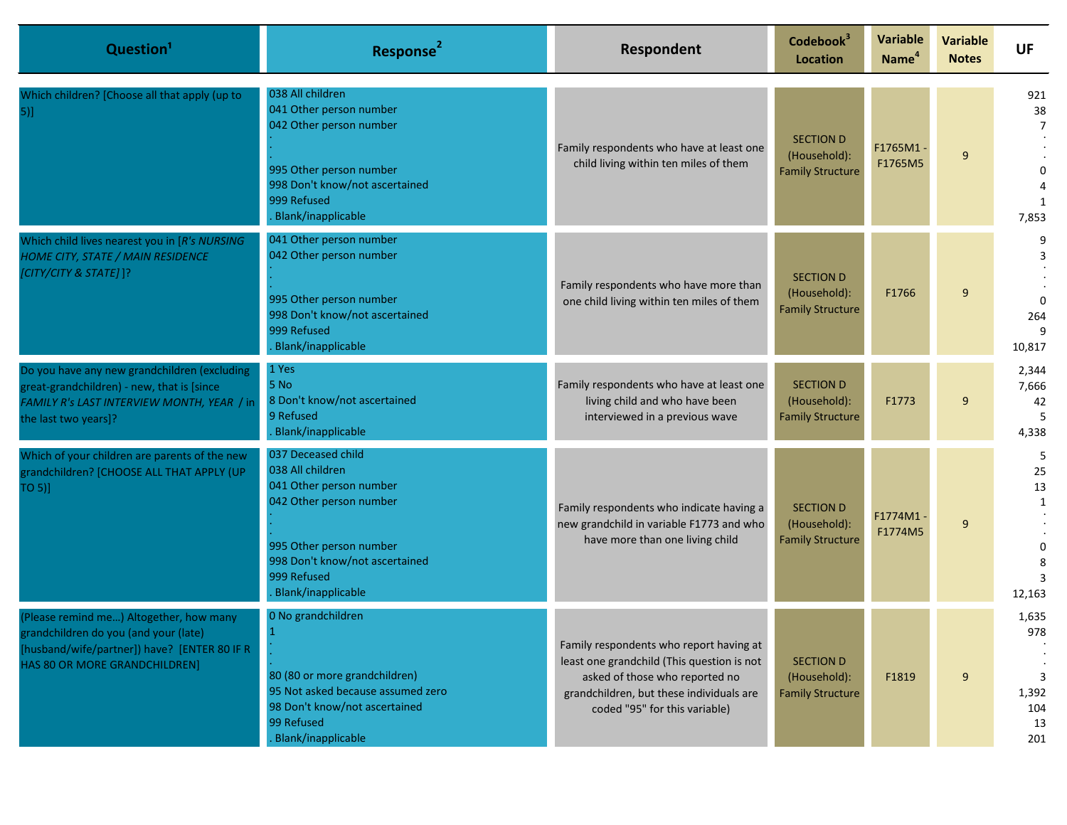| Question[1] | Response[2] | Respondent | Codebook[3] Location | Variable Name[4] | Variable Notes | UF |
|---|---|---|---|---|---|---|
| Which children? [Choose all that apply (up to 5)] | 038 All children<br>041 Other person number<br>042 Other person number<br>.<br>.<br>995 Other person number<br>998 Don't know/not ascertained<br>999 Refused<br>. Blank/inapplicable | Family respondents who have at least one child living within ten miles of them | SECTION D (Household): Family Structure | F1765M1 - F1765M5 | 9 | 921<br>38<br>7<br>.<br>.<br>0<br>4<br>1<br>7,853 |
| Which child lives nearest you in [*R's NURSING HOME CITY, STATE / MAIN RESIDENCE [CITY/CITY & STATE]* ]? | 041 Other person number<br>042 Other person number<br>.<br>.<br>995 Other person number<br>998 Don't know/not ascertained<br>999 Refused<br>. Blank/inapplicable | Family respondents who have more than one child living within ten miles of them | SECTION D (Household): Family Structure | F1766 | 9 | 9<br>3<br>.<br>.<br>0<br>264<br>9<br>10,817 |
| Do you have any new grandchildren (excluding great-grandchildren) - new, that is [since *FAMILY R's LAST INTERVIEW MONTH, YEAR* / in the last two years]? | 1 Yes<br>5 No<br>8 Don't know/not ascertained<br>9 Refused<br>. Blank/inapplicable | Family respondents who have at least one living child and who have been interviewed in a previous wave | SECTION D (Household): Family Structure | F1773 | 9 | 2,344<br>7,666<br>42<br>5<br>4,338 |
| Which of your children are parents of the new grandchildren? [CHOOSE ALL THAT APPLY (UP TO 5)] | 037 Deceased child<br>038 All children<br>041 Other person number<br>042 Other person number<br>.<br>.<br>995 Other person number<br>998 Don't know/not ascertained<br>999 Refused<br>. Blank/inapplicable | Family respondents who indicate having a new grandchild in variable F1773 and who have more than one living child | SECTION D (Household): Family Structure | F1774M1 - F1774M5 | 9 | 5<br>25<br>13<br>1<br>.<br>.<br>0<br>8<br>3<br>12,163 |
| (Please remind me...) Altogether, how many grandchildren do you (and your (late) [husband/wife/partner]) have? [ENTER 80 IF R HAS 80 OR MORE GRANDCHILDREN] | 0 No grandchildren<br>1<br>.<br>.<br>80 (80 or more grandchildren)<br>95 Not asked because assumed zero<br>98 Don't know/not ascertained<br>99 Refused<br>. Blank/inapplicable | Family respondents who report having at least one grandchild (This question is not asked of those who reported no grandchildren, but these individuals are coded "95" for this variable) | SECTION D (Household): Family Structure | F1819 | 9 | 1,635<br>978<br>.<br>.<br>3<br>1,392<br>104<br>13<br>201 |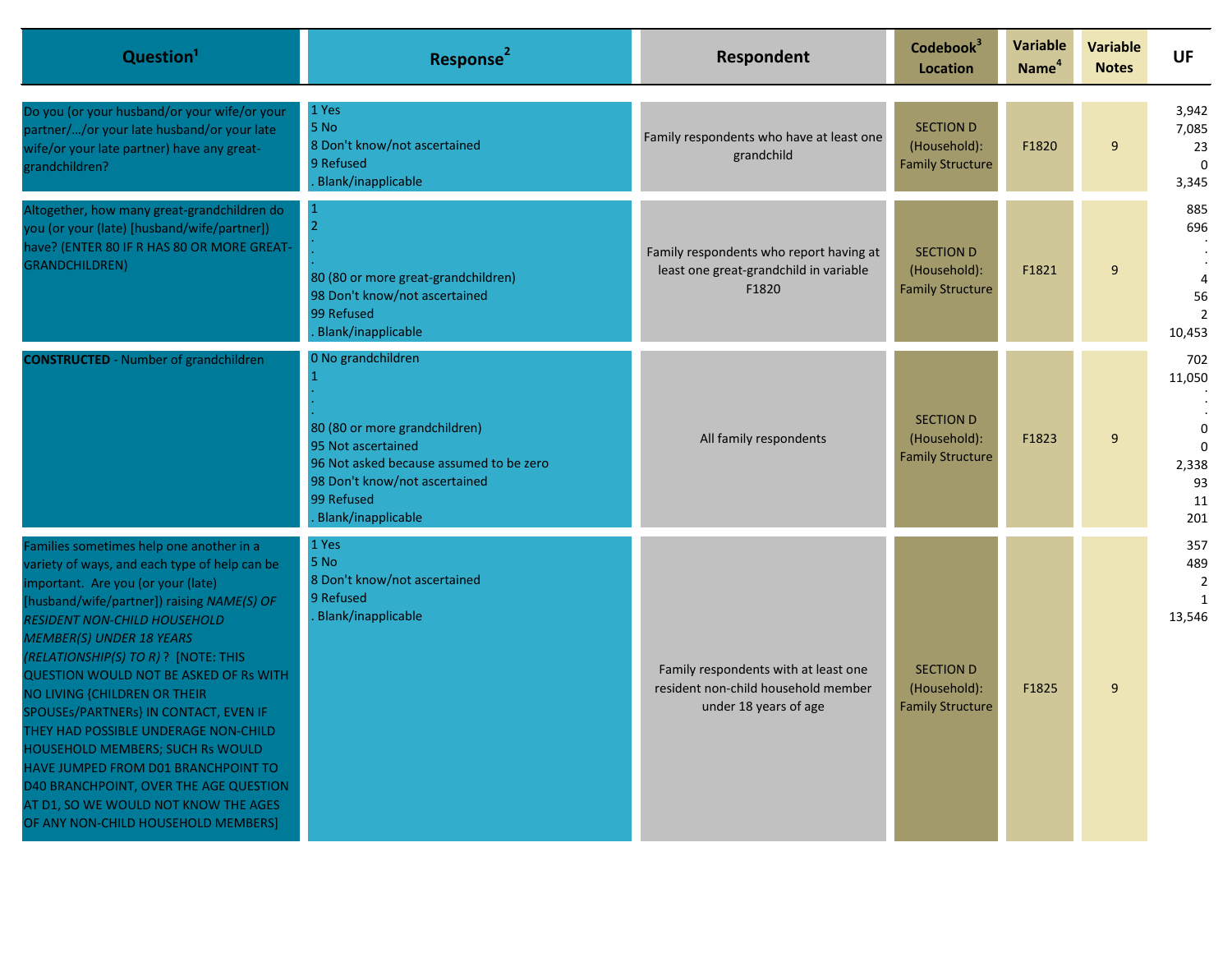| Question[1] | Response[2] | Respondent | Codebook[3] Location | Variable Name[4] | Variable Notes | UF |
|---|---|---|---|---|---|---|
| Do you (or your husband/or your wife/or your partner/…/or your late husband/or your late wife/or your late partner) have any great-grandchildren? | 1 Yes<br>5 No<br>8 Don't know/not ascertained<br>9 Refused<br>. Blank/inapplicable | Family respondents who have at least one grandchild | SECTION D (Household): Family Structure | F1820 | 9 | 3,942<br>7,085<br>23<br>0<br>3,345 |
| Altogether, how many great-grandchildren do you (or your (late) [husband/wife/partner]) have? (ENTER 80 IF R HAS 80 OR MORE GREAT-GRANDCHILDREN) | 1<br>2<br>.<br>.<br>80 (80 or more great-grandchildren)<br>98 Don't know/not ascertained<br>99 Refused<br>. Blank/inapplicable | Family respondents who report having at least one great-grandchild in variable F1820 | SECTION D (Household): Family Structure | F1821 | 9 | 885<br>696<br>.<br>.<br>4<br>56<br>2<br>10,453 |
| **CONSTRUCTED** - Number of grandchildren | 0 No grandchildren<br>1<br>.<br>.<br>80 (80 or more grandchildren)<br>95 Not ascertained<br>96 Not asked because assumed to be zero<br>98 Don't know/not ascertained<br>99 Refused<br>. Blank/inapplicable | All family respondents | SECTION D (Household): Family Structure | F1823 | 9 | 702<br>11,050<br>.<br>.<br>0<br>0<br>2,338<br>93<br>11<br>201 |
| Families sometimes help one another in a variety of ways, and each type of help can be important. Are you (or your (late) [husband/wife/partner]) raising *NAME(S) OF RESIDENT NON-CHILD HOUSEHOLD MEMBER(S) UNDER 18 YEARS (RELATIONSHIP(S) TO R)* ? [NOTE: THIS QUESTION WOULD NOT BE ASKED OF Rs WITH NO LIVING {CHILDREN OR THEIR SPOUSEs/PARTNERs} IN CONTACT, EVEN IF THEY HAD POSSIBLE UNDERAGE NON-CHILD HOUSEHOLD MEMBERS; SUCH Rs WOULD HAVE JUMPED FROM D01 BRANCHPOINT TO D40 BRANCHPOINT, OVER THE AGE QUESTION AT D1, SO WE WOULD NOT KNOW THE AGES OF ANY NON-CHILD HOUSEHOLD MEMBERS] | 1 Yes<br>5 No<br>8 Don't know/not ascertained<br>9 Refused<br>. Blank/inapplicable | Family respondents with at least one resident non-child household member under 18 years of age | SECTION D (Household): Family Structure | F1825 | 9 | 357<br>489<br>2<br>1<br>13,546 |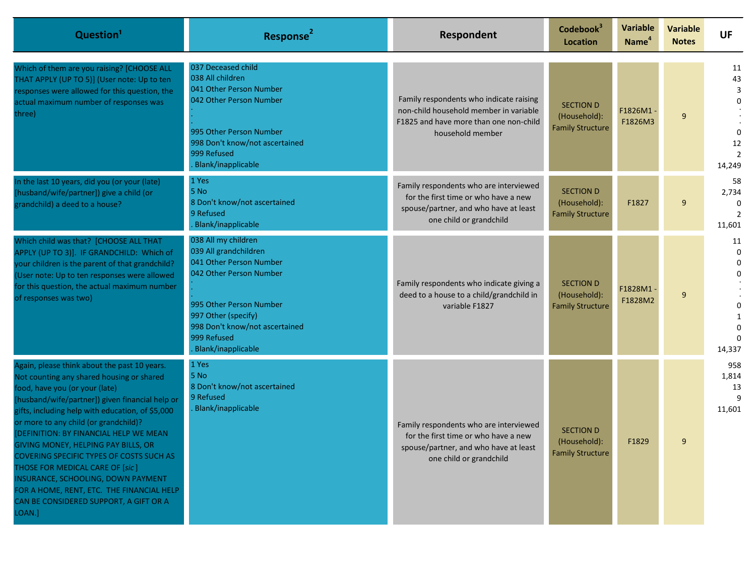| Question[1] | Response[2] | Respondent | Codebook[3] Location | Variable Name[4] | Variable Notes | UF |
|---|---|---|---|---|---|---|
| Which of them are you raising? [CHOOSE ALL THAT APPLY (UP TO 5)] (User note: Up to ten responses were allowed for this question, the actual maximum number of responses was three) | 037 Deceased child<br>038 All children<br>041 Other Person Number<br>042 Other Person Number<br>.<br>.<br>995 Other Person Number<br>998 Don't know/not ascertained<br>999 Refused<br>. Blank/inapplicable | Family respondents who indicate raising non-child household member in variable F1825 and have more than one non-child household member | SECTION D (Household): Family Structure | F1826M1 - F1826M3 | 9 | 11<br>43<br>3<br>0<br>.<br>.<br>0<br>12<br>2<br>14,249 |
| In the last 10 years, did you (or your (late) [husband/wife/partner]) give a child (or grandchild) a deed to a house? | 1 Yes<br>5 No<br>8 Don't know/not ascertained<br>9 Refused<br>. Blank/inapplicable | Family respondents who are interviewed for the first time or who have a new spouse/partner, and who have at least one child or grandchild | SECTION D (Household): Family Structure | F1827 | 9 | 58<br>2,734<br>0<br>2<br>11,601 |
| Which child was that? [CHOOSE ALL THAT APPLY (UP TO 3)]. IF GRANDCHILD: Which of your children is the parent of that grandchild? (User note: Up to ten responses were allowed for this question, the actual maximum number of responses was two) | 038 All my children<br>039 All grandchildren<br>041 Other Person Number<br>042 Other Person Number<br>.<br>.<br>995 Other Person Number<br>997 Other (specify)<br>998 Don't know/not ascertained<br>999 Refused<br>. Blank/inapplicable | Family respondents who indicate giving a deed to a house to a child/grandchild in variable F1827 | SECTION D (Household): Family Structure | F1828M1 - F1828M2 | 9 | 11<br>0<br>0<br>0<br>.<br>.<br>0<br>1<br>0<br>0<br>14,337 |
| Again, please think about the past 10 years. Not counting any shared housing or shared food, have you (or your (late) [husband/wife/partner]) given financial help or gifts, including help with education, of $5,000 or more to any child (or grandchild)? [DEFINITION: BY FINANCIAL HELP WE MEAN GIVING MONEY, HELPING PAY BILLS, OR COVERING SPECIFIC TYPES OF COSTS SUCH AS THOSE FOR MEDICAL CARE OF [*sic*] INSURANCE, SCHOOLING, DOWN PAYMENT FOR A HOME, RENT, ETC. THE FINANCIAL HELP CAN BE CONSIDERED SUPPORT, A GIFT OR A LOAN.] | 1 Yes<br>5 No<br>8 Don't know/not ascertained<br>9 Refused<br>. Blank/inapplicable | Family respondents who are interviewed for the first time or who have a new spouse/partner, and who have at least one child or grandchild | SECTION D (Household): Family Structure | F1829 | 9 | 958<br>1,814<br>13<br>9<br>11,601 |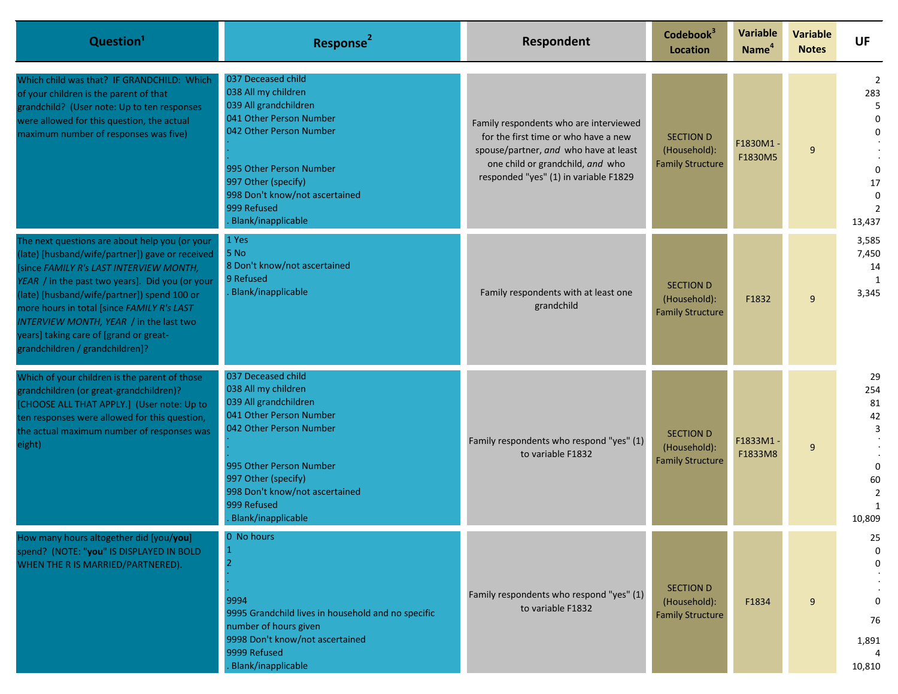| Question[1] | Response[2] | Respondent | Codebook[3] Location | Variable Name[4] | Variable Notes | UF |
|---|---|---|---|---|---|---|
| Which child was that? IF GRANDCHILD: Which of your children is the parent of that grandchild? (User note: Up to ten responses were allowed for this question, the actual maximum number of responses was five) | 037 Deceased child<br>038 All my children<br>039 All grandchildren<br>041 Other Person Number<br>042 Other Person Number<br>.<br>.<br>995 Other Person Number<br>997 Other (specify)<br>998 Don't know/not ascertained<br>999 Refused<br>. Blank/inapplicable | Family respondents who are interviewed for the first time or who have a new spouse/partner, *and* who have at least one child or grandchild, *and* who responded "yes" (1) in variable F1829 | SECTION D (Household): Family Structure | F1830M1 - F1830M5 | 9 | 2<br>283<br>5<br>0<br>0<br>.<br>.<br>0<br>17<br>0<br>2<br>13,437 |
| The next questions are about help you (or your (late) [husband/wife/partner]) gave or received [since *FAMILY R's LAST INTERVIEW MONTH, YEAR* / in the past two years]. Did you (or your (late) [husband/wife/partner]) spend 100 or more hours in total [since *FAMILY R's LAST INTERVIEW MONTH, YEAR* / in the last two years] taking care of [grand or great-grandchildren / grandchildren]? | 1 Yes<br>5 No<br>8 Don't know/not ascertained<br>9 Refused<br>. Blank/inapplicable | Family respondents with at least one grandchild | SECTION D (Household): Family Structure | F1832 | 9 | 3,585<br>7,450<br>14<br>1<br>3,345 |
| Which of your children is the parent of those grandchildren (or great-grandchildren)? [CHOOSE ALL THAT APPLY.] (User note: Up to ten responses were allowed for this question, the actual maximum number of responses was eight) | 037 Deceased child<br>038 All my children<br>039 All grandchildren<br>041 Other Person Number<br>042 Other Person Number<br>.<br>.<br>995 Other Person Number<br>997 Other (specify)<br>998 Don't know/not ascertained<br>999 Refused<br>. Blank/inapplicable | Family respondents who respond "yes" (1) to variable F1832 | SECTION D (Household): Family Structure | F1833M1 - F1833M8 | 9 | 29<br>254<br>81<br>42<br>3<br>.<br>.<br>0<br>60<br>2<br>1<br>10,809 |
| How many hours altogether did [you/**you**] spend? (NOTE: "**you**" IS DISPLAYED IN BOLD WHEN THE R IS MARRIED/PARTNERED). | 0 No hours<br>1<br>2<br>.<br>.<br>9994<br>9995 Grandchild lives in household and no specific number of hours given<br>9998 Don't know/not ascertained<br>9999 Refused<br>. Blank/inapplicable | Family respondents who respond "yes" (1) to variable F1832 | SECTION D (Household): Family Structure | F1834 | 9 | 25<br>0<br>0<br>.<br>.<br>0<br>76<br>1,891<br>4<br>10,810 |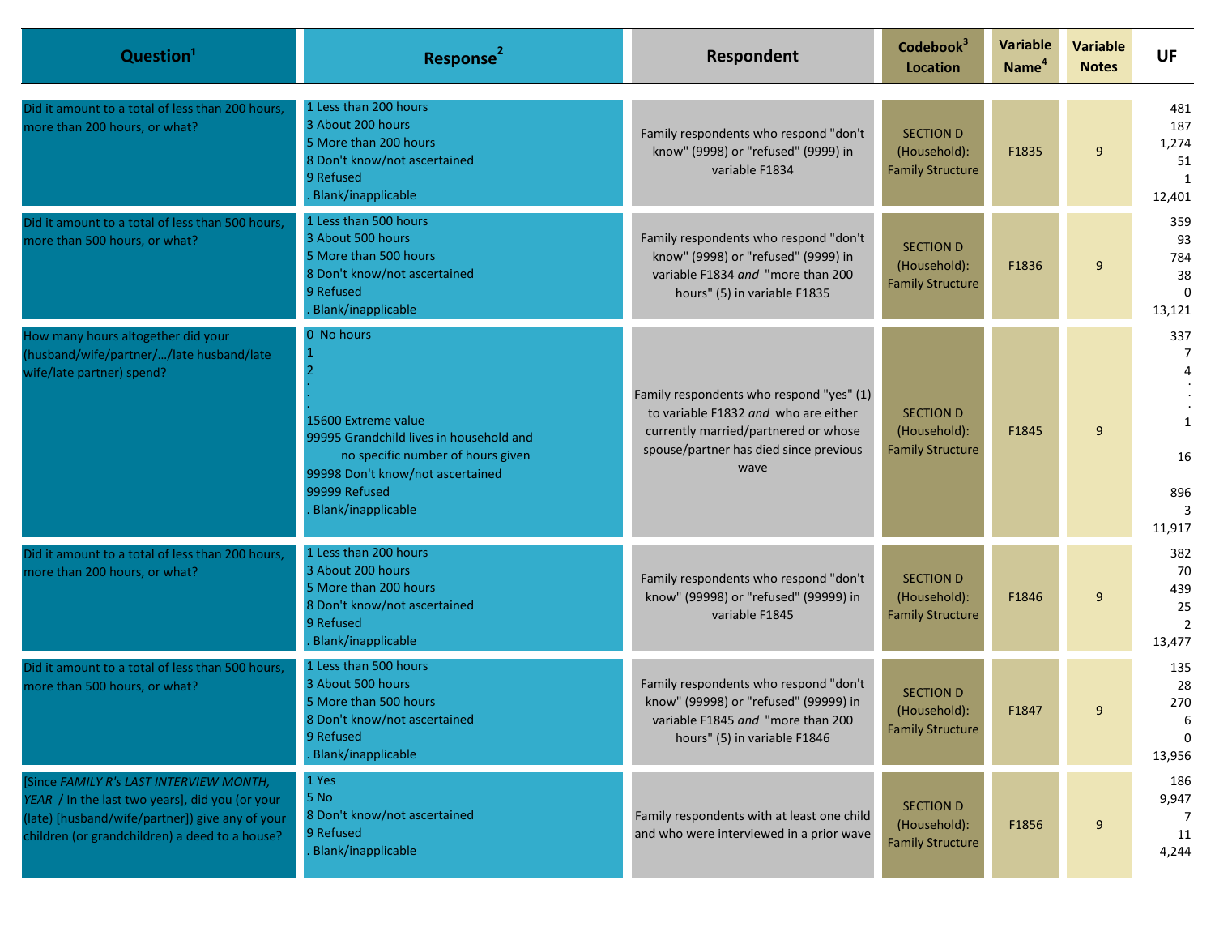| Question[1] | Response[2] | Respondent | Codebook[3] Location | Variable Name[4] | Variable Notes | UF |
|---|---|---|---|---|---|---|
| Did it amount to a total of less than 200 hours, more than 200 hours, or what? | 1 Less than 200 hours<br>3 About 200 hours<br>5 More than 200 hours<br>8 Don't know/not ascertained<br>9 Refused<br>. Blank/inapplicable | Family respondents who respond "don't know" (9998) or "refused" (9999) in variable F1834 | SECTION D (Household): Family Structure | F1835 | 9 | 481<br>187<br>1,274<br>51<br>1<br>12,401 |
| Did it amount to a total of less than 500 hours, more than 500 hours, or what? | 1 Less than 500 hours<br>3 About 500 hours<br>5 More than 500 hours<br>8 Don't know/not ascertained<br>9 Refused<br>. Blank/inapplicable | Family respondents who respond "don't know" (9998) or "refused" (9999) in variable F1834 *and* "more than 200 hours" (5) in variable F1835 | SECTION D (Household): Family Structure | F1836 | 9 | 359<br>93<br>784<br>38<br>0<br>13,121 |
| How many hours altogether did your (husband/wife/partner/…/late husband/late wife/late partner) spend? | 0 No hours<br>1<br>2<br>.<br>.<br>.<br>15600 Extreme value<br>99995 Grandchild lives in household and no specific number of hours given<br>99998 Don't know/not ascertained<br>99999 Refused<br>. Blank/inapplicable | Family respondents who respond "yes" (1) to variable F1832 *and* who are either currently married/partnered or whose spouse/partner has died since previous wave | SECTION D (Household): Family Structure | F1845 | 9 | 337<br>7<br>4<br>.<br>.<br>.<br>1<br>16<br>896<br>3<br>11,917 |
| Did it amount to a total of less than 200 hours, more than 200 hours, or what? | 1 Less than 200 hours<br>3 About 200 hours<br>5 More than 200 hours<br>8 Don't know/not ascertained<br>9 Refused<br>. Blank/inapplicable | Family respondents who respond "don't know" (99998) or "refused" (99999) in variable F1845 | SECTION D (Household): Family Structure | F1846 | 9 | 382<br>70<br>439<br>25<br>2<br>13,477 |
| Did it amount to a total of less than 500 hours, more than 500 hours, or what? | 1 Less than 500 hours<br>3 About 500 hours<br>5 More than 500 hours<br>8 Don't know/not ascertained<br>9 Refused<br>. Blank/inapplicable | Family respondents who respond "don't know" (99998) or "refused" (99999) in variable F1845 *and* "more than 200 hours" (5) in variable F1846 | SECTION D (Household): Family Structure | F1847 | 9 | 135<br>28<br>270<br>6<br>0<br>13,956 |
| [Since *FAMILY R's LAST INTERVIEW MONTH, YEAR* / In the last two years], did you (or your (late) [husband/wife/partner]) give any of your children (or grandchildren) a deed to a house? | 1 Yes<br>5 No<br>8 Don't know/not ascertained<br>9 Refused<br>. Blank/inapplicable | Family respondents with at least one child and who were interviewed in a prior wave | SECTION D (Household): Family Structure | F1856 | 9 | 186<br>9,947<br>7<br>11<br>4,244 |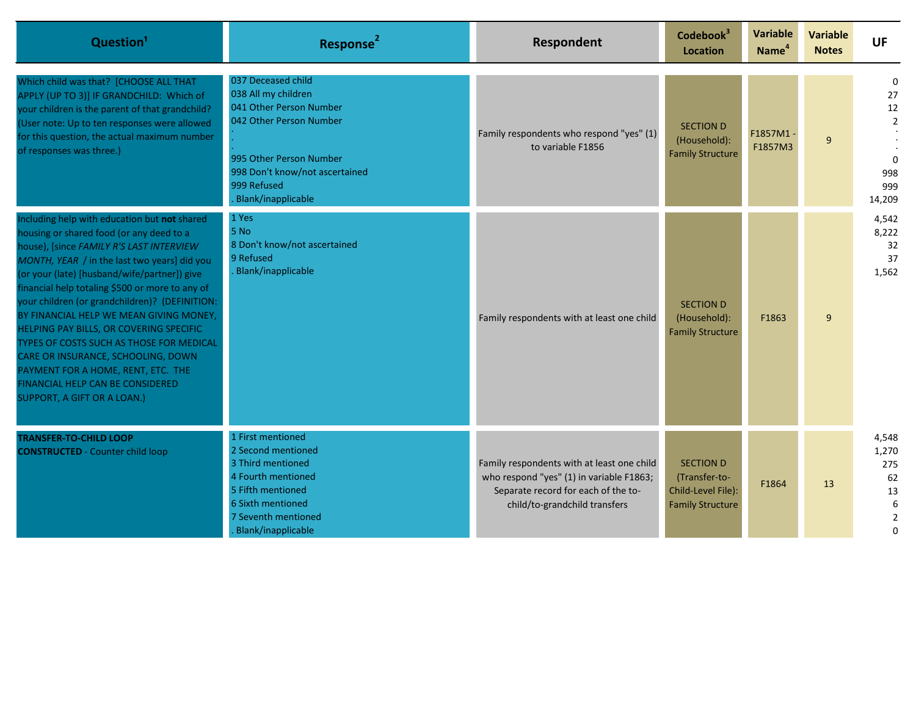| Question[1] | Response[2] | Respondent | Codebook[3] Location | Variable Name[4] | Variable Notes | UF |
|---|---|---|---|---|---|---|
| Which child was that? [CHOOSE ALL THAT APPLY (UP TO 3)] IF GRANDCHILD: Which of your children is the parent of that grandchild? (User note: Up to ten responses were allowed for this question, the actual maximum number of responses was three.) | 037 Deceased child<br>038 All my children<br>041 Other Person Number<br>042 Other Person Number<br>.<br>.<br>995 Other Person Number<br>998 Don't know/not ascertained<br>999 Refused<br>. Blank/inapplicable | Family respondents who respond "yes" (1) to variable F1856 | SECTION D (Household): Family Structure | F1857M1 - F1857M3 | 9 | 0<br>27<br>12<br>2<br>.<br>.<br>0<br>998<br>999<br>14,209 |
| Including help with education but **not** shared housing or shared food (or any deed to a house), [since *FAMILY R'S LAST INTERVIEW MONTH, YEAR* / in the last two years] did you (or your (late) [husband/wife/partner]) give financial help totaling $500 or more to any of your children (or grandchildren)? (DEFINITION: BY FINANCIAL HELP WE MEAN GIVING MONEY, HELPING PAY BILLS, OR COVERING SPECIFIC TYPES OF COSTS SUCH AS THOSE FOR MEDICAL CARE OR INSURANCE, SCHOOLING, DOWN PAYMENT FOR A HOME, RENT, ETC. THE FINANCIAL HELP CAN BE CONSIDERED SUPPORT, A GIFT OR A LOAN.) | 1 Yes<br>5 No<br>8 Don't know/not ascertained<br>9 Refused<br>. Blank/inapplicable | Family respondents with at least one child | SECTION D (Household): Family Structure | F1863 | 9 | 4,542<br>8,222<br>32<br>37<br>1,562 |
| **TRANSFER-TO-CHILD LOOP**<br>**CONSTRUCTED** - Counter child loop | 1 First mentioned<br>2 Second mentioned<br>3 Third mentioned<br>4 Fourth mentioned<br>5 Fifth mentioned<br>6 Sixth mentioned<br>7 Seventh mentioned<br>. Blank/inapplicable | Family respondents with at least one child who respond "yes" (1) in variable F1863; Separate record for each of the to-child/to-grandchild transfers | SECTION D (Transfer-to-Child-Level File): Family Structure | F1864 | 13 | 4,548<br>1,270<br>275<br>62<br>13<br>6<br>2<br>0 |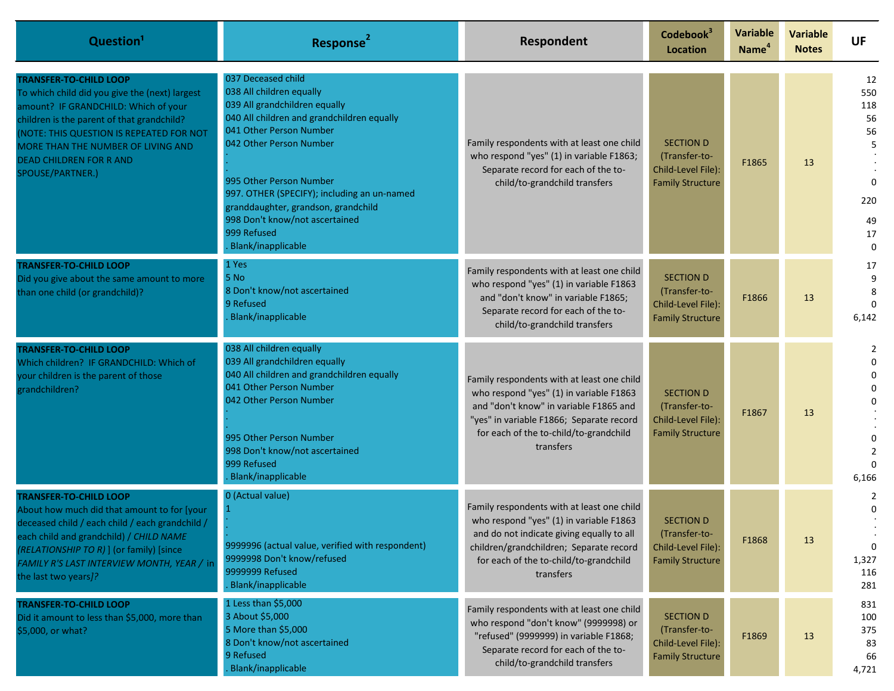| Question[1] | Response[2] | Respondent | Codebook[3] Location | Variable Name[4] | Variable Notes | UF |
|---|---|---|---|---|---|---|
| **TRANSFER-TO-CHILD LOOP** To which child did you give the (next) largest amount? IF GRANDCHILD: Which of your children is the parent of that grandchild? (NOTE: THIS QUESTION IS REPEATED FOR NOT MORE THAN THE NUMBER OF LIVING AND DEAD CHILDREN FOR R AND SPOUSE/PARTNER.) | 037 Deceased child<br>038 All children equally<br>039 All grandchildren equally<br>040 All children and grandchildren equally<br>041 Other Person Number<br>042 Other Person Number<br>.<br>.<br>995 Other Person Number<br>997. OTHER (SPECIFY); including an un-named granddaughter, grandson, grandchild<br>998 Don't know/not ascertained<br>999 Refused<br>. Blank/inapplicable | Family respondents with at least one child who respond "yes" (1) in variable F1863; Separate record for each of the to-child/to-grandchild transfers | SECTION D (Transfer-to-Child-Level File): Family Structure | F1865 | 13 | 12<br>550<br>118<br>56<br>56<br>5<br>.<br>.<br>0<br>220<br>49<br>17<br>0 |
| **TRANSFER-TO-CHILD LOOP** Did you give about the same amount to more than one child (or grandchild)? | 1 Yes<br>5 No<br>8 Don't know/not ascertained<br>9 Refused<br>. Blank/inapplicable | Family respondents with at least one child who respond "yes" (1) in variable F1863 and "don't know" in variable F1865; Separate record for each of the to-child/to-grandchild transfers | SECTION D (Transfer-to-Child-Level File): Family Structure | F1866 | 13 | 17<br>9<br>8<br>0<br>6,142 |
| **TRANSFER-TO-CHILD LOOP** Which children? IF GRANDCHILD: Which of your children is the parent of those grandchildren? | 038 All children equally<br>039 All grandchildren equally<br>040 All children and grandchildren equally<br>041 Other Person Number<br>042 Other Person Number<br>.<br>.<br>995 Other Person Number<br>998 Don't know/not ascertained<br>999 Refused<br>. Blank/inapplicable | Family respondents with at least one child who respond "yes" (1) in variable F1863 and "don't know" in variable F1865 and "yes" in variable F1866; Separate record for each of the to-child/to-grandchild transfers | SECTION D (Transfer-to-Child-Level File): Family Structure | F1867 | 13 | 2<br>0<br>0<br>0<br>0<br>.<br>.<br>0<br>2<br>0<br>6,166 |
| **TRANSFER-TO-CHILD LOOP** About how much did that amount to for [your deceased child / each child / each grandchild / each child and grandchild) / *CHILD NAME (RELATIONSHIP TO R)* ] (or family) [since *FAMILY R'S LAST INTERVIEW MONTH, YEAR* / in the last two years]? | 0 (Actual value)<br>1<br>.<br>.<br>9999996 (actual value, verified with respondent)<br>9999998 Don't know/refused<br>9999999 Refused<br>. Blank/inapplicable | Family respondents with at least one child who respond "yes" (1) in variable F1863 and do not indicate giving equally to all children/grandchildren; Separate record for each of the to-child/to-grandchild transfers | SECTION D (Transfer-to-Child-Level File): Family Structure | F1868 | 13 | 2<br>0<br>.<br>.<br>0<br>1,327<br>116<br>281 |
| **TRANSFER-TO-CHILD LOOP** Did it amount to less than $5,000, more than $5,000, or what? | 1 Less than $5,000<br>3 About $5,000<br>5 More than $5,000<br>8 Don't know/not ascertained<br>9 Refused<br>. Blank/inapplicable | Family respondents with at least one child who respond "don't know" (9999998) or "refused" (9999999) in variable F1868; Separate record for each of the to-child/to-grandchild transfers | SECTION D (Transfer-to-Child-Level File): Family Structure | F1869 | 13 | 831<br>100<br>375<br>83<br>66<br>4,721 |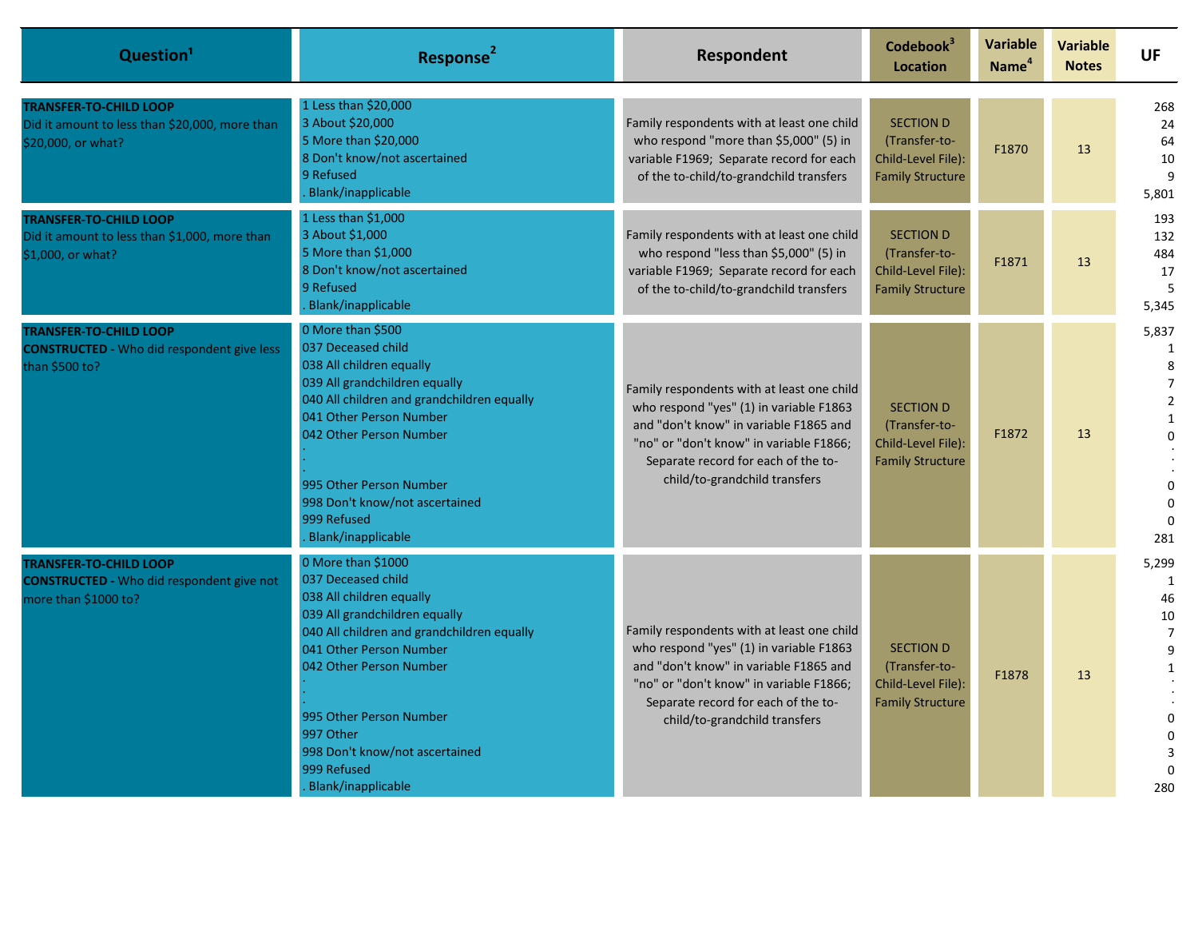| Question[1] | Response[2] | Respondent | Codebook[3] Location | Variable Name[4] | Variable Notes | UF |
|---|---|---|---|---|---|---|
| **TRANSFER-TO-CHILD LOOP**<br>Did it amount to less than $20,000, more than $20,000, or what? | 1 Less than $20,000<br>3 About $20,000<br>5 More than $20,000<br>8 Don't know/not ascertained<br>9 Refused<br>. Blank/inapplicable | Family respondents with at least one child who respond "more than $5,000" (5) in variable F1969; Separate record for each of the to-child/to-grandchild transfers | SECTION D (Transfer-to-Child-Level File): Family Structure | F1870 | 13 | 268<br>24<br>64<br>10<br>9<br>5,801 |
| **TRANSFER-TO-CHILD LOOP**<br>Did it amount to less than $1,000, more than $1,000, or what? | 1 Less than $1,000<br>3 About $1,000<br>5 More than $1,000<br>8 Don't know/not ascertained<br>9 Refused<br>. Blank/inapplicable | Family respondents with at least one child who respond "less than $5,000" (5) in variable F1969; Separate record for each of the to-child/to-grandchild transfers | SECTION D (Transfer-to-Child-Level File): Family Structure | F1871 | 13 | 193<br>132<br>484<br>17<br>5<br>5,345 |
| **TRANSFER-TO-CHILD LOOP**<br>**CONSTRUCTED** - Who did respondent give less than $500 to? | 0 More than $500<br>037 Deceased child<br>038 All children equally<br>039 All grandchildren equally<br>040 All children and grandchildren equally<br>041 Other Person Number<br>042 Other Person Number<br>.<br>.<br>.<br>995 Other Person Number<br>998 Don't know/not ascertained<br>999 Refused<br>. Blank/inapplicable | Family respondents with at least one child who respond "yes" (1) in variable F1863 and "don't know" in variable F1865 and "no" or "don't know" in variable F1866; Separate record for each of the to-child/to-grandchild transfers | SECTION D (Transfer-to-Child-Level File): Family Structure | F1872 | 13 | 5,837<br>1<br>8<br>7<br>2<br>1<br>0<br>.<br>.<br>.<br>0<br>0<br>0<br>281 |
| **TRANSFER-TO-CHILD LOOP**<br>**CONSTRUCTED** - Who did respondent give not more than $1000 to? | 0 More than $1000<br>037 Deceased child<br>038 All children equally<br>039 All grandchildren equally<br>040 All children and grandchildren equally<br>041 Other Person Number<br>042 Other Person Number<br>.<br>.<br>.<br>995 Other Person Number<br>997 Other<br>998 Don't know/not ascertained<br>999 Refused<br>. Blank/inapplicable | Family respondents with at least one child who respond "yes" (1) in variable F1863 and "don't know" in variable F1865 and "no" or "don't know" in variable F1866; Separate record for each of the to-child/to-grandchild transfers | SECTION D (Transfer-to-Child-Level File): Family Structure | F1878 | 13 | 5,299<br>1<br>46<br>10<br>7<br>9<br>1<br>.<br>.<br>.<br>0<br>0<br>3<br>0<br>280 |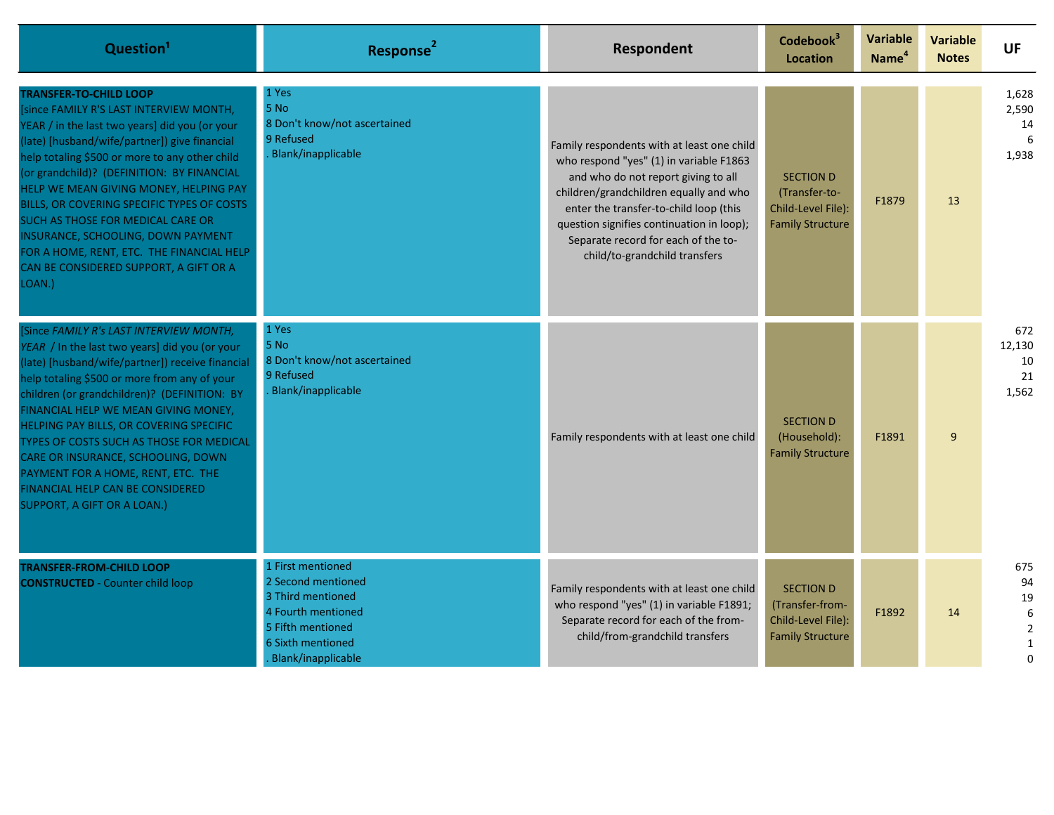| Question[1] | Response[2] | Respondent | Codebook[3] Location | Variable Name[4] | Variable Notes | UF |
|---|---|---|---|---|---|---|
| **TRANSFER-TO-CHILD LOOP**<br>[since FAMILY R'S LAST INTERVIEW MONTH, YEAR / in the last two years] did you (or your (late) [husband/wife/partner]) give financial help totaling $500 or more to any other child (or grandchild)? (DEFINITION: BY FINANCIAL HELP WE MEAN GIVING MONEY, HELPING PAY BILLS, OR COVERING SPECIFIC TYPES OF COSTS SUCH AS THOSE FOR MEDICAL CARE OR INSURANCE, SCHOOLING, DOWN PAYMENT FOR A HOME, RENT, ETC. THE FINANCIAL HELP CAN BE CONSIDERED SUPPORT, A GIFT OR A LOAN.) | 1 Yes<br>5 No<br>8 Don't know/not ascertained<br>9 Refused<br>. Blank/inapplicable | Family respondents with at least one child who respond "yes" (1) in variable F1863 and who do not report giving to all children/grandchildren equally and who enter the transfer-to-child loop (this question signifies continuation in loop); Separate record for each of the to-child/to-grandchild transfers | SECTION D (Transfer-to-Child-Level File): Family Structure | F1879 | 13 | 1,628<br>2,590<br>14<br>6<br>1,938 |
| [Since *FAMILY R's LAST INTERVIEW MONTH, YEAR* / In the last two years] did you (or your (late) [husband/wife/partner]) receive financial help totaling $500 or more from any of your children (or grandchildren)? (DEFINITION: BY FINANCIAL HELP WE MEAN GIVING MONEY, HELPING PAY BILLS, OR COVERING SPECIFIC TYPES OF COSTS SUCH AS THOSE FOR MEDICAL CARE OR INSURANCE, SCHOOLING, DOWN PAYMENT FOR A HOME, RENT, ETC. THE FINANCIAL HELP CAN BE CONSIDERED SUPPORT, A GIFT OR A LOAN.) | 1 Yes<br>5 No<br>8 Don't know/not ascertained<br>9 Refused<br>. Blank/inapplicable | Family respondents with at least one child | SECTION D (Household): Family Structure | F1891 | 9 | 672<br>12,130<br>10<br>21<br>1,562 |
| **TRANSFER-FROM-CHILD LOOP**<br>**CONSTRUCTED** - Counter child loop | 1 First mentioned<br>2 Second mentioned<br>3 Third mentioned<br>4 Fourth mentioned<br>5 Fifth mentioned<br>6 Sixth mentioned<br>. Blank/inapplicable | Family respondents with at least one child who respond "yes" (1) in variable F1891; Separate record for each of the from-child/from-grandchild transfers | SECTION D (Transfer-from-Child-Level File): Family Structure | F1892 | 14 | 675<br>94<br>19<br>6<br>2<br>1<br>0 |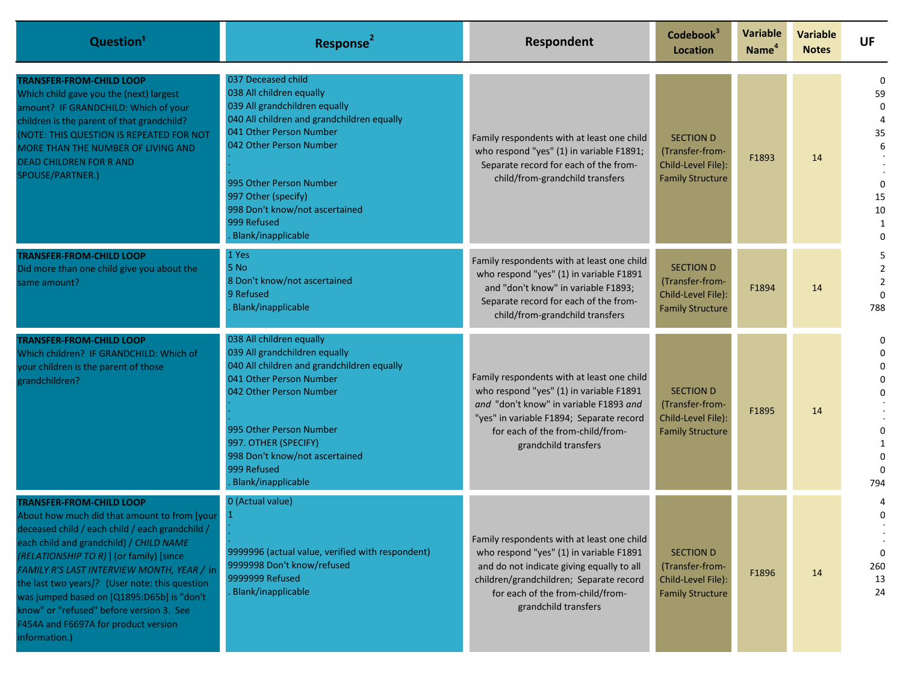| Question[1] | Response[2] | Respondent | Codebook[3] Location | Variable Name[4] | Variable Notes | UF |
|---|---|---|---|---|---|---|
| **TRANSFER-FROM-CHILD LOOP**<br>Which child gave you the (next) largest amount? IF GRANDCHILD: Which of your children is the parent of that grandchild? (NOTE: THIS QUESTION IS REPEATED FOR NOT MORE THAN THE NUMBER OF LIVING AND DEAD CHILDREN FOR R AND SPOUSE/PARTNER.) | 037 Deceased child<br>038 All children equally<br>039 All grandchildren equally<br>040 All children and grandchildren equally<br>041 Other Person Number<br>042 Other Person Number<br>.<br>.<br>995 Other Person Number<br>997 Other (specify)<br>998 Don't know/not ascertained<br>999 Refused<br>. Blank/inapplicable | Family respondents with at least one child who respond "yes" (1) in variable F1891; Separate record for each of the from-child/from-grandchild transfers | SECTION D (Transfer-from-Child-Level File): Family Structure | F1893 | 14 | 0<br>59<br>0<br>4<br>35<br>6<br>.<br>.<br>0<br>15<br>10<br>1<br>0 |
| **TRANSFER-FROM-CHILD LOOP**<br>Did more than one child give you about the same amount? | 1 Yes<br>5 No<br>8 Don't know/not ascertained<br>9 Refused<br>. Blank/inapplicable | Family respondents with at least one child who respond "yes" (1) in variable F1891 and "don't know" in variable F1893; Separate record for each of the from-child/from-grandchild transfers | SECTION D (Transfer-from-Child-Level File): Family Structure | F1894 | 14 | 5<br>2<br>2<br>0<br>788 |
| **TRANSFER-FROM-CHILD LOOP**<br>Which children? IF GRANDCHILD: Which of your children is the parent of those grandchildren? | 038 All children equally<br>039 All grandchildren equally<br>040 All children and grandchildren equally<br>041 Other Person Number<br>042 Other Person Number<br>.<br>.<br>995 Other Person Number<br>997. OTHER (SPECIFY)<br>998 Don't know/not ascertained<br>999 Refused<br>. Blank/inapplicable | Family respondents with at least one child who respond "yes" (1) in variable F1891 *and* "don't know" in variable F1893 *and* "yes" in variable F1894; Separate record for each of the from-child/from-grandchild transfers | SECTION D (Transfer-from-Child-Level File): Family Structure | F1895 | 14 | 0<br>0<br>0<br>0<br>0<br>.<br>.<br>0<br>1<br>0<br>0<br>794 |
| **TRANSFER-FROM-CHILD LOOP**<br>About how much did that amount to from [your deceased child / each child / each grandchild / each child and grandchild) / *CHILD NAME (RELATIONSHIP TO R)* ] (or family) [since *FAMILY R'S LAST INTERVIEW MONTH, YEAR* / in the last two years*]*? (User note: this question was jumped based on [Q1895:D65b] is "don't know" or "refused" before version 3. See F454A and F6697A for product version information.) | 0 (Actual value)<br>1<br>.<br>.<br>9999996 (actual value, verified with respondent)<br>9999998 Don't know/refused<br>9999999 Refused<br>. Blank/inapplicable | Family respondents with at least one child who respond "yes" (1) in variable F1891 and do not indicate giving equally to all children/grandchildren; Separate record for each of the from-child/from-grandchild transfers | SECTION D (Transfer-from-Child-Level File): Family Structure | F1896 | 14 | 4<br>0<br>.<br>.<br>0<br>260<br>13<br>24 |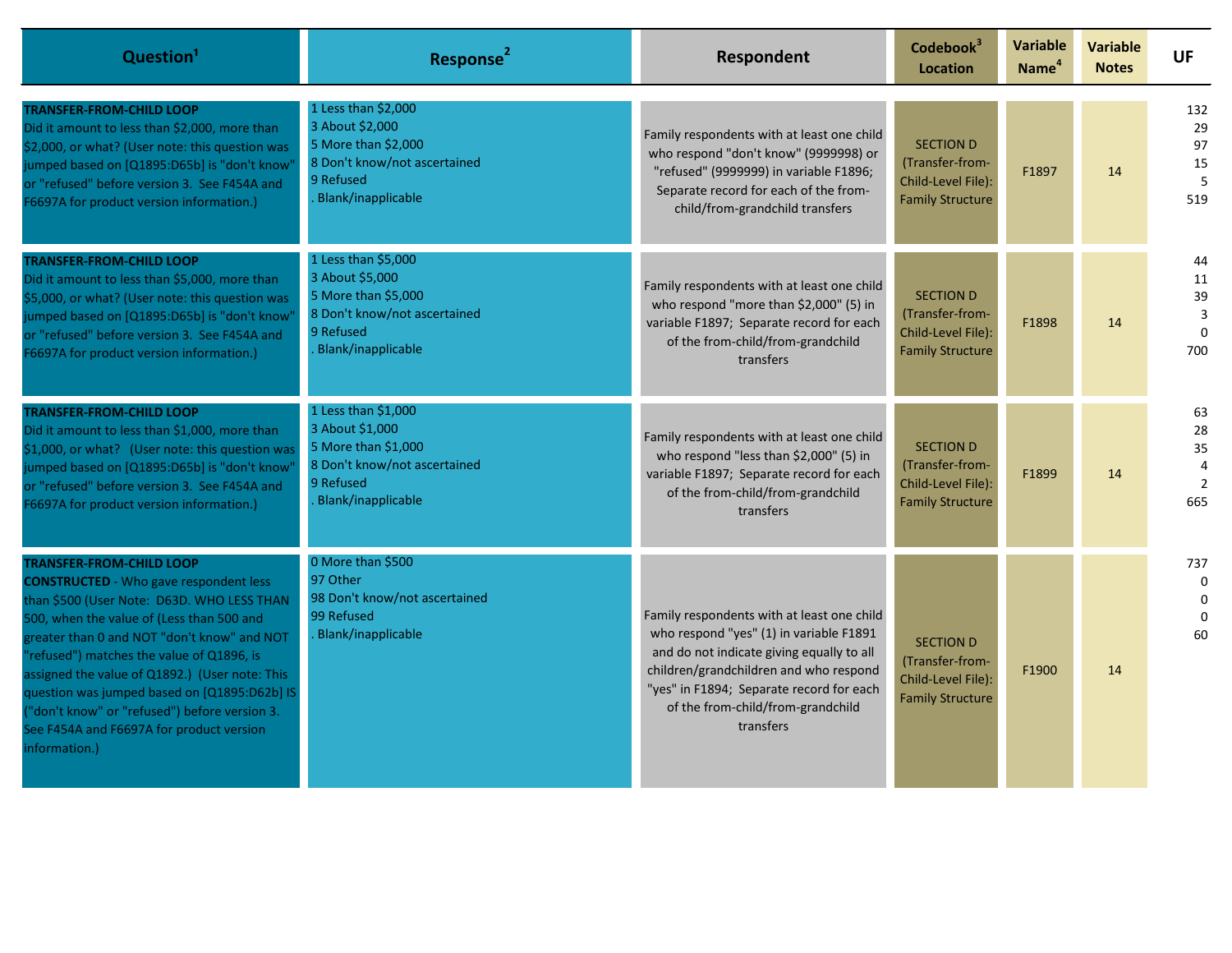| Question[1] | Response[2] | Respondent | Codebook[3] Location | Variable Name[4] | Variable Notes | UF |
|---|---|---|---|---|---|---|
| **TRANSFER-FROM-CHILD LOOP** Did it amount to less than $2,000, more than $2,000, or what? (User note: this question was jumped based on [Q1895:D65b] is "don't know" or "refused" before version 3. See F454A and F6697A for product version information.) | 1 Less than $2,000<br>3 About $2,000<br>5 More than $2,000<br>8 Don't know/not ascertained<br>9 Refused<br>. Blank/inapplicable | Family respondents with at least one child who respond "don't know" (9999998) or "refused" (9999999) in variable F1896; Separate record for each of the from-child/from-grandchild transfers | SECTION D (Transfer-from-Child-Level File): Family Structure | F1897 | 14 | 132<br>29<br>97<br>15<br>5<br>519 |
| **TRANSFER-FROM-CHILD LOOP** Did it amount to less than $5,000, more than $5,000, or what? (User note: this question was jumped based on [Q1895:D65b] is "don't know" or "refused" before version 3. See F454A and F6697A for product version information.) | 1 Less than $5,000<br>3 About $5,000<br>5 More than $5,000<br>8 Don't know/not ascertained<br>9 Refused<br>. Blank/inapplicable | Family respondents with at least one child who respond "more than $2,000" (5) in variable F1897; Separate record for each of the from-child/from-grandchild transfers | SECTION D (Transfer-from-Child-Level File): Family Structure | F1898 | 14 | 44<br>11<br>39<br>3<br>0<br>700 |
| **TRANSFER-FROM-CHILD LOOP** Did it amount to less than $1,000, more than $1,000, or what? (User note: this question was jumped based on [Q1895:D65b] is "don't know" or "refused" before version 3. See F454A and F6697A for product version information.) | 1 Less than $1,000<br>3 About $1,000<br>5 More than $1,000<br>8 Don't know/not ascertained<br>9 Refused<br>. Blank/inapplicable | Family respondents with at least one child who respond "less than $2,000" (5) in variable F1897; Separate record for each of the from-child/from-grandchild transfers | SECTION D (Transfer-from-Child-Level File): Family Structure | F1899 | 14 | 63<br>28<br>35<br>4<br>2<br>665 |
| **TRANSFER-FROM-CHILD LOOP** **CONSTRUCTED** - Who gave respondent less than $500 (User Note: D63D. WHO LESS THAN 500, when the value of (Less than 500 and greater than 0 and NOT "don't know" and NOT "refused") matches the value of Q1896, is assigned the value of Q1892.) (User note: This question was jumped based on [Q1895:D62b] IS ("don't know" or "refused") before version 3. See F454A and F6697A for product version information.) | 0 More than $500<br>97 Other<br>98 Don't know/not ascertained<br>99 Refused<br>. Blank/inapplicable | Family respondents with at least one child who respond "yes" (1) in variable F1891 and do not indicate giving equally to all children/grandchildren and who respond "yes" in F1894; Separate record for each of the from-child/from-grandchild transfers | SECTION D (Transfer-from-Child-Level File): Family Structure | F1900 | 14 | 737<br>0<br>0<br>0<br>60 |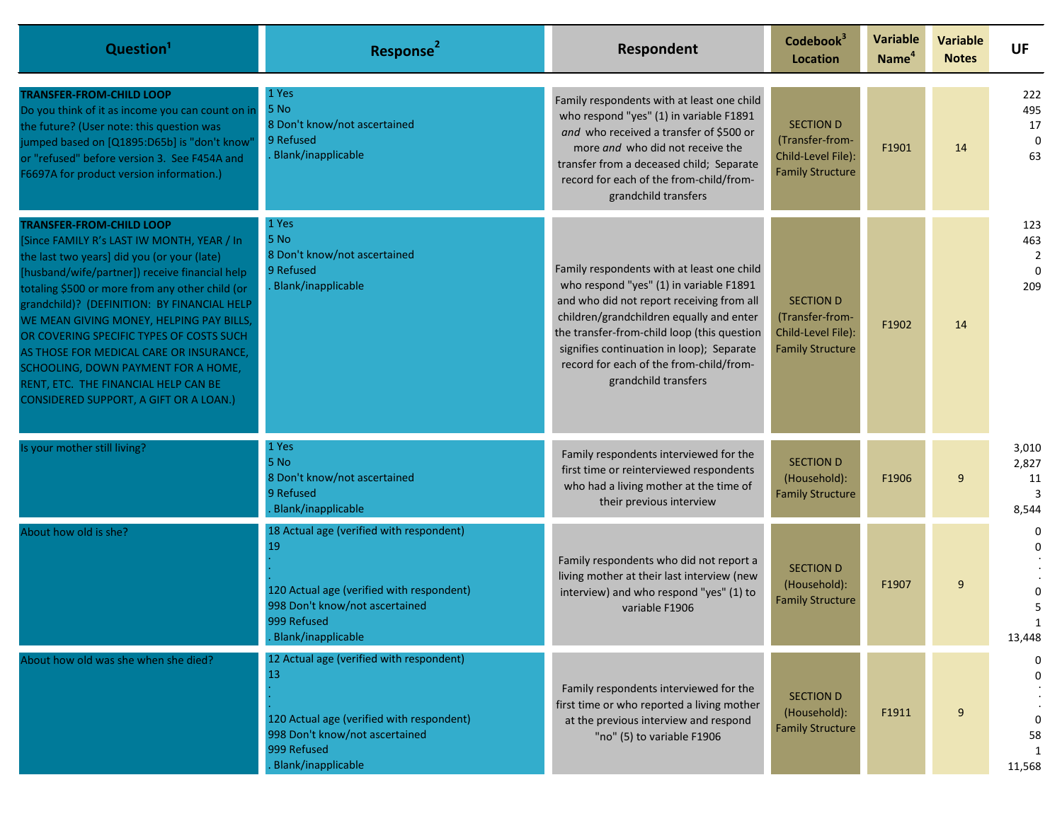| Question[1] | Response[2] | Respondent | Codebook[3] Location | Variable Name[4] | Variable Notes | UF |
|---|---|---|---|---|---|---|
| **TRANSFER-FROM-CHILD LOOP** Do you think of it as income you can count on in the future? (User note: this question was jumped based on [Q1895:D65b] is "don't know" or "refused" before version 3. See F454A and F6697A for product version information.) | 1 Yes<br>5 No<br>8 Don't know/not ascertained<br>9 Refused<br>. Blank/inapplicable | Family respondents with at least one child who respond "yes" (1) in variable F1891 *and* who received a transfer of $500 or more *and* who did not receive the transfer from a deceased child; Separate record for each of the from-child/from-grandchild transfers | SECTION D (Transfer-from-Child-Level File): Family Structure | F1901 | 14 | 222<br>495<br>17<br>0<br>63 |
| **TRANSFER-FROM-CHILD LOOP** [Since FAMILY R's LAST IW MONTH, YEAR / In the last two years] did you (or your (late) [husband/wife/partner]) receive financial help totaling $500 or more from any other child (or grandchild)? (DEFINITION: BY FINANCIAL HELP WE MEAN GIVING MONEY, HELPING PAY BILLS, OR COVERING SPECIFIC TYPES OF COSTS SUCH AS THOSE FOR MEDICAL CARE OR INSURANCE, SCHOOLING, DOWN PAYMENT FOR A HOME, RENT, ETC. THE FINANCIAL HELP CAN BE CONSIDERED SUPPORT, A GIFT OR A LOAN.) | 1 Yes<br>5 No<br>8 Don't know/not ascertained<br>9 Refused<br>. Blank/inapplicable | Family respondents with at least one child who respond "yes" (1) in variable F1891 and who did not report receiving from all children/grandchildren equally and enter the transfer-from-child loop (this question signifies continuation in loop); Separate record for each of the from-child/from-grandchild transfers | SECTION D (Transfer-from-Child-Level File): Family Structure | F1902 | 14 | 123<br>463<br>2<br>0<br>209 |
| Is your mother still living? | 1 Yes<br>5 No<br>8 Don't know/not ascertained<br>9 Refused<br>. Blank/inapplicable | Family respondents interviewed for the first time or reinterviewed respondents who had a living mother at the time of their previous interview | SECTION D (Household): Family Structure | F1906 | 9 | 3,010<br>2,827<br>11<br>3<br>8,544 |
| About how old is she? | 18 Actual age (verified with respondent)<br>19<br>.<br>.<br>.<br>120 Actual age (verified with respondent)<br>998 Don't know/not ascertained<br>999 Refused<br>. Blank/inapplicable | Family respondents who did not report a living mother at their last interview (new interview) and who respond "yes" (1) to variable F1906 | SECTION D (Household): Family Structure | F1907 | 9 | 0<br>0<br>.<br>.<br>0<br>5<br>1<br>13,448 |
| About how old was she when she died? | 12 Actual age (verified with respondent)<br>13<br>.<br>.<br>.<br>120 Actual age (verified with respondent)<br>998 Don't know/not ascertained<br>999 Refused<br>. Blank/inapplicable | Family respondents interviewed for the first time or who reported a living mother at the previous interview and respond "no" (5) to variable F1906 | SECTION D (Household): Family Structure | F1911 | 9 | 0<br>0<br>.<br>.<br>0<br>58<br>1<br>11,568 |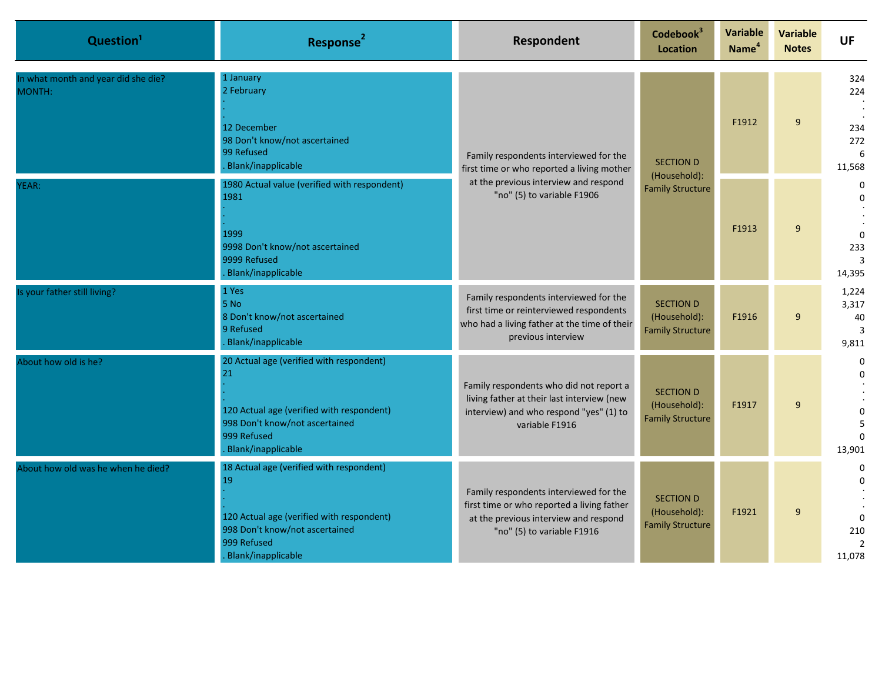| Question[1] | Response[2] | Respondent | Codebook[3] Location | Variable Name[4] | Variable Notes | UF |
|---|---|---|---|---|---|---|
| In what month and year did she die?<br>MONTH: | 1 January<br>2 February<br>.<br>.<br>12 December<br>98 Don't know/not ascertained<br>99 Refused<br>. Blank/inapplicable | Family respondents interviewed for the first time or who reported a living mother at the previous interview and respond "no" (5) to variable F1906 | SECTION D (Household): Family Structure | F1912 | 9 | 324<br>224<br>.<br>.<br>234<br>272<br>6<br>11,568 |
| YEAR: | 1980 Actual value (verified with respondent)<br>1981<br>.<br>.<br>1999<br>9998 Don't know/not ascertained<br>9999 Refused<br>. Blank/inapplicable | Family respondents interviewed for the first time or who reported a living mother at the previous interview and respond "no" (5) to variable F1906 | SECTION D (Household): Family Structure | F1913 | 9 | 0<br>0<br>.<br>.<br>0<br>233<br>3<br>14,395 |
| Is your father still living? | 1 Yes<br>5 No<br>8 Don't know/not ascertained<br>9 Refused<br>. Blank/inapplicable | Family respondents interviewed for the first time or reinterviewed respondents who had a living father at the time of their previous interview | SECTION D (Household): Family Structure | F1916 | 9 | 1,224<br>3,317<br>40<br>3<br>9,811 |
| About how old is he? | 20 Actual age (verified with respondent)<br>21<br>.<br>.<br>120 Actual age (verified with respondent)<br>998 Don't know/not ascertained<br>999 Refused<br>. Blank/inapplicable | Family respondents who did not report a living father at their last interview (new interview) and who respond "yes" (1) to variable F1916 | SECTION D (Household): Family Structure | F1917 | 9 | 0<br>0<br>.<br>.<br>0<br>5<br>0<br>13,901 |
| About how old was he when he died? | 18 Actual age (verified with respondent)<br>19<br>.<br>.<br>120 Actual age (verified with respondent)<br>998 Don't know/not ascertained<br>999 Refused<br>. Blank/inapplicable | Family respondents interviewed for the first time or who reported a living father at the previous interview and respond "no" (5) to variable F1916 | SECTION D (Household): Family Structure | F1921 | 9 | 0<br>0<br>.<br>.<br>0<br>210<br>2<br>11,078 |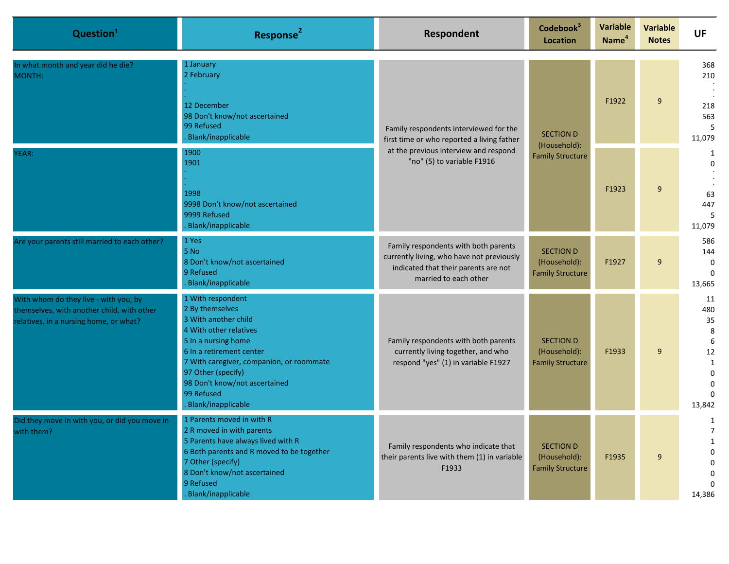| Question[1] | Response[2] | Respondent | Codebook[3] Location | Variable Name[4] | Variable Notes | UF |
|---|---|---|---|---|---|---|
| In what month and year did he die?<br>MONTH: | 1 January<br>2 February<br>.<br>.<br>12 December<br>98 Don't know/not ascertained<br>99 Refused<br>. Blank/inapplicable | Family respondents interviewed for the first time or who reported a living father at the previous interview and respond "no" (5) to variable F1916 | SECTION D (Household): Family Structure | F1922 | 9 | 368<br>210<br>.<br>.<br>218<br>563<br>5<br>11,079 |
| YEAR: | 1900<br>1901<br>.<br>.<br>1998<br>9998 Don't know/not ascertained<br>9999 Refused<br>. Blank/inapplicable | | | F1923 | 9 | 1<br>0<br>.<br>.<br>63<br>447<br>5<br>11,079 |
| Are your parents still married to each other? | 1 Yes<br>5 No<br>8 Don't know/not ascertained<br>9 Refused<br>. Blank/inapplicable | Family respondents with both parents currently living, who have not previously indicated that their parents are not married to each other | SECTION D (Household): Family Structure | F1927 | 9 | 586<br>144<br>0<br>0<br>13,665 |
| With whom do they live - with you, by themselves, with another child, with other relatives, in a nursing home, or what? | 1 With respondent<br>2 By themselves<br>3 With another child<br>4 With other relatives<br>5 In a nursing home<br>6 In a retirement center<br>7 With caregiver, companion, or roommate<br>97 Other (specify)<br>98 Don't know/not ascertained<br>99 Refused<br>. Blank/inapplicable | Family respondents with both parents currently living together, and who respond "yes" (1) in variable F1927 | SECTION D (Household): Family Structure | F1933 | 9 | 11<br>480<br>35<br>8<br>6<br>12<br>1<br>0<br>0<br>0<br>13,842 |
| Did they move in with you, or did you move in with them? | 1 Parents moved in with R<br>2 R moved in with parents<br>5 Parents have always lived with R<br>6 Both parents and R moved to be together<br>7 Other (specify)<br>8 Don't know/not ascertained<br>9 Refused<br>. Blank/inapplicable | Family respondents who indicate that their parents live with them (1) in variable F1933 | SECTION D (Household): Family Structure | F1935 | 9 | 1<br>7<br>1<br>0<br>0<br>0<br>0<br>14,386 |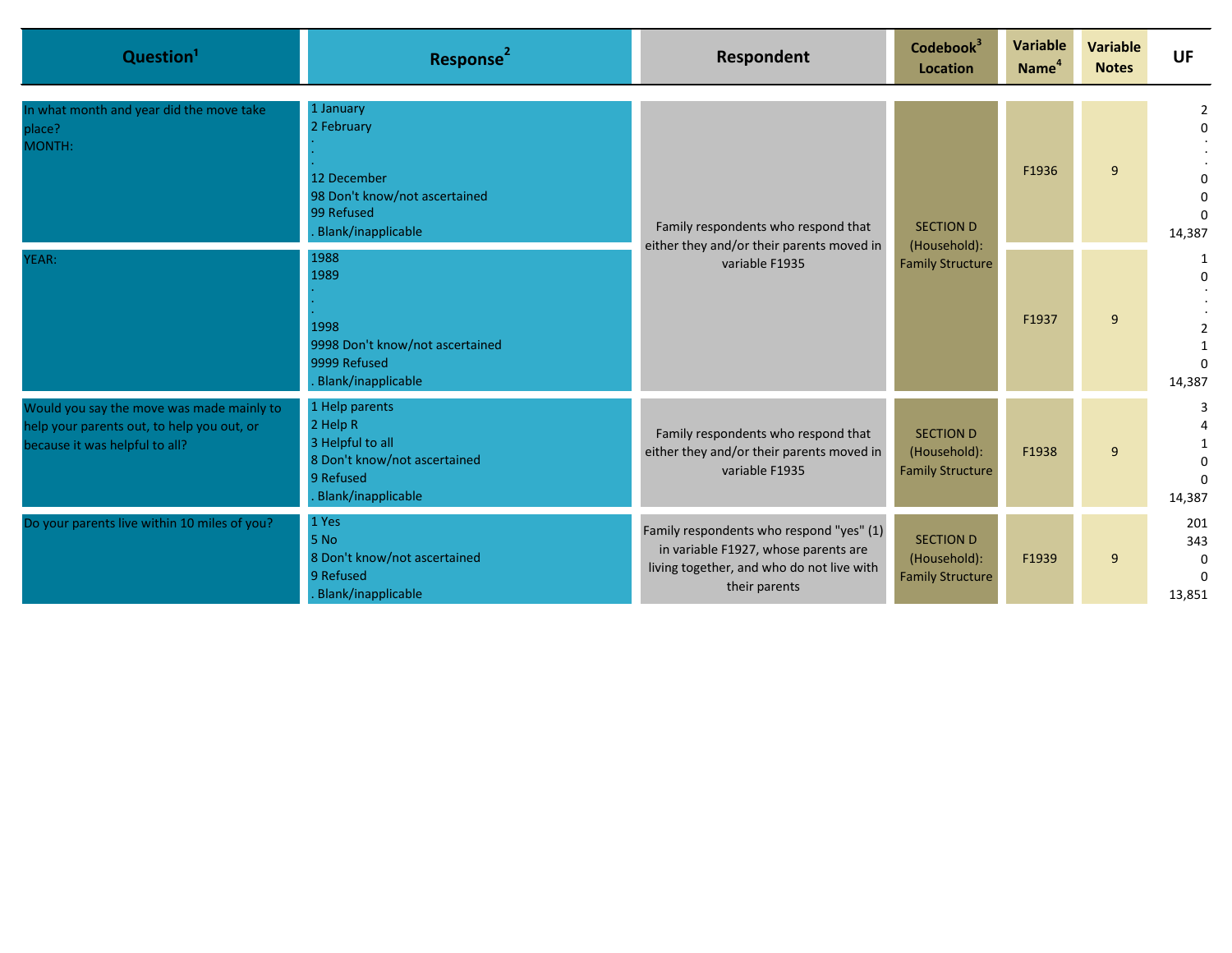| Question[1] | Response[2] | Respondent | Codebook[3] Location | Variable Name[4] | Variable Notes | UF |
|---|---|---|---|---|---|---|
| In what month and year did the move take place?<br>MONTH: | 1 January<br>2 February<br>.<br>.<br>12 December<br>98 Don't know/not ascertained<br>99 Refused<br>. Blank/inapplicable | Family respondents who respond that either they and/or their parents moved in variable F1935 | SECTION D (Household): Family Structure | F1936 | 9 | 2<br>0<br>.<br>.<br>0<br>0<br>0<br>14,387 |
| YEAR: | 1988<br>1989<br>.<br>.<br>1998<br>9998 Don't know/not ascertained<br>9999 Refused<br>. Blank/inapplicable | | | F1937 | 9 | 1<br>0<br>.<br>.<br>2<br>1<br>0<br>14,387 |
| Would you say the move was made mainly to help your parents out, to help you out, or because it was helpful to all? | 1 Help parents<br>2 Help R<br>3 Helpful to all<br>8 Don't know/not ascertained<br>9 Refused<br>. Blank/inapplicable | Family respondents who respond that either they and/or their parents moved in variable F1935 | SECTION D (Household): Family Structure | F1938 | 9 | 3<br>4<br>1<br>0<br>0<br>14,387 |
| Do your parents live within 10 miles of you? | 1 Yes<br>5 No<br>8 Don't know/not ascertained<br>9 Refused<br>. Blank/inapplicable | Family respondents who respond "yes" (1) in variable F1927, whose parents are living together, and who do not live with their parents | SECTION D (Household): Family Structure | F1939 | 9 | 201<br>343<br>0<br>0<br>13,851 |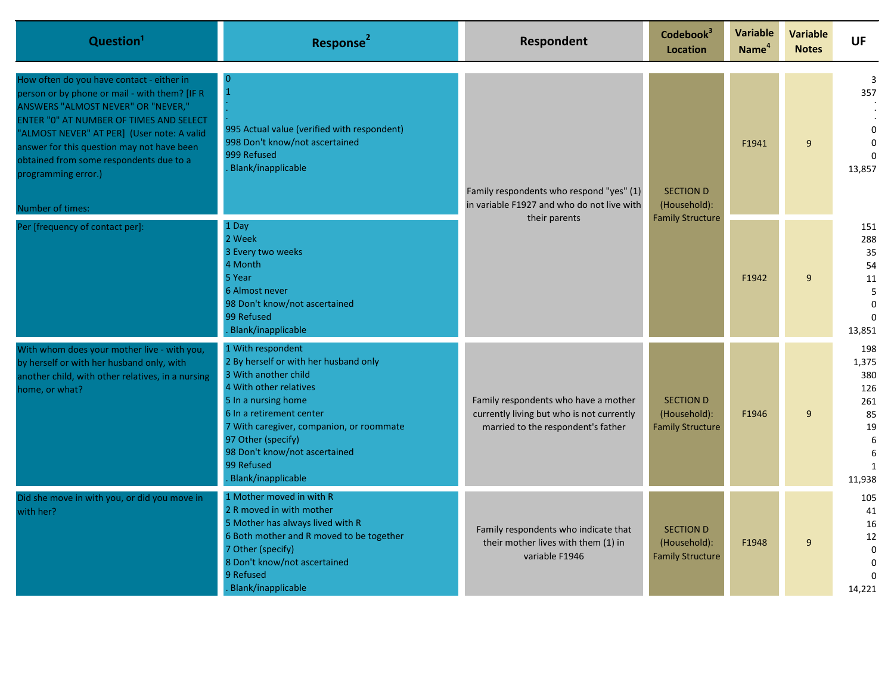| Question[1] | Response[2] | Respondent | Codebook[3] Location | Variable Name[4] | Variable Notes | UF |
|---|---|---|---|---|---|---|
| How often do you have contact - either in person or by phone or mail - with them? [IF R ANSWERS "ALMOST NEVER" OR "NEVER," ENTER "0" AT NUMBER OF TIMES AND SELECT "ALMOST NEVER" AT PER] (User note: A valid answer for this question may not have been obtained from some respondents due to a programming error.)<br><br>Number of times: | 0<br>1<br>.<br>.<br>.<br>995 Actual value (verified with respondent)<br>998 Don't know/not ascertained<br>999 Refused<br>. Blank/inapplicable | Family respondents who respond "yes" (1) in variable F1927 and who do not live with their parents | SECTION D (Household): Family Structure | F1941 | 9 | 3<br>357<br>.<br>.<br>.<br>0<br>0<br>0<br>13,857 |
| Per [frequency of contact per]: | 1 Day<br>2 Week<br>3 Every two weeks<br>4 Month<br>5 Year<br>6 Almost never<br>98 Don't know/not ascertained<br>99 Refused<br>. Blank/inapplicable | | | F1942 | 9 | 151<br>288<br>35<br>54<br>11<br>5<br>0<br>0<br>13,851 |
| With whom does your mother live - with you, by herself or with her husband only, with another child, with other relatives, in a nursing home, or what? | 1 With respondent<br>2 By herself or with her husband only<br>3 With another child<br>4 With other relatives<br>5 In a nursing home<br>6 In a retirement center<br>7 With caregiver, companion, or roommate<br>97 Other (specify)<br>98 Don't know/not ascertained<br>99 Refused<br>. Blank/inapplicable | Family respondents who have a mother currently living but who is not currently married to the respondent's father | SECTION D (Household): Family Structure | F1946 | 9 | 198<br>1,375<br>380<br>126<br>261<br>85<br>19<br>6<br>6<br>1<br>11,938 |
| Did she move in with you, or did you move in with her? | 1 Mother moved in with R<br>2 R moved in with mother<br>5 Mother has always lived with R<br>6 Both mother and R moved to be together<br>7 Other (specify)<br>8 Don't know/not ascertained<br>9 Refused<br>. Blank/inapplicable | Family respondents who indicate that their mother lives with them (1) in variable F1946 | SECTION D (Household): Family Structure | F1948 | 9 | 105<br>41<br>16<br>12<br>0<br>0<br>0<br>14,221 |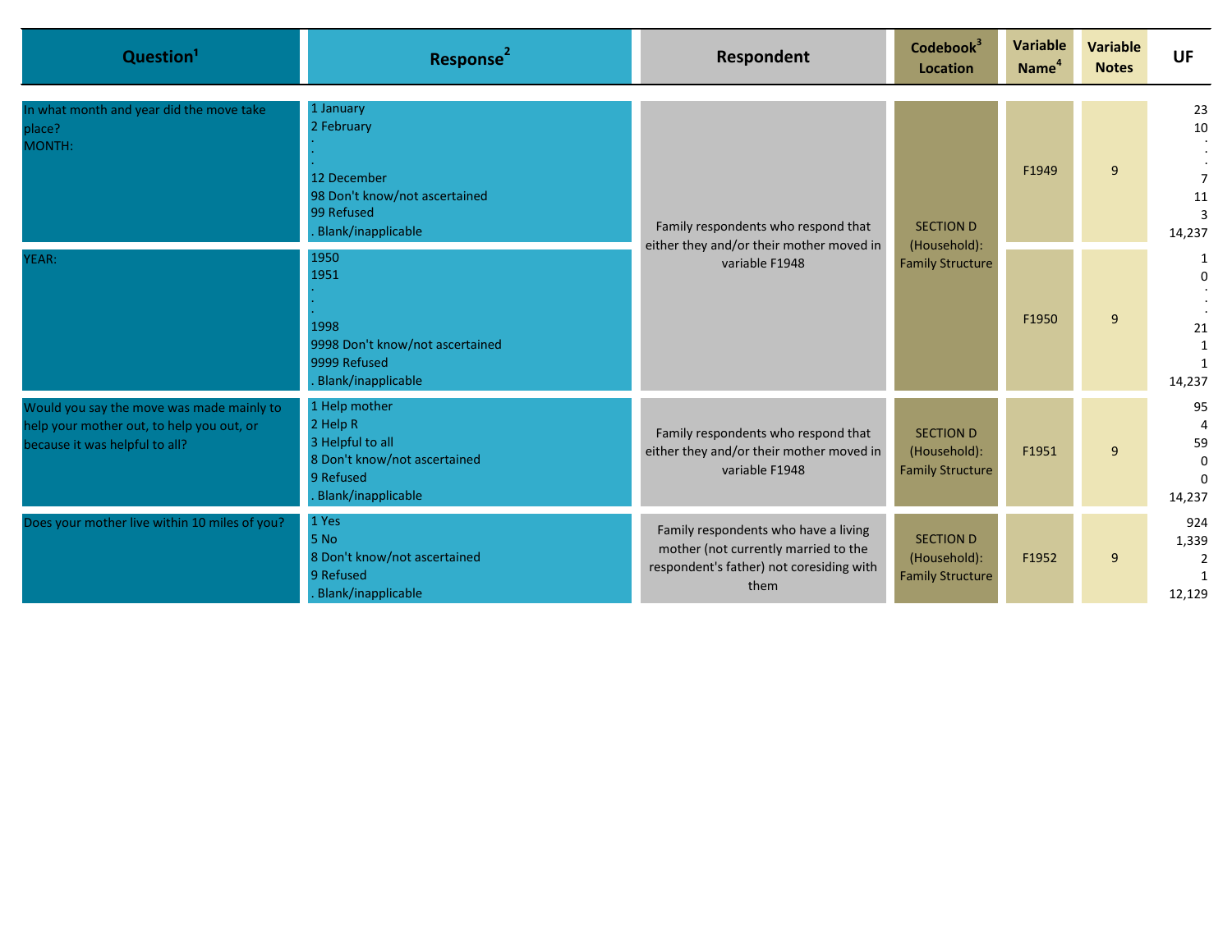| Question[1] | Response[2] | Respondent | Codebook[3] Location | Variable Name[4] | Variable Notes | UF |
|---|---|---|---|---|---|---|
| In what month and year did the move take place?<br>MONTH: | 1 January<br>2 February<br>.<br>.<br>12 December<br>98 Don't know/not ascertained<br>99 Refused<br>. Blank/inapplicable | Family respondents who respond that either they and/or their mother moved in variable F1948 | SECTION D (Household): Family Structure | F1949 | 9 | 23<br>10<br>.<br>.<br>7<br>11<br>3<br>14,237 |
| YEAR: | 1950<br>1951<br>.<br>.<br>1998<br>9998 Don't know/not ascertained<br>9999 Refused<br>. Blank/inapplicable | | | F1950 | 9 | 1<br>0<br>.<br>.<br>21<br>1<br>1<br>14,237 |
| Would you say the move was made mainly to help your mother out, to help you out, or because it was helpful to all? | 1 Help mother<br>2 Help R<br>3 Helpful to all<br>8 Don't know/not ascertained<br>9 Refused<br>. Blank/inapplicable | Family respondents who respond that either they and/or their mother moved in variable F1948 | SECTION D (Household): Family Structure | F1951 | 9 | 95<br>4<br>59<br>0<br>0<br>14,237 |
| Does your mother live within 10 miles of you? | 1 Yes<br>5 No<br>8 Don't know/not ascertained<br>9 Refused<br>. Blank/inapplicable | Family respondents who have a living mother (not currently married to the respondent's father) not coresiding with them | SECTION D (Household): Family Structure | F1952 | 9 | 924<br>1,339<br>2<br>1<br>12,129 |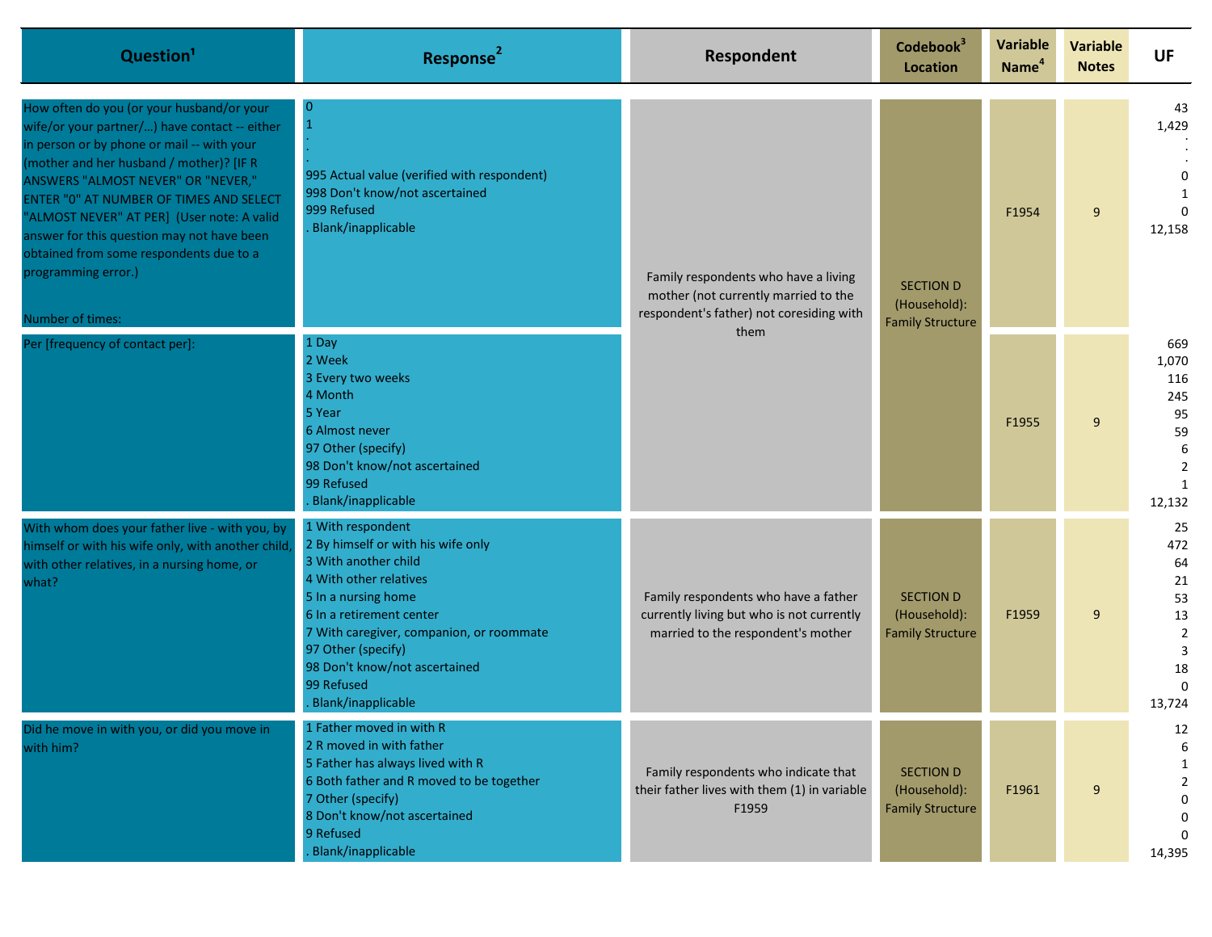| Question[1] | Response[2] | Respondent | Codebook[3] Location | Variable Name[4] | Variable Notes | UF |
|---|---|---|---|---|---|---|
| How often do you (or your husband/or your wife/or your partner/...) have contact -- either in person or by phone or mail -- with your (mother and her husband / mother)? [IF R ANSWERS "ALMOST NEVER" OR "NEVER," ENTER "0" AT NUMBER OF TIMES AND SELECT "ALMOST NEVER" AT PER] (User note: A valid answer for this question may not have been obtained from some respondents due to a programming error.) Number of times: | 0<br>1<br>.<br>.<br>.<br>995 Actual value (verified with respondent)<br>998 Don't know/not ascertained<br>999 Refused<br>. Blank/inapplicable | Family respondents who have a living mother (not currently married to the respondent's father) not coresiding with them | SECTION D (Household): Family Structure | F1954 | 9 | 43<br>1,429<br>.<br>.<br>.<br>0<br>1<br>0<br>12,158 |
| Per [frequency of contact per]: | 1 Day<br>2 Week<br>3 Every two weeks<br>4 Month<br>5 Year<br>6 Almost never<br>97 Other (specify)<br>98 Don't know/not ascertained<br>99 Refused<br>. Blank/inapplicable | | | F1955 | 9 | 669<br>1,070<br>116<br>245<br>95<br>59<br>6<br>2<br>1<br>12,132 |
| With whom does your father live - with you, by himself or with his wife only, with another child, with other relatives, in a nursing home, or what? | 1 With respondent<br>2 By himself or with his wife only<br>3 With another child<br>4 With other relatives<br>5 In a nursing home<br>6 In a retirement center<br>7 With caregiver, companion, or roommate<br>97 Other (specify)<br>98 Don't know/not ascertained<br>99 Refused<br>. Blank/inapplicable | Family respondents who have a father currently living but who is not currently married to the respondent's mother | SECTION D (Household): Family Structure | F1959 | 9 | 25<br>472<br>64<br>21<br>53<br>13<br>2<br>3<br>18<br>0<br>13,724 |
| Did he move in with you, or did you move in with him? | 1 Father moved in with R<br>2 R moved in with father<br>5 Father has always lived with R<br>6 Both father and R moved to be together<br>7 Other (specify)<br>8 Don't know/not ascertained<br>9 Refused<br>. Blank/inapplicable | Family respondents who indicate that their father lives with them (1) in variable F1959 | SECTION D (Household): Family Structure | F1961 | 9 | 12<br>6<br>1<br>2<br>0<br>0<br>0<br>14,395 |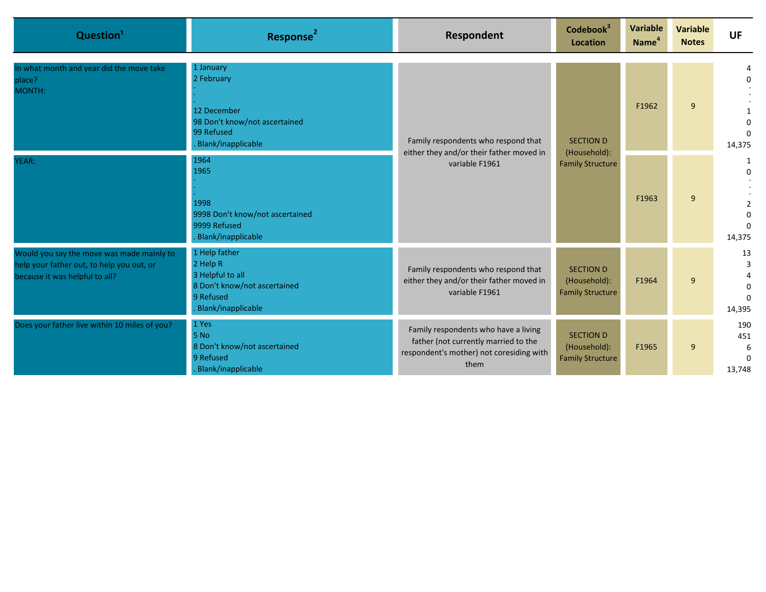| Question[1] | Response[2] | Respondent | Codebook[3] Location | Variable Name[4] | Variable Notes | UF |
|---|---|---|---|---|---|---|
| In what month and year did the move take place?<br>MONTH: | 1 January<br>2 February<br>.<br>.<br>12 December<br>98 Don't know/not ascertained<br>99 Refused<br>. Blank/inapplicable | Family respondents who respond that either they and/or their father moved in variable F1961 | SECTION D (Household): Family Structure | F1962 | 9 | 4<br>0<br>.<br>.<br>1<br>0<br>0<br>14,375 |
| YEAR: | 1964<br>1965<br>.<br>.<br>1998<br>9998 Don't know/not ascertained<br>9999 Refused<br>. Blank/inapplicable | | | F1963 | 9 | 1<br>0<br>.<br>.<br>2<br>0<br>0<br>14,375 |
| Would you say the move was made mainly to help your father out, to help you out, or because it was helpful to all? | 1 Help father<br>2 Help R<br>3 Helpful to all<br>8 Don't know/not ascertained<br>9 Refused<br>. Blank/inapplicable | Family respondents who respond that either they and/or their father moved in variable F1961 | SECTION D (Household): Family Structure | F1964 | 9 | 13<br>3<br>4<br>0<br>0<br>14,395 |
| Does your father live within 10 miles of you? | 1 Yes<br>5 No<br>8 Don't know/not ascertained<br>9 Refused<br>. Blank/inapplicable | Family respondents who have a living father (not currently married to the respondent's mother) not coresiding with them | SECTION D (Household): Family Structure | F1965 | 9 | 190<br>451<br>6<br>0<br>13,748 |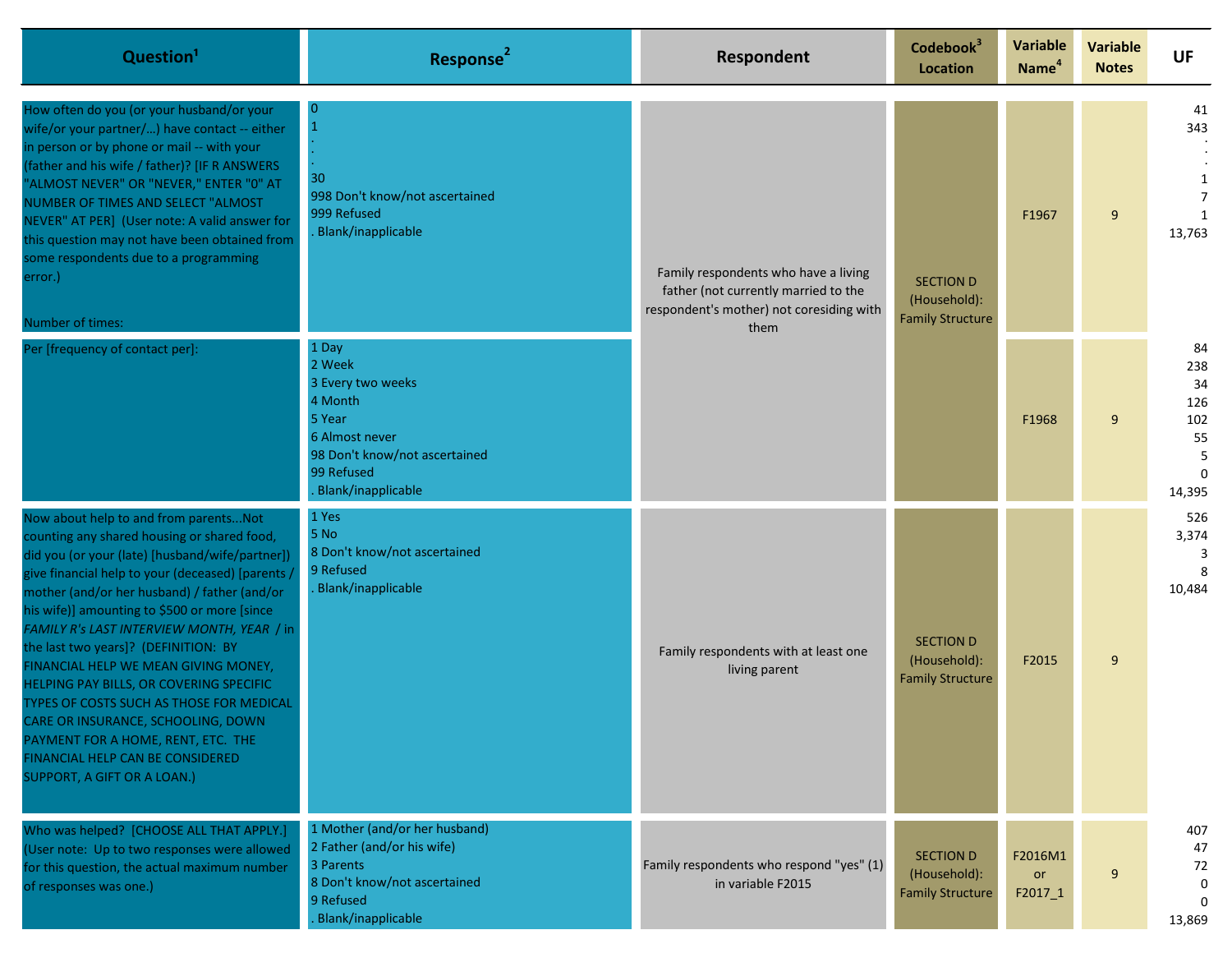| Question[1] | Response[2] | Respondent | Codebook[3] Location | Variable Name[4] | Variable Notes | UF |
|---|---|---|---|---|---|---|
| How often do you (or your husband/or your wife/or your partner/...) have contact -- either in person or by phone or mail -- with your (father and his wife / father)? [IF R ANSWERS "ALMOST NEVER" OR "NEVER," ENTER "0" AT NUMBER OF TIMES AND SELECT "ALMOST NEVER" AT PER] (User note: A valid answer for this question may not have been obtained from some respondents due to a programming error.)<br><br>Number of times: | 0<br>1<br>.<br>.<br>.<br>30<br>998 Don't know/not ascertained<br>999 Refused<br>. Blank/inapplicable | Family respondents who have a living father (not currently married to the respondent's mother) not coresiding with them | SECTION D (Household): Family Structure | F1967 | 9 | 41<br>343<br>.<br>.<br>.<br>1<br>7<br>1<br>13,763 |
| Per [frequency of contact per]: | 1 Day<br>2 Week<br>3 Every two weeks<br>4 Month<br>5 Year<br>6 Almost never<br>98 Don't know/not ascertained<br>99 Refused<br>. Blank/inapplicable | | | F1968 | 9 | 84<br>238<br>34<br>126<br>102<br>55<br>5<br>0<br>14,395 |
| Now about help to and from parents...Not counting any shared housing or shared food, did you (or your (late) [husband/wife/partner]) give financial help to your (deceased) [parents / mother (and/or her husband) / father (and/or his wife)] amounting to $500 or more [since *FAMILY R's LAST INTERVIEW MONTH, YEAR* / in the last two years]? (DEFINITION: BY FINANCIAL HELP WE MEAN GIVING MONEY, HELPING PAY BILLS, OR COVERING SPECIFIC TYPES OF COSTS SUCH AS THOSE FOR MEDICAL CARE OR INSURANCE, SCHOOLING, DOWN PAYMENT FOR A HOME, RENT, ETC. THE FINANCIAL HELP CAN BE CONSIDERED SUPPORT, A GIFT OR A LOAN.) | 1 Yes<br>5 No<br>8 Don't know/not ascertained<br>9 Refused<br>. Blank/inapplicable | Family respondents with at least one living parent | SECTION D (Household): Family Structure | F2015 | 9 | 526<br>3,374<br>3<br>8<br>10,484 |
| Who was helped? [CHOOSE ALL THAT APPLY.] (User note: Up to two responses were allowed for this question, the actual maximum number of responses was one.) | 1 Mother (and/or her husband)<br>2 Father (and/or his wife)<br>3 Parents<br>8 Don't know/not ascertained<br>9 Refused<br>. Blank/inapplicable | Family respondents who respond "yes" (1) in variable F2015 | SECTION D (Household): Family Structure | F2016M1 or F2017_1 | 9 | 407<br>47<br>72<br>0<br>0<br>13,869 |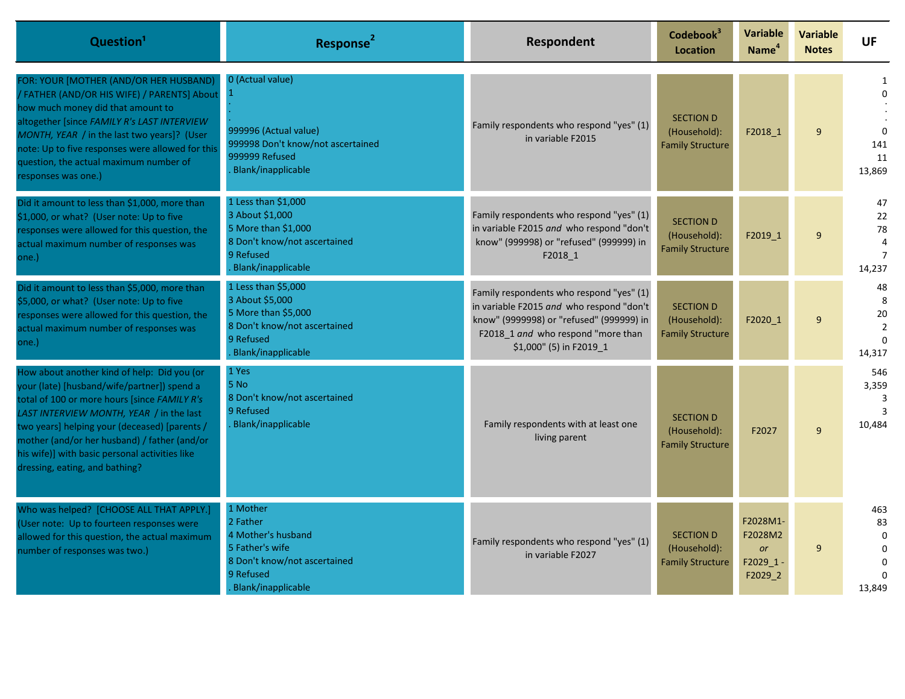| Question[1] | Response[2] | Respondent | Codebook[3] Location | Variable Name[4] | Variable Notes | UF |
|---|---|---|---|---|---|---|
| FOR: YOUR [MOTHER (AND/OR HER HUSBAND) / FATHER (AND/OR HIS WIFE) / PARENTS] About how much money did that amount to altogether [since *FAMILY R's LAST INTERVIEW MONTH, YEAR* / in the last two years]? (User note: Up to five responses were allowed for this question, the actual maximum number of responses was one.) | 0 (Actual value)<br>1<br>.<br>.<br>.<br>999996 (Actual value)<br>999998 Don't know/not ascertained<br>999999 Refused<br>. Blank/inapplicable | Family respondents who respond "yes" (1) in variable F2015 | SECTION D (Household): Family Structure | F2018_1 | 9 | 1<br>0<br>.<br>.<br>.<br>0<br>141<br>11<br>13,869 |
| Did it amount to less than $1,000, more than $1,000, or what? (User note: Up to five responses were allowed for this question, the actual maximum number of responses was one.) | 1 Less than $1,000<br>3 About $1,000<br>5 More than $1,000<br>8 Don't know/not ascertained<br>9 Refused<br>. Blank/inapplicable | Family respondents who respond "yes" (1) in variable F2015 *and* who respond "don't know" (999998) or "refused" (999999) in F2018_1 | SECTION D (Household): Family Structure | F2019_1 | 9 | 47<br>22<br>78<br>4<br>7<br>14,237 |
| Did it amount to less than $5,000, more than $5,000, or what? (User note: Up to five responses were allowed for this question, the actual maximum number of responses was one.) | 1 Less than $5,000<br>3 About $5,000<br>5 More than $5,000<br>8 Don't know/not ascertained<br>9 Refused<br>. Blank/inapplicable | Family respondents who respond "yes" (1) in variable F2015 *and* who respond "don't know" (9999998) or "refused" (999999) in F2018_1 *and* who respond "more than $1,000" (5) in F2019_1 | SECTION D (Household): Family Structure | F2020_1 | 9 | 48<br>8<br>20<br>2<br>0<br>14,317 |
| How about another kind of help: Did you (or your (late) [husband/wife/partner]) spend a total of 100 or more hours [since *FAMILY R's LAST INTERVIEW MONTH, YEAR* / in the last two years] helping your (deceased) [parents / mother (and/or her husband) / father (and/or his wife)] with basic personal activities like dressing, eating, and bathing? | 1 Yes<br>5 No<br>8 Don't know/not ascertained<br>9 Refused<br>. Blank/inapplicable | Family respondents with at least one living parent | SECTION D (Household): Family Structure | F2027 | 9 | 546<br>3,359<br>3<br>3<br>10,484 |
| Who was helped? [CHOOSE ALL THAT APPLY.] (User note: Up to fourteen responses were allowed for this question, the actual maximum number of responses was two.) | 1 Mother<br>2 Father<br>4 Mother's husband<br>5 Father's wife<br>8 Don't know/not ascertained<br>9 Refused<br>. Blank/inapplicable | Family respondents who respond "yes" (1) in variable F2027 | SECTION D (Household): Family Structure | F2028M1-F2028M2 *or* F2029_1 - F2029_2 | 9 | 463<br>83<br>0<br>0<br>0<br>0<br>13,849 |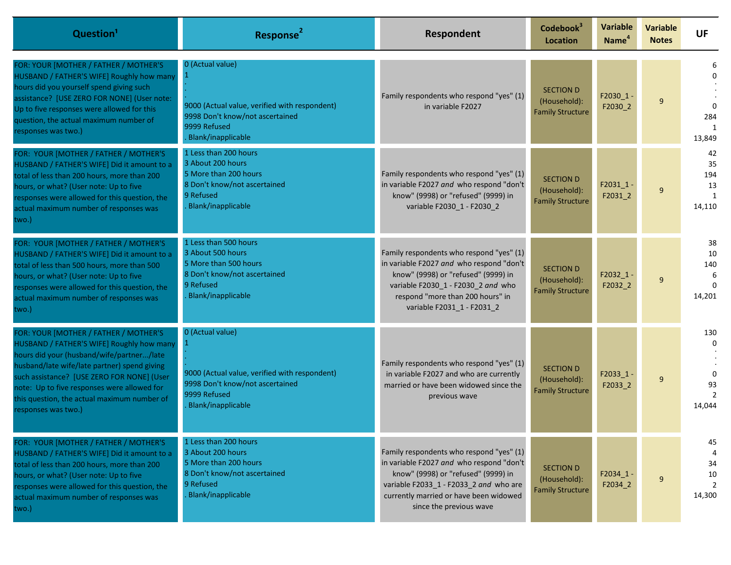| Question[1] | Response[2] | Respondent | Codebook[3] Location | Variable Name[4] | Variable Notes | UF |
|---|---|---|---|---|---|---|
| FOR: YOUR [MOTHER / FATHER / MOTHER'S HUSBAND / FATHER'S WIFE] Roughly how many hours did you yourself spend giving such assistance? [USE ZERO FOR NONE] (User note: Up to five responses were allowed for this question, the actual maximum number of responses was two.) | 0 (Actual value)<br>1<br>.<br>.<br>9000 (Actual value, verified with respondent)<br>9998 Don't know/not ascertained<br>9999 Refused<br>. Blank/inapplicable | Family respondents who respond "yes" (1) in variable F2027 | SECTION D (Household): Family Structure | F2030_1 - F2030_2 | 9 | 6<br>0<br>.<br>.<br>0<br>284<br>1<br>13,849 |
| FOR: YOUR [MOTHER / FATHER / MOTHER'S HUSBAND / FATHER'S WIFE] Did it amount to a total of less than 200 hours, more than 200 hours, or what? (User note: Up to five responses were allowed for this question, the actual maximum number of responses was two.) | 1 Less than 200 hours<br>3 About 200 hours<br>5 More than 200 hours<br>8 Don't know/not ascertained<br>9 Refused<br>. Blank/inapplicable | Family respondents who respond "yes" (1) in variable F2027 *and* who respond "don't know" (9998) or "refused" (9999) in variable F2030_1 - F2030_2 | SECTION D (Household): Family Structure | F2031_1 - F2031_2 | 9 | 42<br>35<br>194<br>13<br>1<br>14,110 |
| FOR: YOUR [MOTHER / FATHER / MOTHER'S HUSBAND / FATHER'S WIFE] Did it amount to a total of less than 500 hours, more than 500 hours, or what? (User note: Up to five responses were allowed for this question, the actual maximum number of responses was two.) | 1 Less than 500 hours<br>3 About 500 hours<br>5 More than 500 hours<br>8 Don't know/not ascertained<br>9 Refused<br>. Blank/inapplicable | Family respondents who respond "yes" (1) in variable F2027 *and* who respond "don't know" (9998) or "refused" (9999) in variable F2030_1 - F2030_2 *and* who respond "more than 200 hours" in variable F2031_1 - F2031_2 | SECTION D (Household): Family Structure | F2032_1 - F2032_2 | 9 | 38<br>10<br>140<br>6<br>0<br>14,201 |
| FOR: YOUR [MOTHER / FATHER / MOTHER'S HUSBAND / FATHER'S WIFE] Roughly how many hours did your (husband/wife/partner.../late husband/late wife/late partner) spend giving such assistance? [USE ZERO FOR NONE] (User note: Up to five responses were allowed for this question, the actual maximum number of responses was two.) | 0 (Actual value)<br>1<br>.<br>.<br>9000 (Actual value, verified with respondent)<br>9998 Don't know/not ascertained<br>9999 Refused<br>. Blank/inapplicable | Family respondents who respond "yes" (1) in variable F2027 and who are currently married or have been widowed since the previous wave | SECTION D (Household): Family Structure | F2033_1 - F2033_2 | 9 | 130<br>0<br>.<br>.<br>0<br>93<br>2<br>14,044 |
| FOR: YOUR [MOTHER / FATHER / MOTHER'S HUSBAND / FATHER'S WIFE] Did it amount to a total of less than 200 hours, more than 200 hours, or what? (User note: Up to five responses were allowed for this question, the actual maximum number of responses was two.) | 1 Less than 200 hours<br>3 About 200 hours<br>5 More than 200 hours<br>8 Don't know/not ascertained<br>9 Refused<br>. Blank/inapplicable | Family respondents who respond "yes" (1) in variable F2027 *and* who respond "don't know" (9998) or "refused" (9999) in variable F2033_1 - F2033_2 *and* who are currently married or have been widowed since the previous wave | SECTION D (Household): Family Structure | F2034_1 - F2034_2 | 9 | 45<br>4<br>34<br>10<br>2<br>14,300 |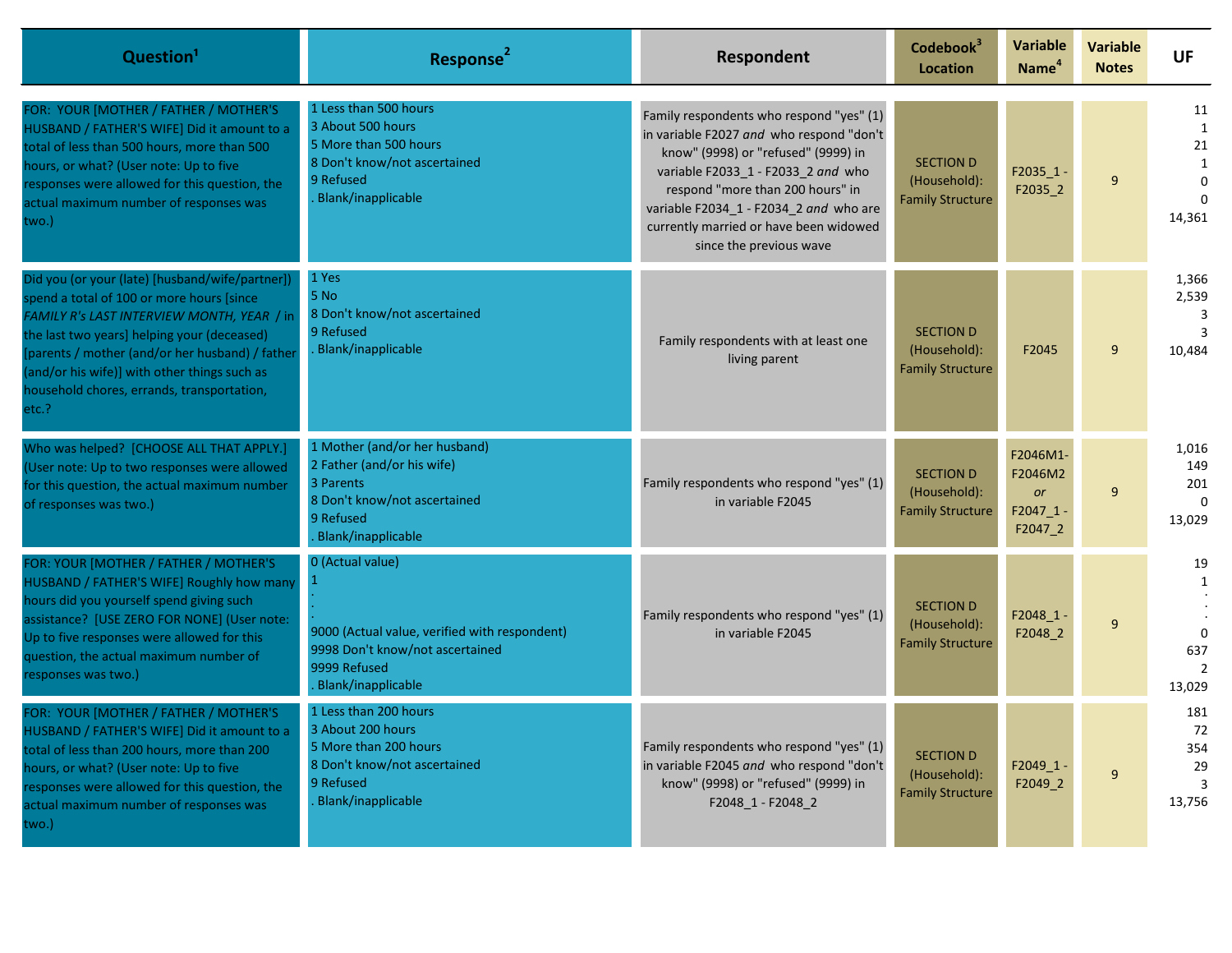| Question[1] | Response[2] | Respondent | Codebook[3] Location | Variable Name[4] | Variable Notes | UF |
|---|---|---|---|---|---|---|
| FOR: YOUR [MOTHER / FATHER / MOTHER'S HUSBAND / FATHER'S WIFE] Did it amount to a total of less than 500 hours, more than 500 hours, or what? (User note: Up to five responses were allowed for this question, the actual maximum number of responses was two.) | 1 Less than 500 hours<br>3 About 500 hours<br>5 More than 500 hours<br>8 Don't know/not ascertained<br>9 Refused<br>. Blank/inapplicable | Family respondents who respond "yes" (1) in variable F2027 *and* who respond "don't know" (9998) or "refused" (9999) in variable F2033_1 - F2033_2 *and* who respond "more than 200 hours" in variable F2034_1 - F2034_2 *and* who are currently married or have been widowed since the previous wave | SECTION D (Household): Family Structure | F2035_1 - F2035_2 | 9 | 11<br>1<br>21<br>1<br>0<br>0<br>14,361 |
| Did you (or your (late) [husband/wife/partner]) spend a total of 100 or more hours [since *FAMILY R's LAST INTERVIEW MONTH, YEAR* / in the last two years] helping your (deceased) [parents / mother (and/or her husband) / father (and/or his wife)] with other things such as household chores, errands, transportation, etc.? | 1 Yes<br>5 No<br>8 Don't know/not ascertained<br>9 Refused<br>. Blank/inapplicable | Family respondents with at least one living parent | SECTION D (Household): Family Structure | F2045 | 9 | 1,366<br>2,539<br>3<br>3<br>10,484 |
| Who was helped? [CHOOSE ALL THAT APPLY.] (User note: Up to two responses were allowed for this question, the actual maximum number of responses was two.) | 1 Mother (and/or her husband)<br>2 Father (and/or his wife)<br>3 Parents<br>8 Don't know/not ascertained<br>9 Refused<br>. Blank/inapplicable | Family respondents who respond "yes" (1) in variable F2045 | SECTION D (Household): Family Structure | F2046M1-F2046M2 *or* F2047_1 - F2047_2 | 9 | 1,016<br>149<br>201<br>0<br>13,029 |
| FOR: YOUR [MOTHER / FATHER / MOTHER'S HUSBAND / FATHER'S WIFE] Roughly how many hours did you yourself spend giving such assistance? [USE ZERO FOR NONE] (User note: Up to five responses were allowed for this question, the actual maximum number of responses was two.) | 0 (Actual value)<br>1<br>.<br>.<br>9000 (Actual value, verified with respondent)<br>9998 Don't know/not ascertained<br>9999 Refused<br>. Blank/inapplicable | Family respondents who respond "yes" (1) in variable F2045 | SECTION D (Household): Family Structure | F2048_1 - F2048_2 | 9 | 19<br>1<br>.<br>.<br>0<br>637<br>2<br>13,029 |
| FOR: YOUR [MOTHER / FATHER / MOTHER'S HUSBAND / FATHER'S WIFE] Did it amount to a total of less than 200 hours, more than 200 hours, or what? (User note: Up to five responses were allowed for this question, the actual maximum number of responses was two.) | 1 Less than 200 hours<br>3 About 200 hours<br>5 More than 200 hours<br>8 Don't know/not ascertained<br>9 Refused<br>. Blank/inapplicable | Family respondents who respond "yes" (1) in variable F2045 *and* who respond "don't know" (9998) or "refused" (9999) in F2048_1 - F2048_2 | SECTION D (Household): Family Structure | F2049_1 - F2049_2 | 9 | 181<br>72<br>354<br>29<br>3<br>13,756 |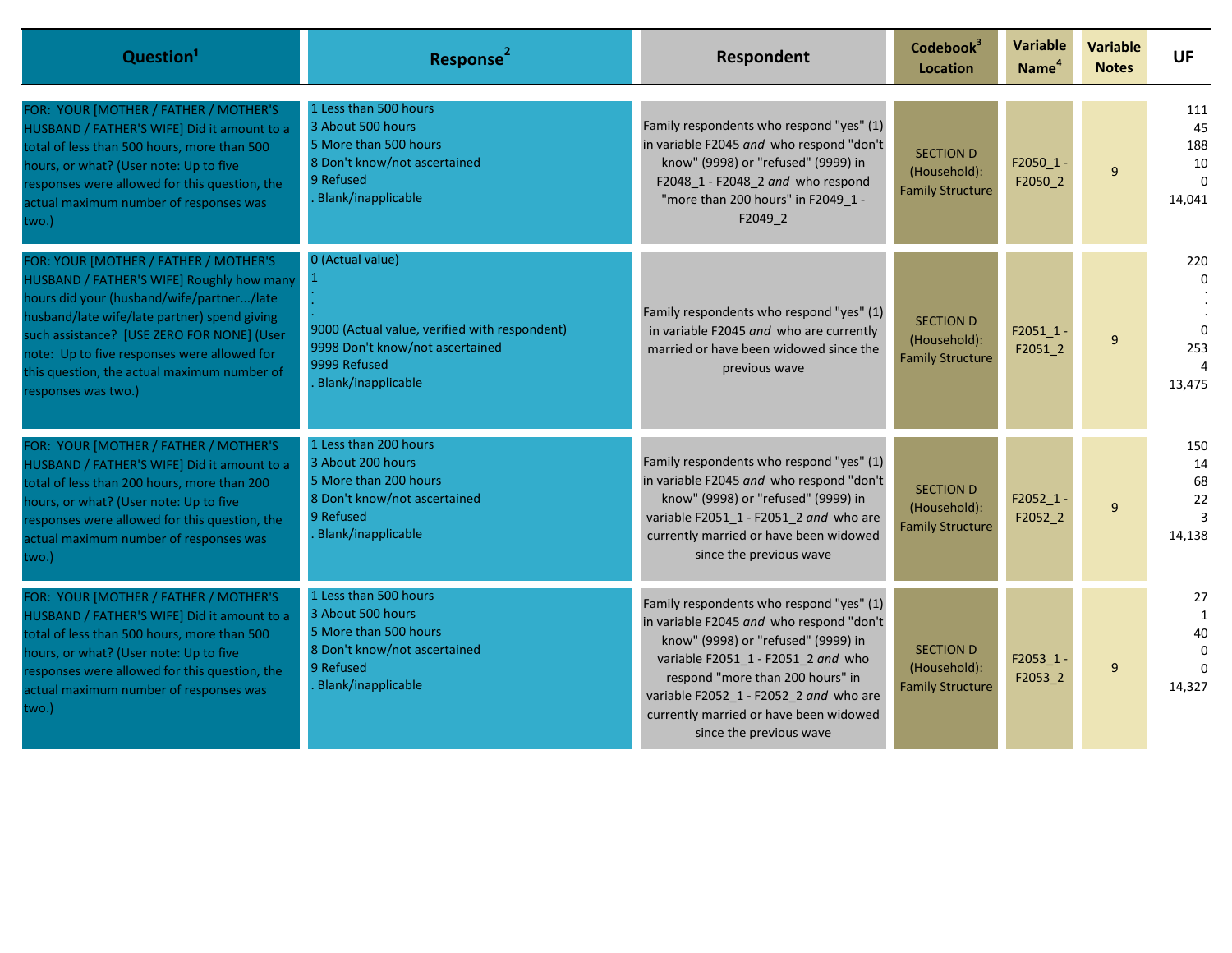| Question[1] | Response[2] | Respondent | Codebook[3] Location | Variable Name[4] | Variable Notes | UF |
|---|---|---|---|---|---|---|
| FOR: YOUR [MOTHER / FATHER / MOTHER'S HUSBAND / FATHER'S WIFE] Did it amount to a total of less than 500 hours, more than 500 hours, or what? (User note: Up to five responses were allowed for this question, the actual maximum number of responses was two.) | 1 Less than 500 hours<br>3 About 500 hours<br>5 More than 500 hours<br>8 Don't know/not ascertained<br>9 Refused<br>. Blank/inapplicable | Family respondents who respond "yes" (1) in variable F2045 *and* who respond "don't know" (9998) or "refused" (9999) in F2048_1 - F2048_2 *and* who respond "more than 200 hours" in F2049_1 - F2049_2 | SECTION D (Household): Family Structure | F2050_1 - F2050_2 | 9 | 111<br>45<br>188<br>10<br>0<br>14,041 |
| FOR: YOUR [MOTHER / FATHER / MOTHER'S HUSBAND / FATHER'S WIFE] Roughly how many hours did your (husband/wife/partner.../late husband/late wife/late partner) spend giving such assistance? [USE ZERO FOR NONE] (User note: Up to five responses were allowed for this question, the actual maximum number of responses was two.) | 0 (Actual value)<br>1<br>.<br>.<br>9000 (Actual value, verified with respondent)<br>9998 Don't know/not ascertained<br>9999 Refused<br>. Blank/inapplicable | Family respondents who respond "yes" (1) in variable F2045 *and* who are currently married or have been widowed since the previous wave | SECTION D (Household): Family Structure | F2051_1 - F2051_2 | 9 | 220<br>0<br>.<br>.<br>0<br>253<br>4<br>13,475 |
| FOR: YOUR [MOTHER / FATHER / MOTHER'S HUSBAND / FATHER'S WIFE] Did it amount to a total of less than 200 hours, more than 200 hours, or what? (User note: Up to five responses were allowed for this question, the actual maximum number of responses was two.) | 1 Less than 200 hours<br>3 About 200 hours<br>5 More than 200 hours<br>8 Don't know/not ascertained<br>9 Refused<br>. Blank/inapplicable | Family respondents who respond "yes" (1) in variable F2045 *and* who respond "don't know" (9998) or "refused" (9999) in variable F2051_1 - F2051_2 *and* who are currently married or have been widowed since the previous wave | SECTION D (Household): Family Structure | F2052_1 - F2052_2 | 9 | 150<br>14<br>68<br>22<br>3<br>14,138 |
| FOR: YOUR [MOTHER / FATHER / MOTHER'S HUSBAND / FATHER'S WIFE] Did it amount to a total of less than 500 hours, more than 500 hours, or what? (User note: Up to five responses were allowed for this question, the actual maximum number of responses was two.) | 1 Less than 500 hours<br>3 About 500 hours<br>5 More than 500 hours<br>8 Don't know/not ascertained<br>9 Refused<br>. Blank/inapplicable | Family respondents who respond "yes" (1) in variable F2045 *and* who respond "don't know" (9998) or "refused" (9999) in variable F2051_1 - F2051_2 *and* who respond "more than 200 hours" in variable F2052_1 - F2052_2 *and* who are currently married or have been widowed since the previous wave | SECTION D (Household): Family Structure | F2053_1 - F2053_2 | 9 | 27<br>1<br>40<br>0<br>0<br>14,327 |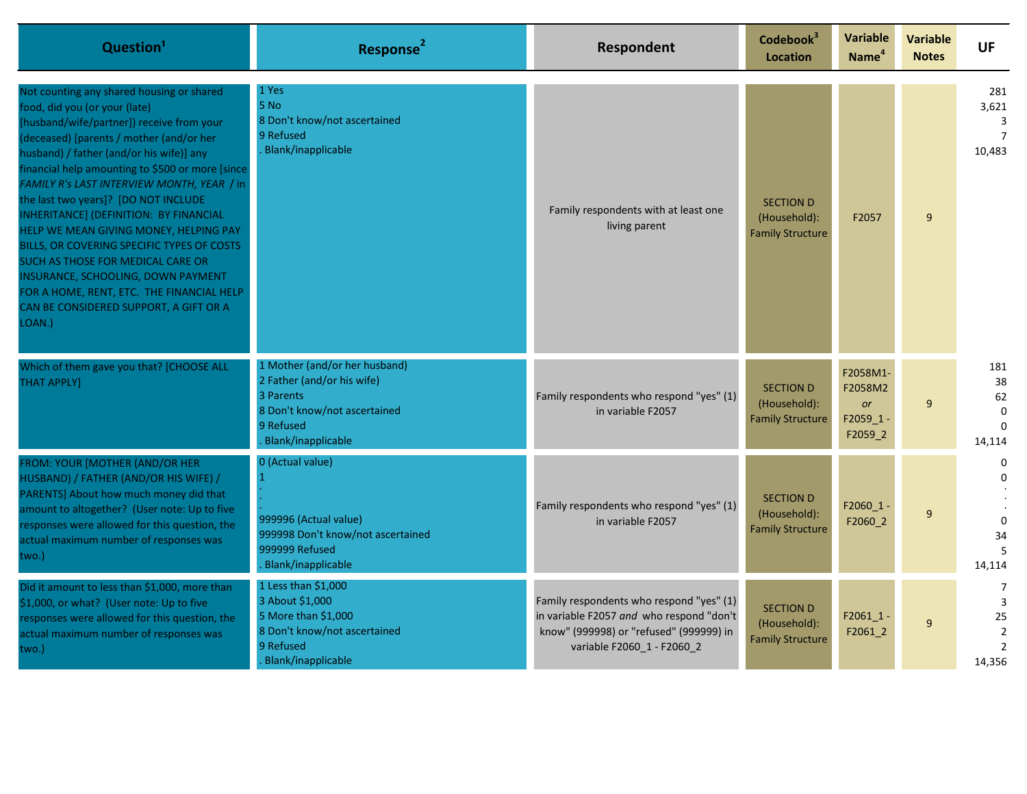| Question[1] | Response[2] | Respondent | Codebook[3] Location | Variable Name[4] | Variable Notes | UF |
|---|---|---|---|---|---|---|
| Not counting any shared housing or shared food, did you (or your (late) [husband/wife/partner]) receive from your (deceased) [parents / mother (and/or her husband) / father (and/or his wife)] any financial help amounting to $500 or more [since *FAMILY R's LAST INTERVIEW MONTH, YEAR* / in the last two years]? [DO NOT INCLUDE INHERITANCE] (DEFINITION: BY FINANCIAL HELP WE MEAN GIVING MONEY, HELPING PAY BILLS, OR COVERING SPECIFIC TYPES OF COSTS SUCH AS THOSE FOR MEDICAL CARE OR INSURANCE, SCHOOLING, DOWN PAYMENT FOR A HOME, RENT, ETC. THE FINANCIAL HELP CAN BE CONSIDERED SUPPORT, A GIFT OR A LOAN.) | 1 Yes<br>5 No<br>8 Don't know/not ascertained<br>9 Refused<br>. Blank/inapplicable | Family respondents with at least one living parent | SECTION D (Household): Family Structure | F2057 | 9 | 281<br>3,621<br>3<br>7<br>10,483 |
| Which of them gave you that? [CHOOSE ALL THAT APPLY] | 1 Mother (and/or her husband)<br>2 Father (and/or his wife)<br>3 Parents<br>8 Don't know/not ascertained<br>9 Refused<br>. Blank/inapplicable | Family respondents who respond "yes" (1) in variable F2057 | SECTION D (Household): Family Structure | F2058M1- F2058M2 *or* F2059_1 - F2059_2 | 9 | 181<br>38<br>62<br>0<br>0<br>14,114 |
| FROM: YOUR [MOTHER (AND/OR HER HUSBAND) / FATHER (AND/OR HIS WIFE) / PARENTS] About how much money did that amount to altogether? (User note: Up to five responses were allowed for this question, the actual maximum number of responses was two.) | 0 (Actual value)<br>1<br>.<br>.<br>999996 (Actual value)<br>999998 Don't know/not ascertained<br>999999 Refused<br>. Blank/inapplicable | Family respondents who respond "yes" (1) in variable F2057 | SECTION D (Household): Family Structure | F2060_1 - F2060_2 | 9 | 0<br>0<br>.<br>.<br>0<br>34<br>5<br>14,114 |
| Did it amount to less than $1,000, more than $1,000, or what? (User note: Up to five responses were allowed for this question, the actual maximum number of responses was two.) | 1 Less than $1,000<br>3 About $1,000<br>5 More than $1,000<br>8 Don't know/not ascertained<br>9 Refused<br>. Blank/inapplicable | Family respondents who respond "yes" (1) in variable F2057 *and* who respond "don't know" (999998) or "refused" (999999) in variable F2060_1 - F2060_2 | SECTION D (Household): Family Structure | F2061_1 - F2061_2 | 9 | 7<br>3<br>25<br>2<br>2<br>14,356 |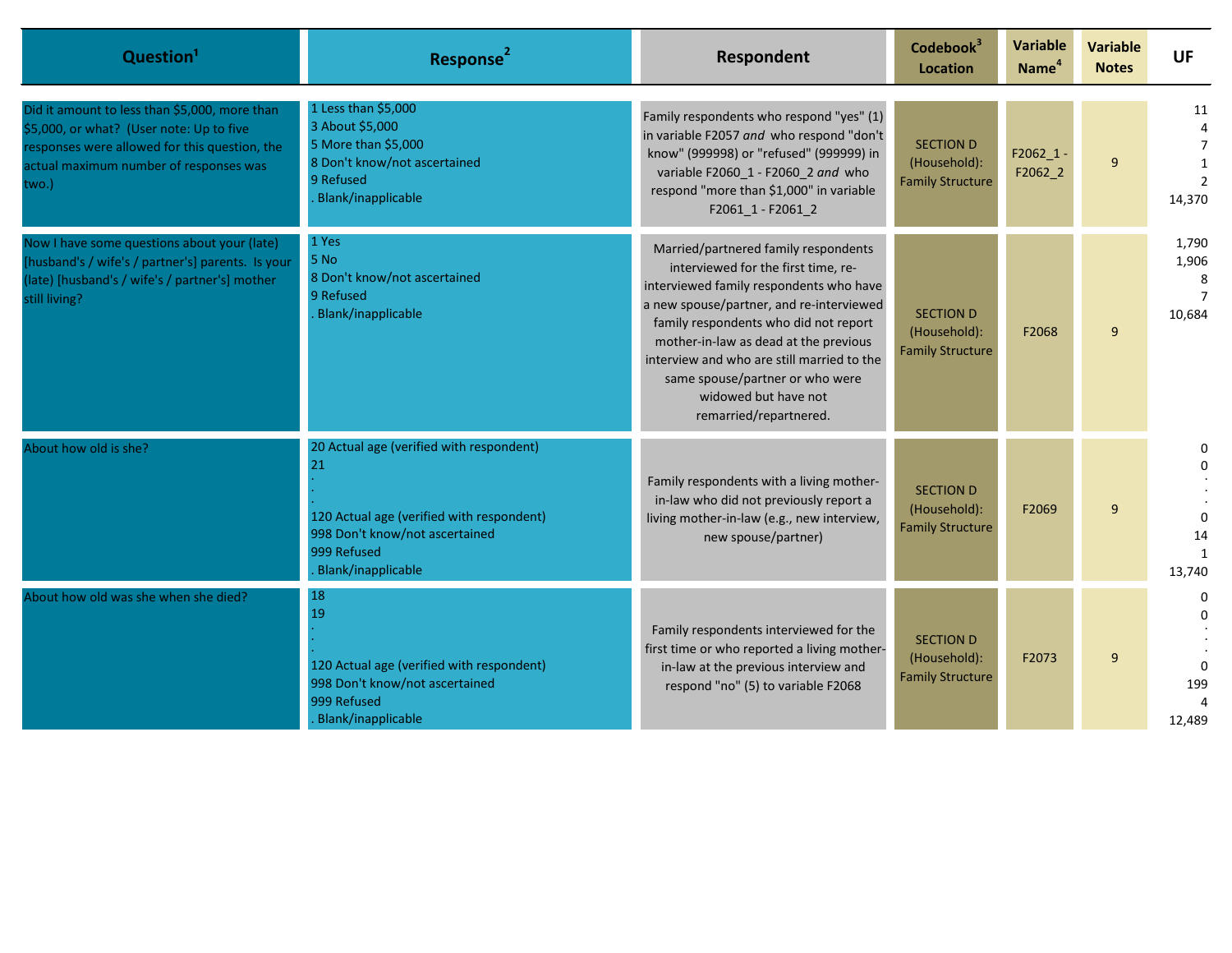| Question[1] | Response[2] | Respondent | Codebook[3] Location | Variable Name[4] | Variable Notes | UF |
|---|---|---|---|---|---|---|
| Did it amount to less than $5,000, more than $5,000, or what? (User note: Up to five responses were allowed for this question, the actual maximum number of responses was two.) | 1 Less than $5,000<br>3 About $5,000<br>5 More than $5,000<br>8 Don't know/not ascertained<br>9 Refused<br>. Blank/inapplicable | Family respondents who respond "yes" (1) in variable F2057 *and* who respond "don't know" (999998) or "refused" (999999) in variable F2060_1 - F2060_2 *and* who respond "more than $1,000" in variable F2061_1 - F2061_2 | SECTION D (Household): Family Structure | F2062_1 - F2062_2 | 9 | 11<br>4<br>7<br>1<br>2<br>14,370 |
| Now I have some questions about your (late) [husband's / wife's / partner's] parents. Is your (late) [husband's / wife's / partner's] mother still living? | 1 Yes<br>5 No<br>8 Don't know/not ascertained<br>9 Refused<br>. Blank/inapplicable | Married/partnered family respondents interviewed for the first time, re-interviewed family respondents who have a new spouse/partner, and re-interviewed family respondents who did not report mother-in-law as dead at the previous interview and who are still married to the same spouse/partner or who were widowed but have not remarried/repartnered. | SECTION D (Household): Family Structure | F2068 | 9 | 1,790<br>1,906<br>8<br>7<br>10,684 |
| About how old is she? | 20 Actual age (verified with respondent)<br>21<br>.<br>.<br>120 Actual age (verified with respondent)<br>998 Don't know/not ascertained<br>999 Refused<br>. Blank/inapplicable | Family respondents with a living mother-in-law who did not previously report a living mother-in-law (e.g., new interview, new spouse/partner) | SECTION D (Household): Family Structure | F2069 | 9 | 0<br>0<br>.<br>.<br>0<br>14<br>1<br>13,740 |
| About how old was she when she died? | 18<br>19<br>.<br>.<br>120 Actual age (verified with respondent)<br>998 Don't know/not ascertained<br>999 Refused<br>. Blank/inapplicable | Family respondents interviewed for the first time or who reported a living mother-in-law at the previous interview and respond "no" (5) to variable F2068 | SECTION D (Household): Family Structure | F2073 | 9 | 0<br>0<br>.<br>.<br>0<br>199<br>4<br>12,489 |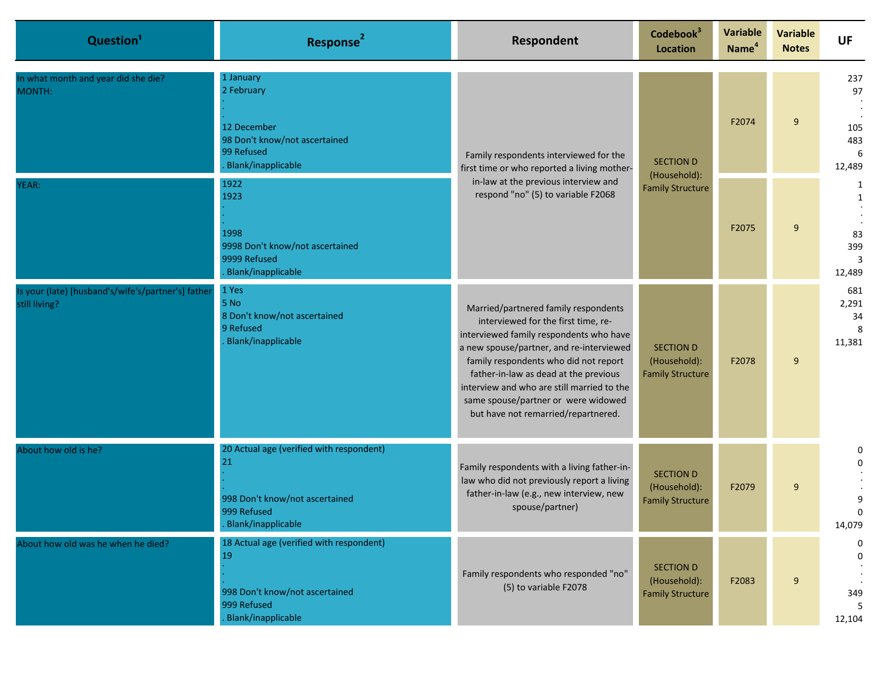| Question[1] | Response[2] | Respondent | Codebook[3] Location | Variable Name[4] | Variable Notes | UF |
|---|---|---|---|---|---|---|
| In what month and year did she die?<br>MONTH: | 1 January<br>2 February<br>.<br>.<br>12 December<br>98 Don't know/not ascertained<br>99 Refused<br>. Blank/inapplicable | Family respondents interviewed for the first time or who reported a living mother-in-law at the previous interview and respond "no" (5) to variable F2068 | SECTION D (Household): Family Structure | F2074 | 9 | 237<br>97<br>.<br>.<br>105<br>483<br>6<br>12,489 |
| YEAR: | 1922<br>1923<br>.<br>.<br>1998<br>9998 Don't know/not ascertained<br>9999 Refused<br>. Blank/inapplicable | | | F2075 | 9 | 1<br>1<br>.<br>.<br>83<br>399<br>3<br>12,489 |
| Is your (late) [husband's/wife's/partner's] father still living? | 1 Yes<br>5 No<br>8 Don't know/not ascertained<br>9 Refused<br>. Blank/inapplicable | Married/partnered family respondents interviewed for the first time, re-interviewed family respondents who have a new spouse/partner, and re-interviewed family respondents who did not report father-in-law as dead at the previous interview and who are still married to the same spouse/partner or were widowed but have not remarried/repartnered. | SECTION D (Household): Family Structure | F2078 | 9 | 681<br>2,291<br>34<br>8<br>11,381 |
| About how old is he? | 20 Actual age (verified with respondent)<br>21<br>.<br>.<br>998 Don't know/not ascertained<br>999 Refused<br>. Blank/inapplicable | Family respondents with a living father-in-law who did not previously report a living father-in-law (e.g., new interview, new spouse/partner) | SECTION D (Household): Family Structure | F2079 | 9 | 0<br>0<br>.<br>.<br>9<br>0<br>14,079 |
| About how old was he when he died? | 18 Actual age (verified with respondent)<br>19<br>.<br>.<br>998 Don't know/not ascertained<br>999 Refused<br>. Blank/inapplicable | Family respondents who responded "no" (5) to variable F2078 | SECTION D (Household): Family Structure | F2083 | 9 | 0<br>0<br>.<br>.<br>349<br>5<br>12,104 |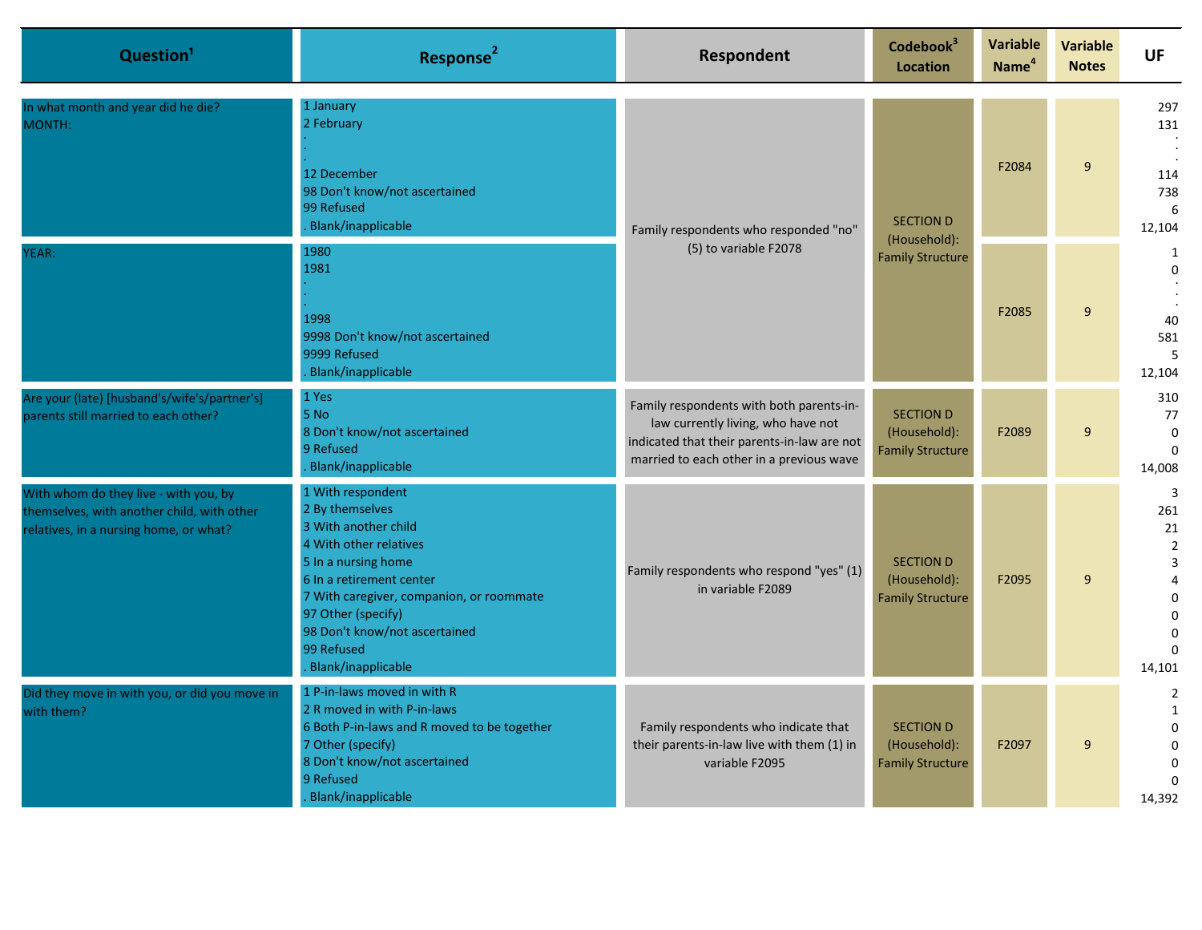| Question[1] | Response[2] | Respondent | Codebook[3] Location | Variable Name[4] | Variable Notes | UF |
|---|---|---|---|---|---|---|
| In what month and year did he die?<br>MONTH: | 1 January<br>2 February<br>.<br>.<br>12 December<br>98 Don't know/not ascertained<br>99 Refused<br>. Blank/inapplicable | Family respondents who responded "no" (5) to variable F2078 | SECTION D (Household): Family Structure | F2084 | 9 | 297<br>131<br>.<br>.<br>114<br>738<br>6<br>12,104 |
| YEAR: | 1980<br>1981<br>.<br>.<br>1998<br>9998 Don't know/not ascertained<br>9999 Refused<br>. Blank/inapplicable | | | F2085 | 9 | 1<br>0<br>.<br>.<br>40<br>581<br>5<br>12,104 |
| Are your (late) [husband's/wife's/partner's] parents still married to each other? | 1 Yes<br>5 No<br>8 Don't know/not ascertained<br>9 Refused<br>. Blank/inapplicable | Family respondents with both parents-in-law currently living, who have not indicated that their parents-in-law are not married to each other in a previous wave | SECTION D (Household): Family Structure | F2089 | 9 | 310<br>77<br>0<br>0<br>14,008 |
| With whom do they live - with you, by themselves, with another child, with other relatives, in a nursing home, or what? | 1 With respondent<br>2 By themselves<br>3 With another child<br>4 With other relatives<br>5 In a nursing home<br>6 In a retirement center<br>7 With caregiver, companion, or roommate<br>97 Other (specify)<br>98 Don't know/not ascertained<br>99 Refused<br>. Blank/inapplicable | Family respondents who respond "yes" (1) in variable F2089 | SECTION D (Household): Family Structure | F2095 | 9 | 3<br>261<br>21<br>2<br>3<br>4<br>0<br>0<br>0<br>0<br>14,101 |
| Did they move in with you, or did you move in with them? | 1 P-in-laws moved in with R<br>2 R moved in with P-in-laws<br>6 Both P-in-laws and R moved to be together<br>7 Other (specify)<br>8 Don't know/not ascertained<br>9 Refused<br>. Blank/inapplicable | Family respondents who indicate that their parents-in-law live with them (1) in variable F2095 | SECTION D (Household): Family Structure | F2097 | 9 | 2<br>1<br>0<br>0<br>0<br>0<br>14,392 |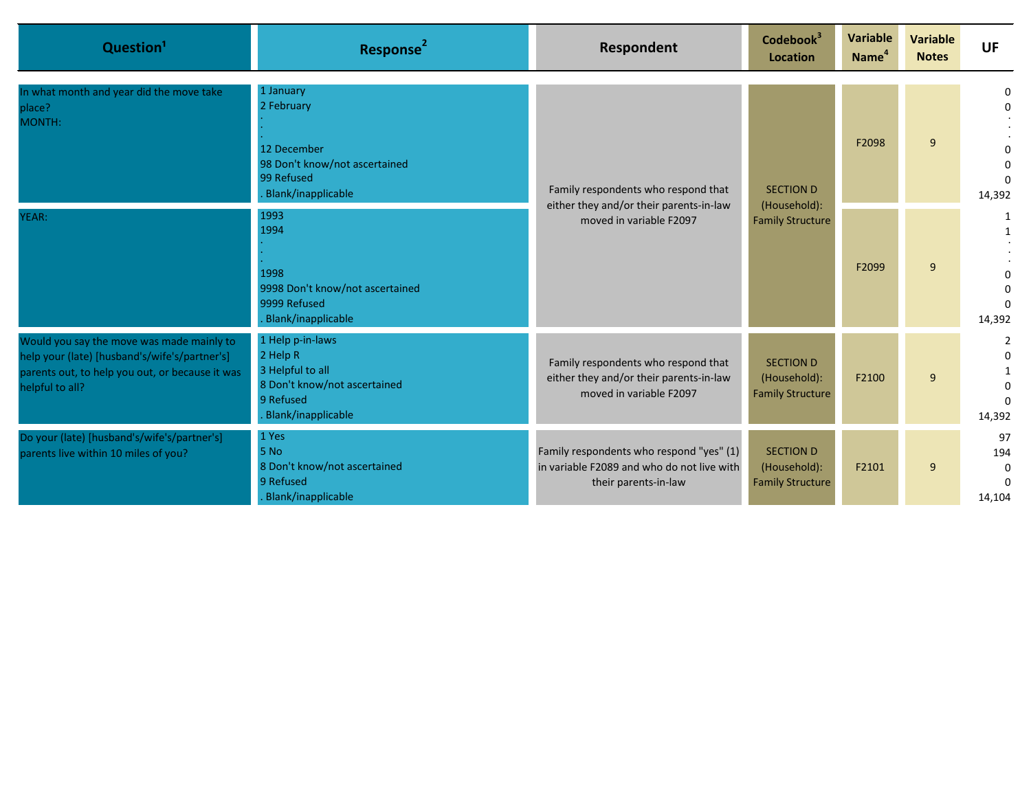| Question[1] | Response[2] | Respondent | Codebook[3] Location | Variable Name[4] | Variable Notes | UF |
|---|---|---|---|---|---|---|
| In what month and year did the move take place?<br>MONTH: | 1 January<br>2 February<br>.<br>.<br>12 December<br>98 Don't know/not ascertained<br>99 Refused<br>. Blank/inapplicable | Family respondents who respond that either they and/or their parents-in-law moved in variable F2097 | SECTION D (Household): Family Structure | F2098 | 9 | 0<br>0<br>.<br>.<br>0<br>0<br>0<br>14,392 |
| YEAR: | 1993<br>1994<br>.<br>.<br>1998<br>9998 Don't know/not ascertained<br>9999 Refused<br>. Blank/inapplicable | Family respondents who respond that either they and/or their parents-in-law moved in variable F2097 | SECTION D (Household): Family Structure | F2099 | 9 | 1<br>1<br>.<br>.<br>0<br>0<br>0<br>14,392 |
| Would you say the move was made mainly to help your (late) [husband's/wife's/partner's] parents out, to help you out, or because it was helpful to all? | 1 Help p-in-laws<br>2 Help R<br>3 Helpful to all<br>8 Don't know/not ascertained<br>9 Refused<br>. Blank/inapplicable | Family respondents who respond that either they and/or their parents-in-law moved in variable F2097 | SECTION D (Household): Family Structure | F2100 | 9 | 2<br>0<br>1<br>0<br>0<br>14,392 |
| Do your (late) [husband's/wife's/partner's] parents live within 10 miles of you? | 1 Yes<br>5 No<br>8 Don't know/not ascertained<br>9 Refused<br>. Blank/inapplicable | Family respondents who respond "yes" (1) in variable F2089 and who do not live with their parents-in-law | SECTION D (Household): Family Structure | F2101 | 9 | 97<br>194<br>0<br>0<br>14,104 |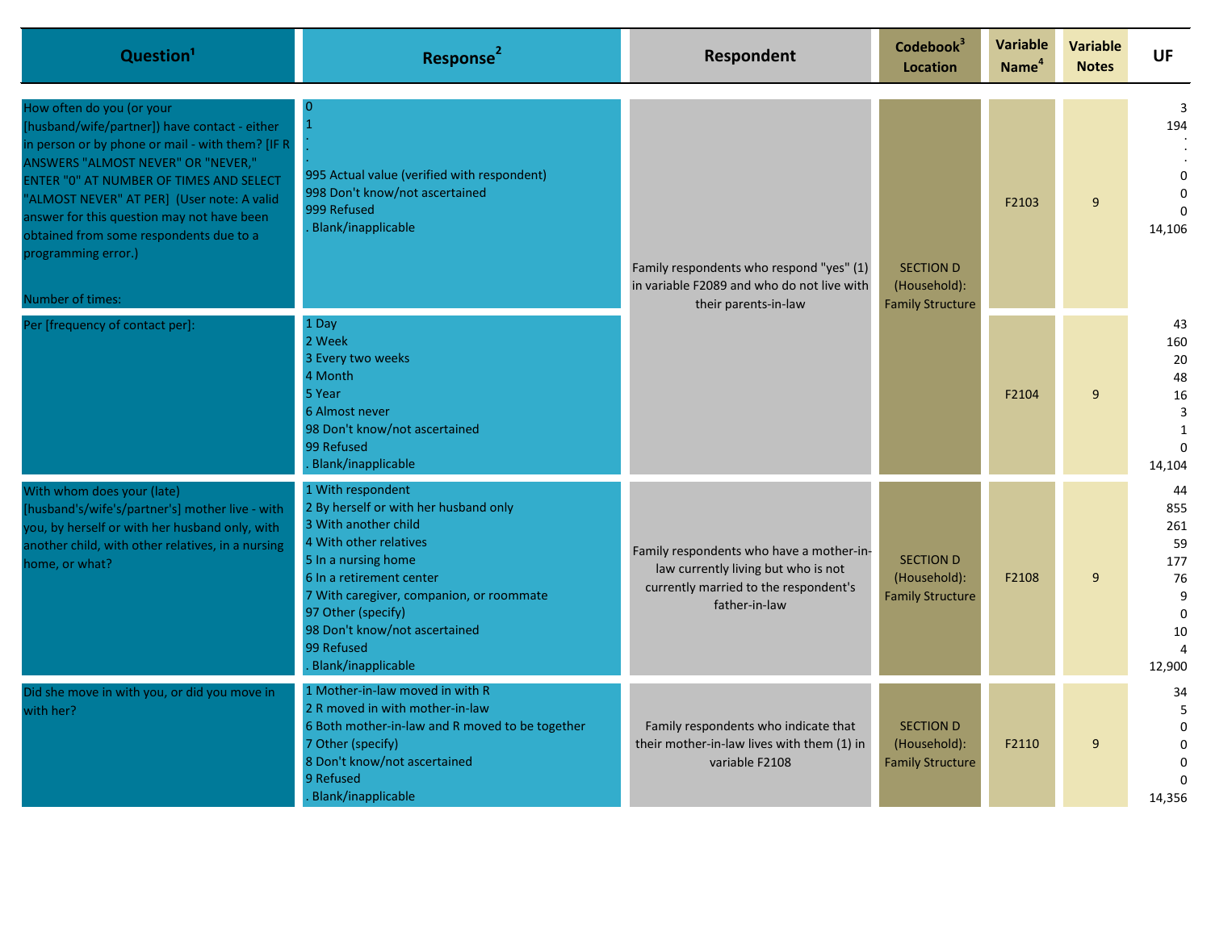| Question[1] | Response[2] | Respondent | Codebook[3] Location | Variable Name[4] | Variable Notes | UF |
|---|---|---|---|---|---|---|
| How often do you (or your [husband/wife/partner]) have contact - either in person or by phone or mail - with them? [IF R ANSWERS "ALMOST NEVER" OR "NEVER," ENTER "0" AT NUMBER OF TIMES AND SELECT "ALMOST NEVER" AT PER] (User note: A valid answer for this question may not have been obtained from some respondents due to a programming error.)<br><br>Number of times: | 0<br>1<br>.<br>.<br>995 Actual value (verified with respondent)<br>998 Don't know/not ascertained<br>999 Refused<br>. Blank/inapplicable | Family respondents who respond "yes" (1) in variable F2089 and who do not live with their parents-in-law | SECTION D (Household): Family Structure | F2103 | 9 | 3<br>194<br>.<br>.<br>0<br>0<br>0<br>14,106 |
| Per [frequency of contact per]: | 1 Day<br>2 Week<br>3 Every two weeks<br>4 Month<br>5 Year<br>6 Almost never<br>98 Don't know/not ascertained<br>99 Refused<br>. Blank/inapplicable | | | F2104 | 9 | 43<br>160<br>20<br>48<br>16<br>3<br>1<br>0<br>14,104 |
| With whom does your (late) [husband's/wife's/partner's] mother live - with you, by herself or with her husband only, with another child, with other relatives, in a nursing home, or what? | 1 With respondent<br>2 By herself or with her husband only<br>3 With another child<br>4 With other relatives<br>5 In a nursing home<br>6 In a retirement center<br>7 With caregiver, companion, or roommate<br>97 Other (specify)<br>98 Don't know/not ascertained<br>99 Refused<br>. Blank/inapplicable | Family respondents who have a mother-in-law currently living but who is not currently married to the respondent's father-in-law | SECTION D (Household): Family Structure | F2108 | 9 | 44<br>855<br>261<br>59<br>177<br>76<br>9<br>0<br>10<br>4<br>12,900 |
| Did she move in with you, or did you move in with her? | 1 Mother-in-law moved in with R<br>2 R moved in with mother-in-law<br>6 Both mother-in-law and R moved to be together<br>7 Other (specify)<br>8 Don't know/not ascertained<br>9 Refused<br>. Blank/inapplicable | Family respondents who indicate that their mother-in-law lives with them (1) in variable F2108 | SECTION D (Household): Family Structure | F2110 | 9 | 34<br>5<br>0<br>0<br>0<br>0<br>14,356 |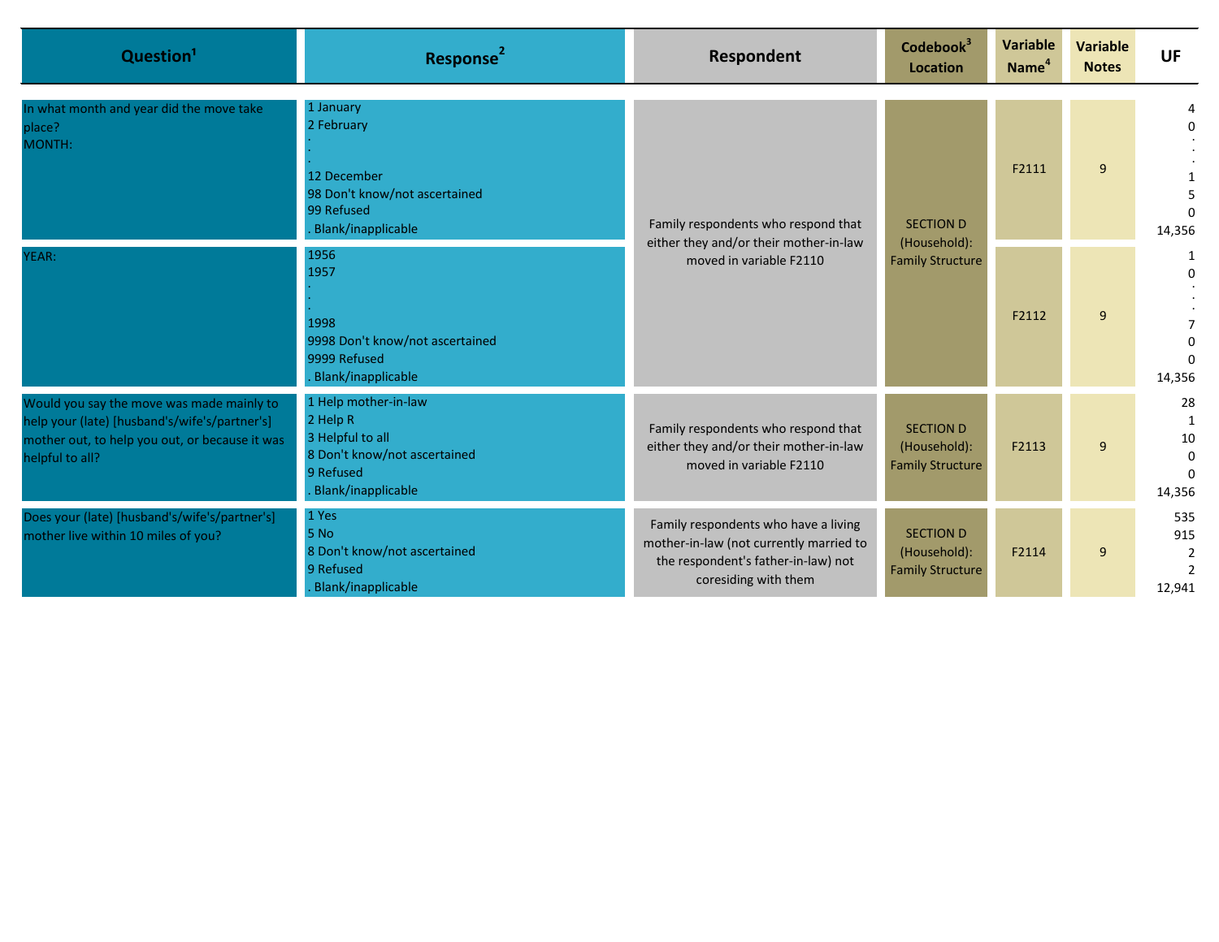| Question[1] | Response[2] | Respondent | Codebook[3] Location | Variable Name[4] | Variable Notes | UF |
|---|---|---|---|---|---|---|
| In what month and year did the move take place?<br>MONTH: | 1 January<br>2 February<br>.<br>.<br>12 December<br>98 Don't know/not ascertained<br>99 Refused<br>. Blank/inapplicable | Family respondents who respond that either they and/or their mother-in-law moved in variable F2110 | SECTION D (Household): Family Structure | F2111 | 9 | 4<br>0<br>.<br>.<br>1<br>5<br>0<br>14,356 |
| YEAR: | 1956<br>1957<br>.<br>.<br>1998<br>9998 Don't know/not ascertained<br>9999 Refused<br>. Blank/inapplicable | Family respondents who respond that either they and/or their mother-in-law moved in variable F2110 | SECTION D (Household): Family Structure | F2112 | 9 | 1<br>0<br>.<br>.<br>7<br>0<br>0<br>14,356 |
| Would you say the move was made mainly to help your (late) [husband's/wife's/partner's] mother out, to help you out, or because it was helpful to all? | 1 Help mother-in-law<br>2 Help R<br>3 Helpful to all<br>8 Don't know/not ascertained<br>9 Refused<br>. Blank/inapplicable | Family respondents who respond that either they and/or their mother-in-law moved in variable F2110 | SECTION D (Household): Family Structure | F2113 | 9 | 28<br>1<br>10<br>0<br>0<br>14,356 |
| Does your (late) [husband's/wife's/partner's] mother live within 10 miles of you? | 1 Yes<br>5 No<br>8 Don't know/not ascertained<br>9 Refused<br>. Blank/inapplicable | Family respondents who have a living mother-in-law (not currently married to the respondent's father-in-law) not coresiding with them | SECTION D (Household): Family Structure | F2114 | 9 | 535<br>915<br>2<br>2<br>12,941 |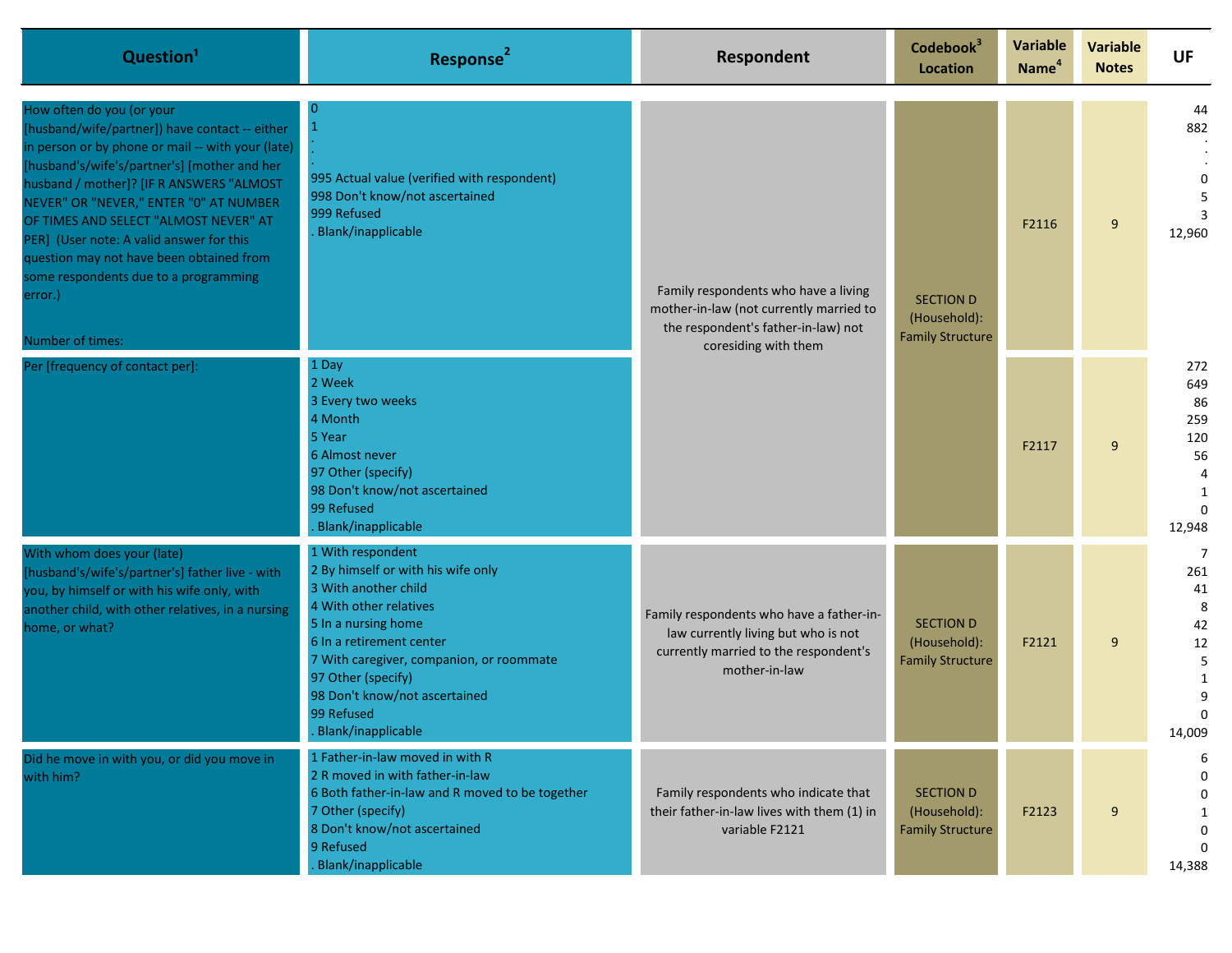| Question[1] | Response[2] | Respondent | Codebook[3] Location | Variable Name[4] | Variable Notes | UF |
|---|---|---|---|---|---|---|
| How often do you (or your [husband/wife/partner]) have contact -- either in person or by phone or mail -- with your (late) [husband's/wife's/partner's] [mother and her husband / mother]? [IF R ANSWERS "ALMOST NEVER" OR "NEVER," ENTER "0" AT NUMBER OF TIMES AND SELECT "ALMOST NEVER" AT PER] (User note: A valid answer for this question may not have been obtained from some respondents due to a programming error.)<br><br>Number of times: | 0<br>1<br>.<br>.<br>.<br>995 Actual value (verified with respondent)<br>998 Don't know/not ascertained<br>999 Refused<br>. Blank/inapplicable | Family respondents who have a living mother-in-law (not currently married to the respondent's father-in-law) not coresiding with them | SECTION D (Household): Family Structure | F2116 | 9 | 44<br>882<br>.<br>.<br>.<br>0<br>5<br>3<br>12,960 |
| Per [frequency of contact per]: | 1 Day<br>2 Week<br>3 Every two weeks<br>4 Month<br>5 Year<br>6 Almost never<br>97 Other (specify)<br>98 Don't know/not ascertained<br>99 Refused<br>. Blank/inapplicable | | | F2117 | 9 | 272<br>649<br>86<br>259<br>120<br>56<br>4<br>1<br>0<br>12,948 |
| With whom does your (late) [husband's/wife's/partner's] father live - with you, by himself or with his wife only, with another child, with other relatives, in a nursing home, or what? | 1 With respondent<br>2 By himself or with his wife only<br>3 With another child<br>4 With other relatives<br>5 In a nursing home<br>6 In a retirement center<br>7 With caregiver, companion, or roommate<br>97 Other (specify)<br>98 Don't know/not ascertained<br>99 Refused<br>. Blank/inapplicable | Family respondents who have a father-in-law currently living but who is not currently married to the respondent's mother-in-law | SECTION D (Household): Family Structure | F2121 | 9 | 7<br>261<br>41<br>8<br>42<br>12<br>5<br>1<br>9<br>0<br>14,009 |
| Did he move in with you, or did you move in with him? | 1 Father-in-law moved in with R<br>2 R moved in with father-in-law<br>6 Both father-in-law and R moved to be together<br>7 Other (specify)<br>8 Don't know/not ascertained<br>9 Refused<br>. Blank/inapplicable | Family respondents who indicate that their father-in-law lives with them (1) in variable F2121 | SECTION D (Household): Family Structure | F2123 | 9 | 6<br>0<br>0<br>1<br>0<br>0<br>14,388 |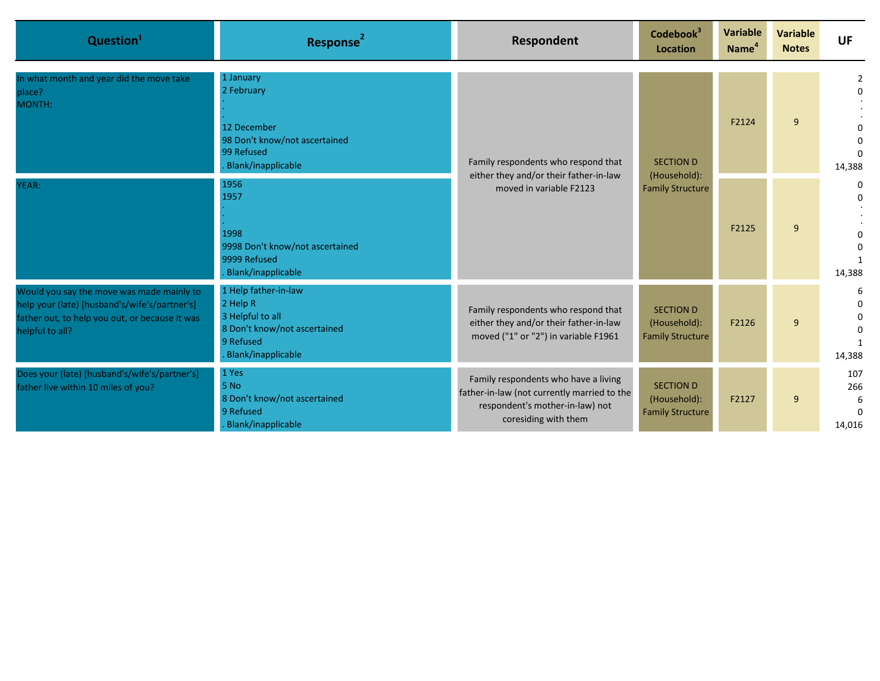| Question[1] | Response[2] | Respondent | Codebook[3] Location | Variable Name[4] | Variable Notes | UF |
|---|---|---|---|---|---|---|
| In what month and year did the move take place?<br>MONTH: | 1 January<br>2 February<br>.<br>.<br>12 December<br>98 Don't know/not ascertained<br>99 Refused<br>. Blank/inapplicable | Family respondents who respond that either they and/or their father-in-law moved in variable F2123 | SECTION D (Household): Family Structure | F2124 | 9 | 2<br>0<br>.<br>.<br>0<br>0<br>0<br>14,388 |
| YEAR: | 1956<br>1957<br>.<br>.<br>1998<br>9998 Don't know/not ascertained<br>9999 Refused<br>. Blank/inapplicable | | | F2125 | 9 | 0<br>0<br>.<br>.<br>0<br>0<br>1<br>14,388 |
| Would you say the move was made mainly to help your (late) [husband's/wife's/partner's] father out, to help you out, or because it was helpful to all? | 1 Help father-in-law<br>2 Help R<br>3 Helpful to all<br>8 Don't know/not ascertained<br>9 Refused<br>. Blank/inapplicable | Family respondents who respond that either they and/or their father-in-law moved ("1" or "2") in variable F1961 | SECTION D (Household): Family Structure | F2126 | 9 | 6<br>0<br>0<br>0<br>1<br>14,388 |
| Does your (late) [husband's/wife's/partner's] father live within 10 miles of you? | 1 Yes<br>5 No<br>8 Don't know/not ascertained<br>9 Refused<br>. Blank/inapplicable | Family respondents who have a living father-in-law (not currently married to the respondent's mother-in-law) not coresiding with them | SECTION D (Household): Family Structure | F2127 | 9 | 107<br>266<br>6<br>0<br>14,016 |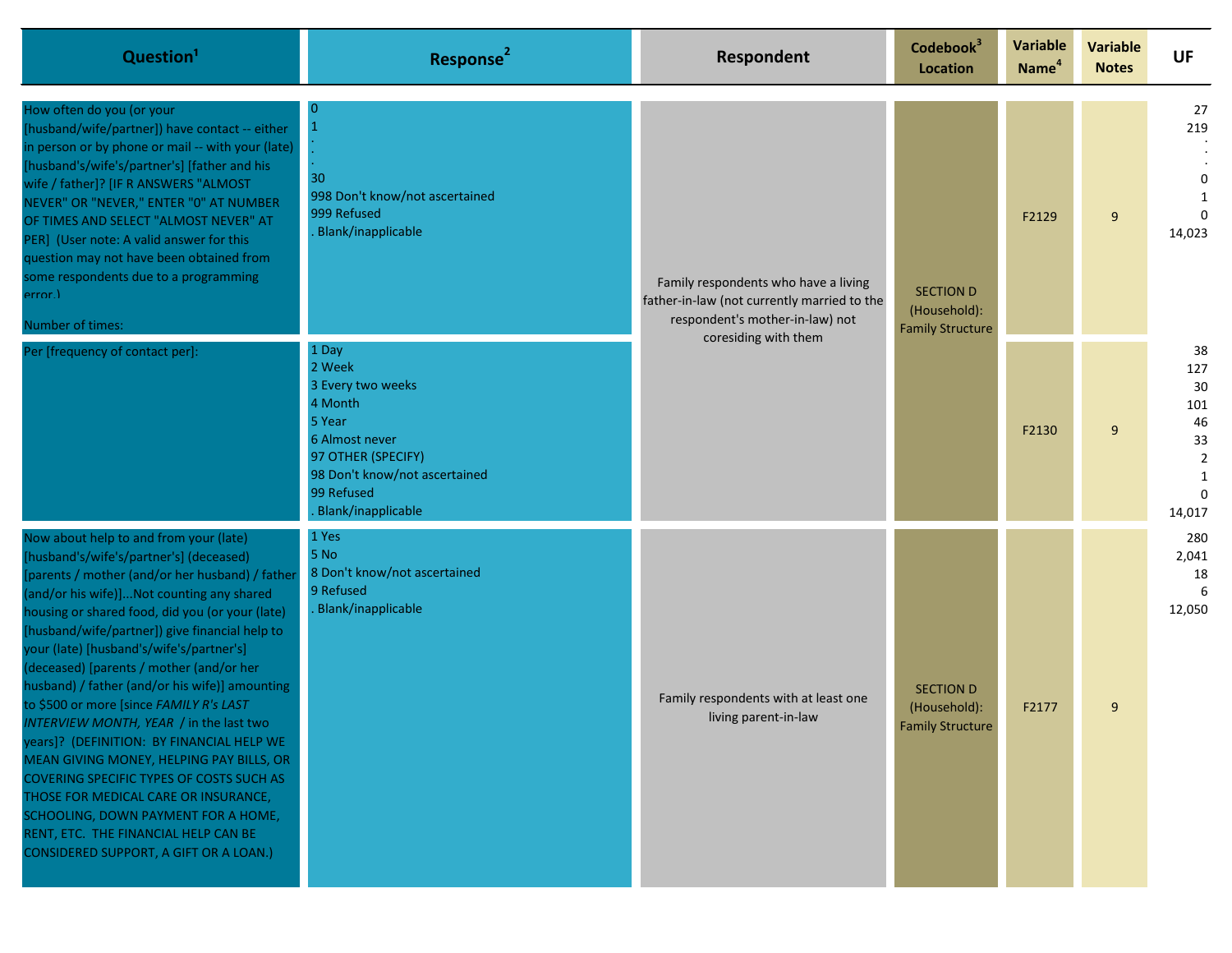| Question[1] | Response[2] | Respondent | Codebook[3] Location | Variable Name[4] | Variable Notes | UF |
|---|---|---|---|---|---|---|
| How often do you (or your [husband/wife/partner]) have contact -- either in person or by phone or mail -- with your (late) [husband's/wife's/partner's] [father and his wife / father]? [IF R ANSWERS "ALMOST NEVER" OR "NEVER," ENTER "0" AT NUMBER OF TIMES AND SELECT "ALMOST NEVER" AT PER] (User note: A valid answer for this question may not have been obtained from some respondents due to a programming error.)<br><br>Number of times: | 0<br>1<br>.<br>.<br>.<br>30<br>998 Don't know/not ascertained<br>999 Refused<br>. Blank/inapplicable | Family respondents who have a living father-in-law (not currently married to the respondent's mother-in-law) not coresiding with them | SECTION D (Household): Family Structure | F2129 | 9 | 27<br>219<br>.<br>.<br>.<br>0<br>1<br>0<br>14,023 |
| Per [frequency of contact per]: | 1 Day<br>2 Week<br>3 Every two weeks<br>4 Month<br>5 Year<br>6 Almost never<br>97 OTHER (SPECIFY)<br>98 Don't know/not ascertained<br>99 Refused<br>. Blank/inapplicable | | | F2130 | 9 | 38<br>127<br>30<br>101<br>46<br>33<br>2<br>1<br>0<br>14,017 |
| Now about help to and from your (late) [husband's/wife's/partner's] (deceased) [parents / mother (and/or her husband) / father (and/or his wife)]...Not counting any shared housing or shared food, did you (or your (late) [husband/wife/partner]) give financial help to your (late) [husband's/wife's/partner's] (deceased) [parents / mother (and/or her husband) / father (and/or his wife)] amounting to $500 or more [since *FAMILY R's LAST INTERVIEW MONTH, YEAR* / in the last two years]? (DEFINITION: BY FINANCIAL HELP WE MEAN GIVING MONEY, HELPING PAY BILLS, OR COVERING SPECIFIC TYPES OF COSTS SUCH AS THOSE FOR MEDICAL CARE OR INSURANCE, SCHOOLING, DOWN PAYMENT FOR A HOME, RENT, ETC. THE FINANCIAL HELP CAN BE CONSIDERED SUPPORT, A GIFT OR A LOAN.) | 1 Yes<br>5 No<br>8 Don't know/not ascertained<br>9 Refused<br>. Blank/inapplicable | Family respondents with at least one living parent-in-law | SECTION D (Household): Family Structure | F2177 | 9 | 280<br>2,041<br>18<br>6<br>12,050 |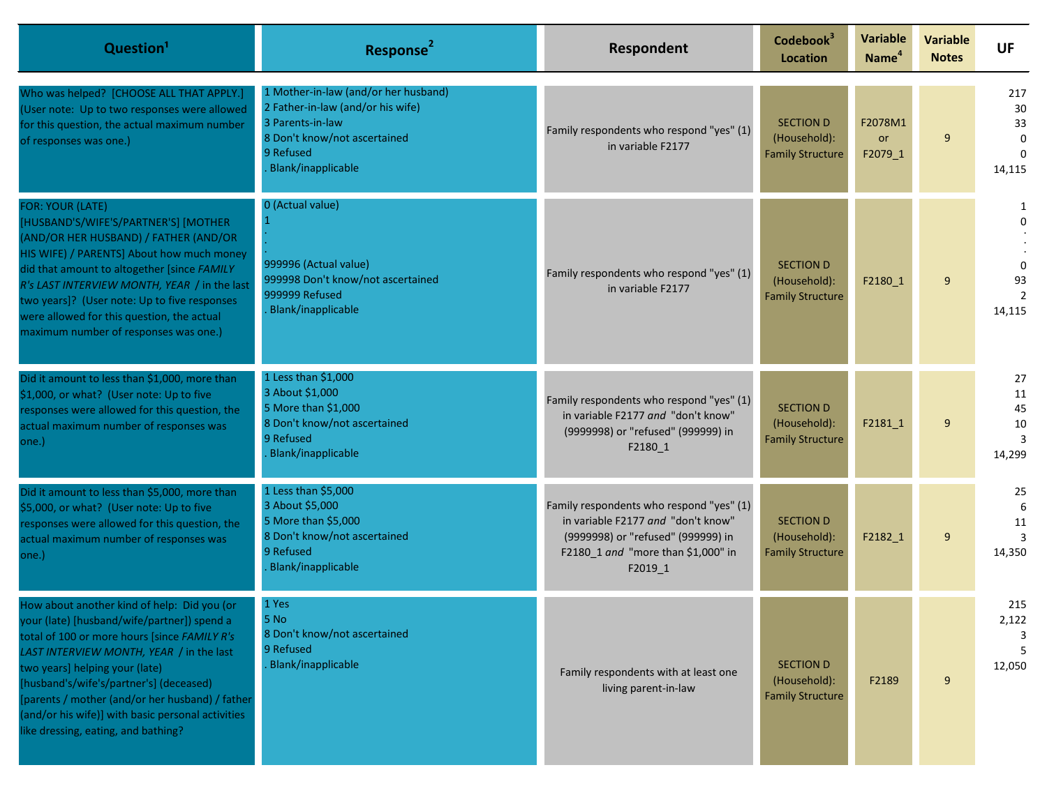| Question[1] | Response[2] | Respondent | Codebook[3] Location | Variable Name[4] | Variable Notes | UF |
|---|---|---|---|---|---|---|
| Who was helped? [CHOOSE ALL THAT APPLY.] (User note: Up to two responses were allowed for this question, the actual maximum number of responses was one.) | 1 Mother-in-law (and/or her husband)<br>2 Father-in-law (and/or his wife)<br>3 Parents-in-law<br>8 Don't know/not ascertained<br>9 Refused<br>. Blank/inapplicable | Family respondents who respond "yes" (1) in variable F2177 | SECTION D (Household): Family Structure | F2078M1 or F2079_1 | 9 | 217<br>30<br>33<br>0<br>0<br>14,115 |
| FOR: YOUR (LATE) [HUSBAND'S/WIFE'S/PARTNER'S] [MOTHER (AND/OR HER HUSBAND) / FATHER (AND/OR HIS WIFE) / PARENTS] About how much money did that amount to altogether [since *FAMILY R's LAST INTERVIEW MONTH, YEAR* / in the last two years]? (User note: Up to five responses were allowed for this question, the actual maximum number of responses was one.) | 0 (Actual value)<br>1<br>.<br>.<br>999996 (Actual value)<br>999998 Don't know/not ascertained<br>999999 Refused<br>. Blank/inapplicable | Family respondents who respond "yes" (1) in variable F2177 | SECTION D (Household): Family Structure | F2180_1 | 9 | 1<br>0<br>.<br>.<br>0<br>93<br>2<br>14,115 |
| Did it amount to less than $1,000, more than $1,000, or what? (User note: Up to five responses were allowed for this question, the actual maximum number of responses was one.) | 1 Less than $1,000<br>3 About $1,000<br>5 More than $1,000<br>8 Don't know/not ascertained<br>9 Refused<br>. Blank/inapplicable | Family respondents who respond "yes" (1) in variable F2177 *and* "don't know" (9999998) or "refused" (999999) in F2180_1 | SECTION D (Household): Family Structure | F2181_1 | 9 | 27<br>11<br>45<br>10<br>3<br>14,299 |
| Did it amount to less than $5,000, more than $5,000, or what? (User note: Up to five responses were allowed for this question, the actual maximum number of responses was one.) | 1 Less than $5,000<br>3 About $5,000<br>5 More than $5,000<br>8 Don't know/not ascertained<br>9 Refused<br>. Blank/inapplicable | Family respondents who respond "yes" (1) in variable F2177 *and* "don't know" (9999998) or "refused" (999999) in F2180_1 *and* "more than $1,000" in F2019_1 | SECTION D (Household): Family Structure | F2182_1 | 9 | 25<br>6<br>11<br>3<br>14,350 |
| How about another kind of help: Did you (or your (late) [husband/wife/partner]) spend a total of 100 or more hours [since *FAMILY R's LAST INTERVIEW MONTH, YEAR* / in the last two years] helping your (late) [husband's/wife's/partner's] (deceased) [parents / mother (and/or her husband) / father (and/or his wife)] with basic personal activities like dressing, eating, and bathing? | 1 Yes<br>5 No<br>8 Don't know/not ascertained<br>9 Refused<br>. Blank/inapplicable | Family respondents with at least one living parent-in-law | SECTION D (Household): Family Structure | F2189 | 9 | 215<br>2,122<br>3<br>5<br>12,050 |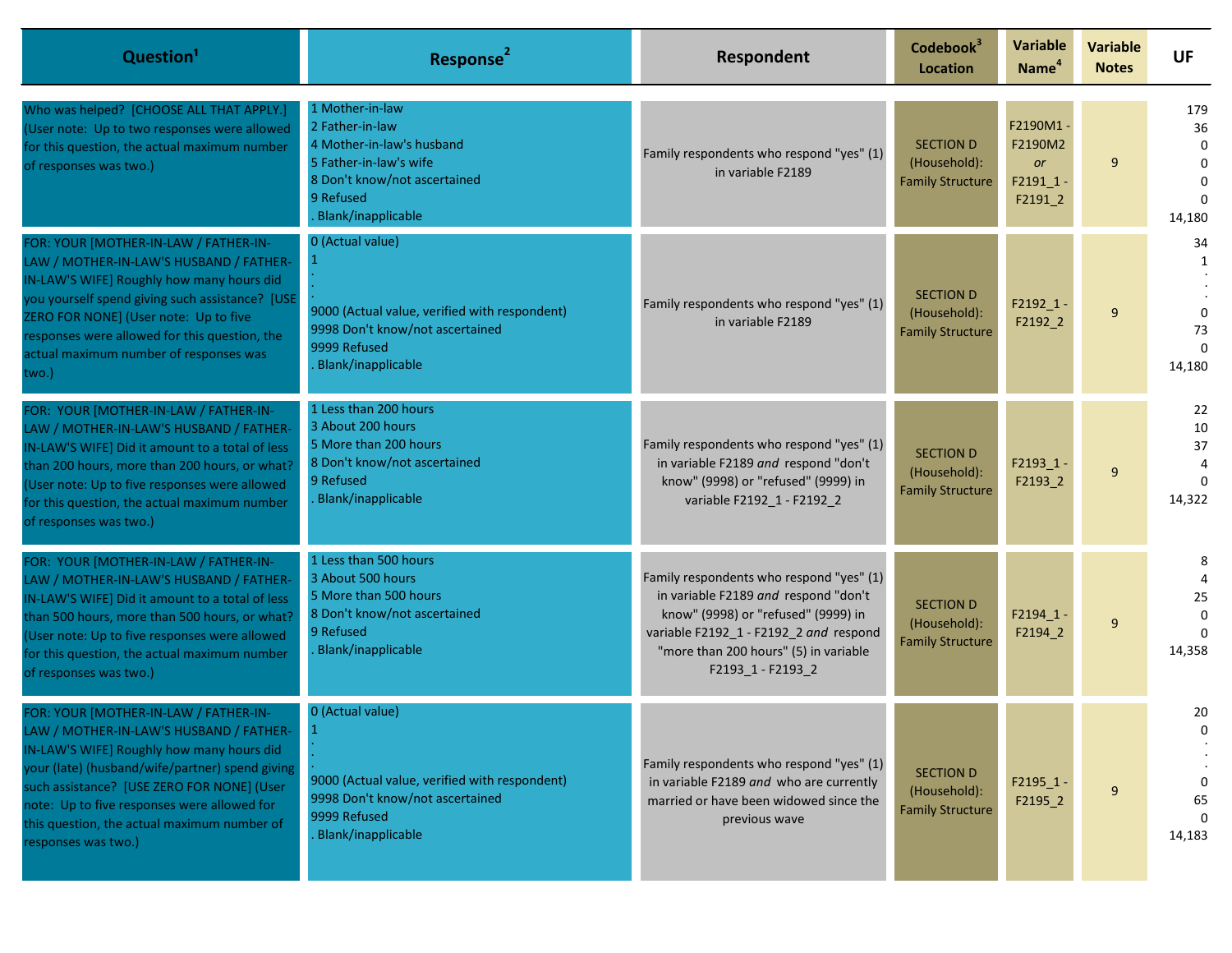| Question[1] | Response[2] | Respondent | Codebook[3] Location | Variable Name[4] | Variable Notes | UF |
|---|---|---|---|---|---|---|
| Who was helped? [CHOOSE ALL THAT APPLY.] (User note: Up to two responses were allowed for this question, the actual maximum number of responses was two.) | 1 Mother-in-law<br>2 Father-in-law<br>4 Mother-in-law's husband<br>5 Father-in-law's wife<br>8 Don't know/not ascertained<br>9 Refused<br>. Blank/inapplicable | Family respondents who respond "yes" (1) in variable F2189 | SECTION D (Household): Family Structure | F2190M1 - F2190M2 *or* F2191_1 - F2191_2 | 9 | 179<br>36<br>0<br>0<br>0<br>0<br>14,180 |
| FOR: YOUR [MOTHER-IN-LAW / FATHER-IN-LAW / MOTHER-IN-LAW'S HUSBAND / FATHER-IN-LAW'S WIFE] Roughly how many hours did you yourself spend giving such assistance? [USE ZERO FOR NONE] (User note: Up to five responses were allowed for this question, the actual maximum number of responses was two.) | 0 (Actual value)<br>1<br>.<br>.<br>9000 (Actual value, verified with respondent)<br>9998 Don't know/not ascertained<br>9999 Refused<br>. Blank/inapplicable | Family respondents who respond "yes" (1) in variable F2189 | SECTION D (Household): Family Structure | F2192_1 - F2192_2 | 9 | 34<br>1<br>.<br>.<br>0<br>73<br>0<br>14,180 |
| FOR: YOUR [MOTHER-IN-LAW / FATHER-IN-LAW / MOTHER-IN-LAW'S HUSBAND / FATHER-IN-LAW'S WIFE] Did it amount to a total of less than 200 hours, more than 200 hours, or what? (User note: Up to five responses were allowed for this question, the actual maximum number of responses was two.) | 1 Less than 200 hours<br>3 About 200 hours<br>5 More than 200 hours<br>8 Don't know/not ascertained<br>9 Refused<br>. Blank/inapplicable | Family respondents who respond "yes" (1) in variable F2189 *and* respond "don't know" (9998) or "refused" (9999) in variable F2192_1 - F2192_2 | SECTION D (Household): Family Structure | F2193_1 - F2193_2 | 9 | 22<br>10<br>37<br>4<br>0<br>14,322 |
| FOR: YOUR [MOTHER-IN-LAW / FATHER-IN-LAW / MOTHER-IN-LAW'S HUSBAND / FATHER-IN-LAW'S WIFE] Did it amount to a total of less than 500 hours, more than 500 hours, or what? (User note: Up to five responses were allowed for this question, the actual maximum number of responses was two.) | 1 Less than 500 hours<br>3 About 500 hours<br>5 More than 500 hours<br>8 Don't know/not ascertained<br>9 Refused<br>. Blank/inapplicable | Family respondents who respond "yes" (1) in variable F2189 *and* respond "don't know" (9998) or "refused" (9999) in variable F2192_1 - F2192_2 *and* respond "more than 200 hours" (5) in variable F2193_1 - F2193_2 | SECTION D (Household): Family Structure | F2194_1 - F2194_2 | 9 | 8<br>4<br>25<br>0<br>0<br>14,358 |
| FOR: YOUR [MOTHER-IN-LAW / FATHER-IN-LAW / MOTHER-IN-LAW'S HUSBAND / FATHER-IN-LAW'S WIFE] Roughly how many hours did your (late) (husband/wife/partner) spend giving such assistance? [USE ZERO FOR NONE] (User note: Up to five responses were allowed for this question, the actual maximum number of responses was two.) | 0 (Actual value)<br>1<br>.<br>.<br>9000 (Actual value, verified with respondent)<br>9998 Don't know/not ascertained<br>9999 Refused<br>. Blank/inapplicable | Family respondents who respond "yes" (1) in variable F2189 *and* who are currently married or have been widowed since the previous wave | SECTION D (Household): Family Structure | F2195_1 - F2195_2 | 9 | 20<br>0<br>.<br>.<br>0<br>65<br>0<br>14,183 |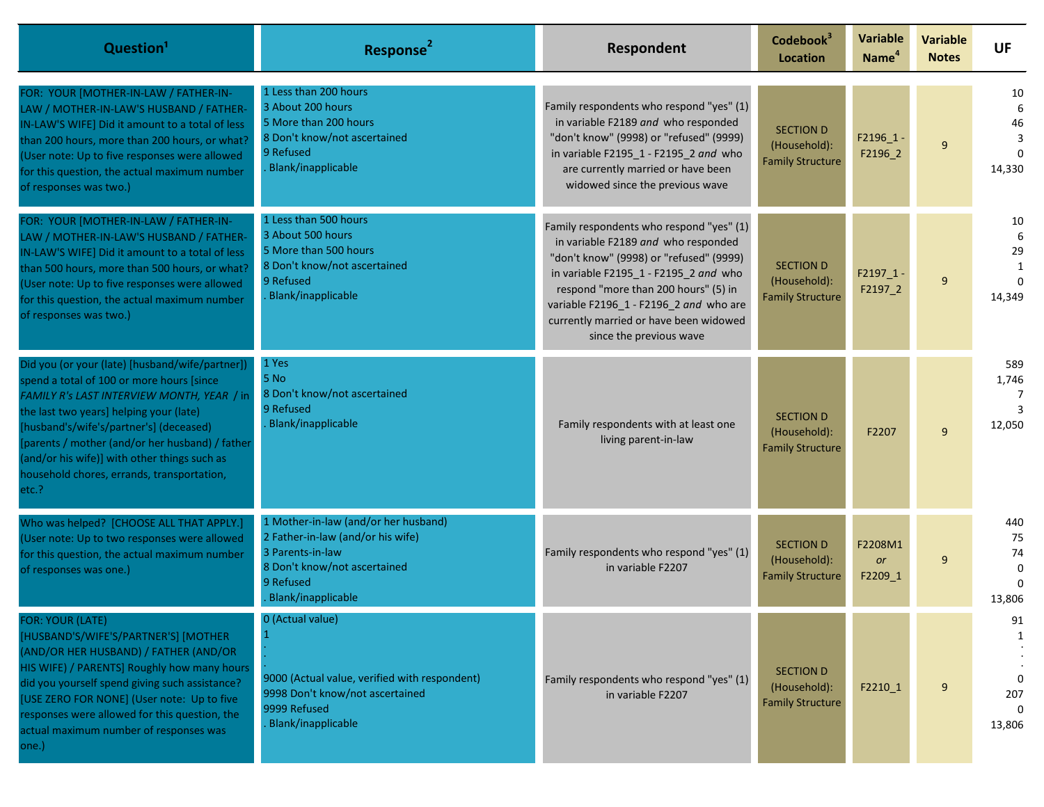| Question[1] | Response[2] | Respondent | Codebook[3] Location | Variable Name[4] | Variable Notes | UF |
|---|---|---|---|---|---|---|
| FOR: YOUR [MOTHER-IN-LAW / FATHER-IN-LAW / MOTHER-IN-LAW'S HUSBAND / FATHER-IN-LAW'S WIFE] Did it amount to a total of less than 200 hours, more than 200 hours, or what? (User note: Up to five responses were allowed for this question, the actual maximum number of responses was two.) | 1 Less than 200 hours<br>3 About 200 hours<br>5 More than 200 hours<br>8 Don't know/not ascertained<br>9 Refused<br>. Blank/inapplicable | Family respondents who respond "yes" (1) in variable F2189 *and* who responded "don't know" (9998) or "refused" (9999) in variable F2195_1 - F2195_2 *and* who are currently married or have been widowed since the previous wave | SECTION D (Household): Family Structure | F2196_1 - F2196_2 | 9 | 10<br>6<br>46<br>3<br>0<br>14,330 |
| FOR: YOUR [MOTHER-IN-LAW / FATHER-IN-LAW / MOTHER-IN-LAW'S HUSBAND / FATHER-IN-LAW'S WIFE] Did it amount to a total of less than 500 hours, more than 500 hours, or what? (User note: Up to five responses were allowed for this question, the actual maximum number of responses was two.) | 1 Less than 500 hours<br>3 About 500 hours<br>5 More than 500 hours<br>8 Don't know/not ascertained<br>9 Refused<br>. Blank/inapplicable | Family respondents who respond "yes" (1) in variable F2189 *and* who responded "don't know" (9998) or "refused" (9999) in variable F2195_1 - F2195_2 *and* who respond "more than 200 hours" (5) in variable F2196_1 - F2196_2 *and* who are currently married or have been widowed since the previous wave | SECTION D (Household): Family Structure | F2197_1 - F2197_2 | 9 | 10<br>6<br>29<br>1<br>0<br>14,349 |
| Did you (or your (late) [husband/wife/partner]) spend a total of 100 or more hours [since *FAMILY R's LAST INTERVIEW MONTH, YEAR* / in the last two years] helping your (late) [husband's/wife's/partner's] (deceased) [parents / mother (and/or her husband) / father (and/or his wife)] with other things such as household chores, errands, transportation, etc.? | 1 Yes<br>5 No<br>8 Don't know/not ascertained<br>9 Refused<br>. Blank/inapplicable | Family respondents with at least one living parent-in-law | SECTION D (Household): Family Structure | F2207 | 9 | 589<br>1,746<br>7<br>3<br>12,050 |
| Who was helped? [CHOOSE ALL THAT APPLY.] (User note: Up to two responses were allowed for this question, the actual maximum number of responses was one.) | 1 Mother-in-law (and/or her husband)<br>2 Father-in-law (and/or his wife)<br>3 Parents-in-law<br>8 Don't know/not ascertained<br>9 Refused<br>. Blank/inapplicable | Family respondents who respond "yes" (1) in variable F2207 | SECTION D (Household): Family Structure | F2208M1 *or* F2209_1 | 9 | 440<br>75<br>74<br>0<br>0<br>13,806 |
| FOR: YOUR (LATE) [HUSBAND'S/WIFE'S/PARTNER'S] [MOTHER (AND/OR HER HUSBAND) / FATHER (AND/OR HIS WIFE) / PARENTS] Roughly how many hours did you yourself spend giving such assistance? [USE ZERO FOR NONE] (User note: Up to five responses were allowed for this question, the actual maximum number of responses was one.) | 0 (Actual value)<br>1<br>.<br>.<br>.<br>9000 (Actual value, verified with respondent)<br>9998 Don't know/not ascertained<br>9999 Refused<br>. Blank/inapplicable | Family respondents who respond "yes" (1) in variable F2207 | SECTION D (Household): Family Structure | F2210_1 | 9 | 91<br>1<br>.<br>.<br>.<br>0<br>207<br>0<br>13,806 |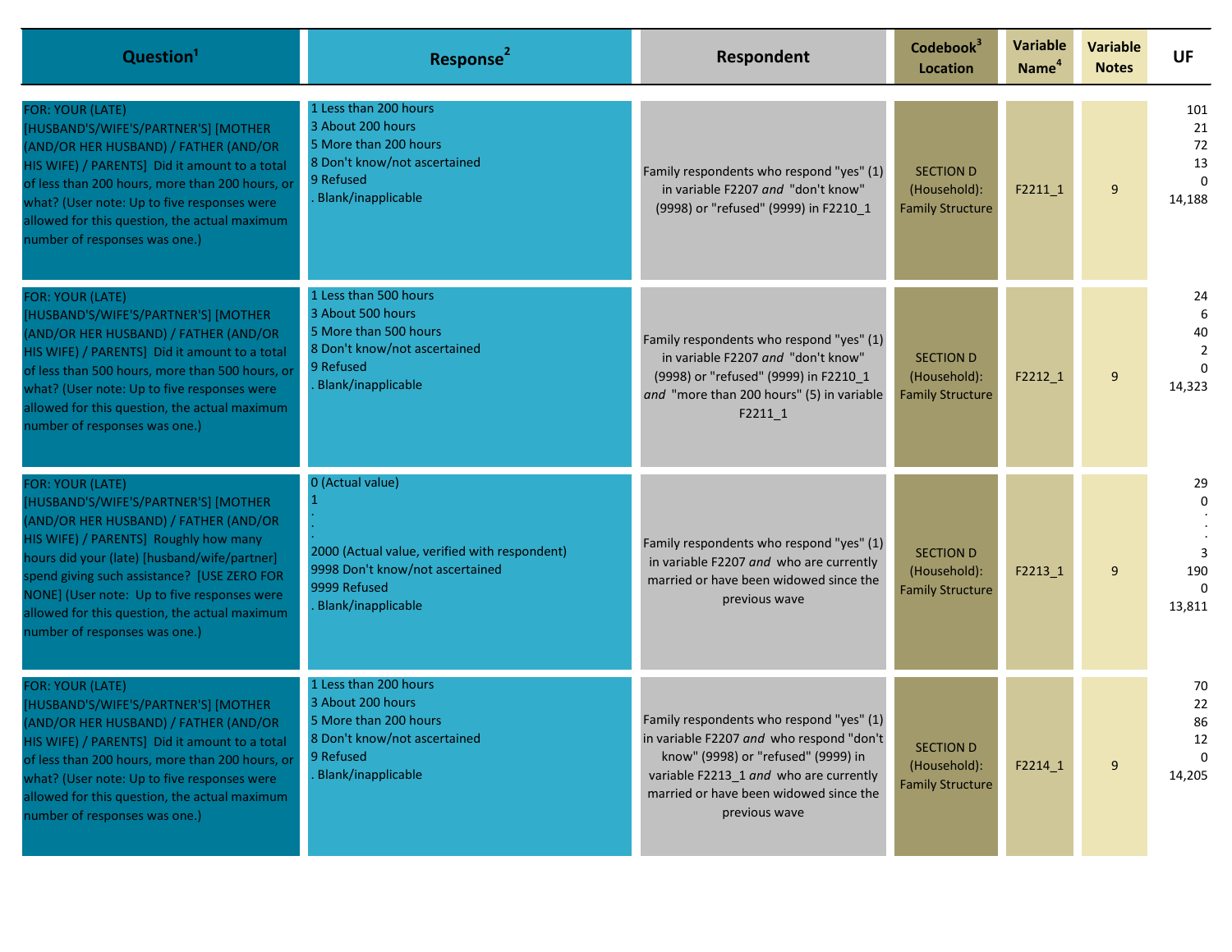| Question[1] | Response[2] | Respondent | Codebook[3] Location | Variable Name[4] | Variable Notes | UF |
|---|---|---|---|---|---|---|
| FOR: YOUR (LATE) [HUSBAND'S/WIFE'S/PARTNER'S] [MOTHER (AND/OR HER HUSBAND) / FATHER (AND/OR HIS WIFE) / PARENTS] Did it amount to a total of less than 200 hours, more than 200 hours, or what? (User note: Up to five responses were allowed for this question, the actual maximum number of responses was one.) | 1 Less than 200 hours<br>3 About 200 hours<br>5 More than 200 hours<br>8 Don't know/not ascertained<br>9 Refused<br>. Blank/inapplicable | Family respondents who respond "yes" (1) in variable F2207 *and* "don't know" (9998) or "refused" (9999) in F2210_1 | SECTION D (Household): Family Structure | F2211_1 | 9 | 101<br>21<br>72<br>13<br>0<br>14,188 |
| FOR: YOUR (LATE) [HUSBAND'S/WIFE'S/PARTNER'S] [MOTHER (AND/OR HER HUSBAND) / FATHER (AND/OR HIS WIFE) / PARENTS] Did it amount to a total of less than 500 hours, more than 500 hours, or what? (User note: Up to five responses were allowed for this question, the actual maximum number of responses was one.) | 1 Less than 500 hours<br>3 About 500 hours<br>5 More than 500 hours<br>8 Don't know/not ascertained<br>9 Refused<br>. Blank/inapplicable | Family respondents who respond "yes" (1) in variable F2207 *and* "don't know" (9998) or "refused" (9999) in F2210_1 *and* "more than 200 hours" (5) in variable F2211_1 | SECTION D (Household): Family Structure | F2212_1 | 9 | 24<br>6<br>40<br>2<br>0<br>14,323 |
| FOR: YOUR (LATE) [HUSBAND'S/WIFE'S/PARTNER'S] [MOTHER (AND/OR HER HUSBAND) / FATHER (AND/OR HIS WIFE) / PARENTS] Roughly how many hours did your (late) [husband/wife/partner] spend giving such assistance? [USE ZERO FOR NONE] (User note: Up to five responses were allowed for this question, the actual maximum number of responses was one.) | 0 (Actual value)<br>1<br>.<br>.<br>.<br>2000 (Actual value, verified with respondent)<br>9998 Don't know/not ascertained<br>9999 Refused<br>. Blank/inapplicable | Family respondents who respond "yes" (1) in variable F2207 *and* who are currently married or have been widowed since the previous wave | SECTION D (Household): Family Structure | F2213_1 | 9 | 29<br>0<br>.<br>.<br>.<br>3<br>190<br>0<br>13,811 |
| FOR: YOUR (LATE) [HUSBAND'S/WIFE'S/PARTNER'S] [MOTHER (AND/OR HER HUSBAND) / FATHER (AND/OR HIS WIFE) / PARENTS] Did it amount to a total of less than 200 hours, more than 200 hours, or what? (User note: Up to five responses were allowed for this question, the actual maximum number of responses was one.) | 1 Less than 200 hours<br>3 About 200 hours<br>5 More than 200 hours<br>8 Don't know/not ascertained<br>9 Refused<br>. Blank/inapplicable | Family respondents who respond "yes" (1) in variable F2207 *and* who respond "don't know" (9998) or "refused" (9999) in variable F2213_1 *and* who are currently married or have been widowed since the previous wave | SECTION D (Household): Family Structure | F2214_1 | 9 | 70<br>22<br>86<br>12<br>0<br>14,205 |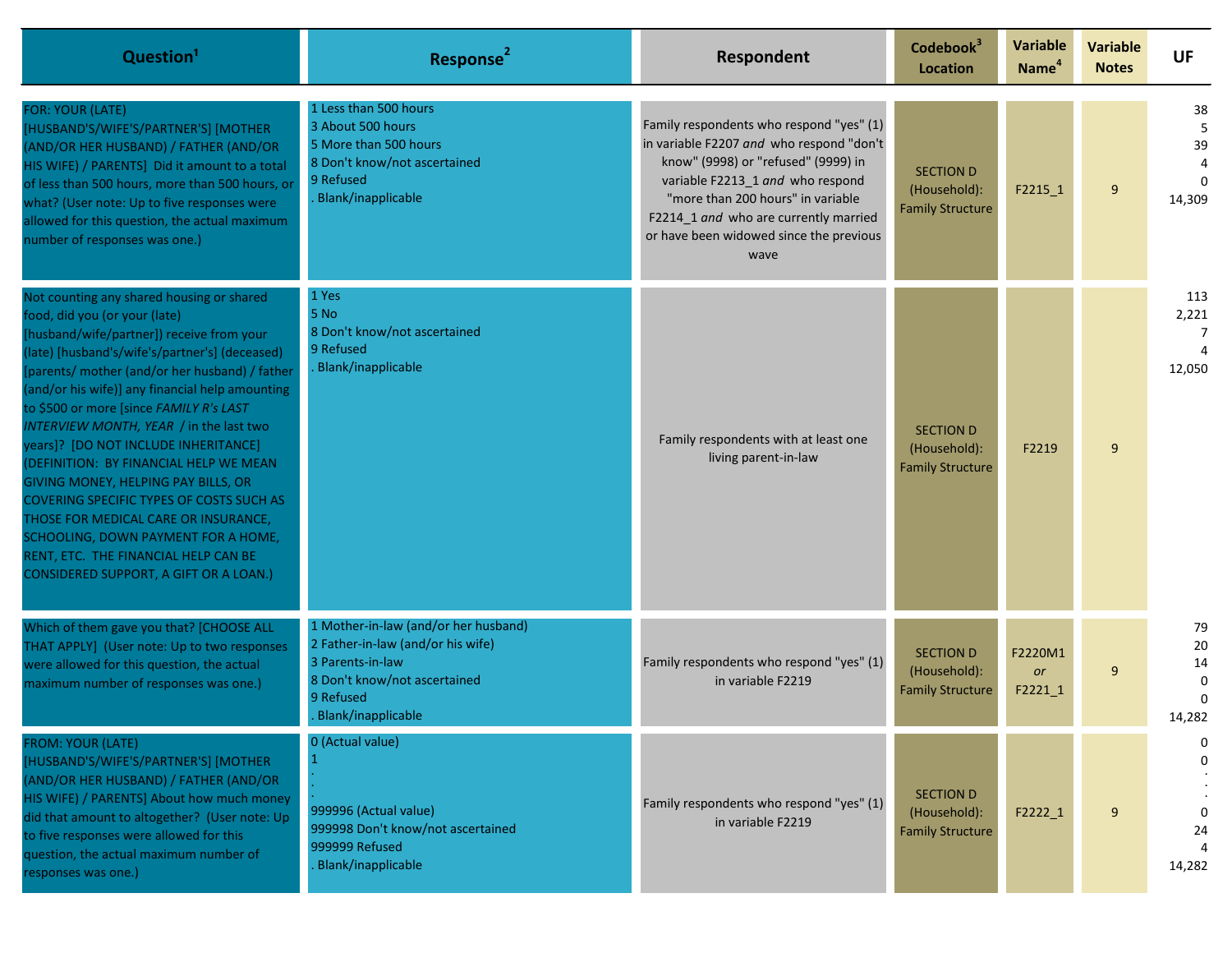| Question[1] | Response[2] | Respondent | Codebook[3] Location | Variable Name[4] | Variable Notes | UF |
|---|---|---|---|---|---|---|
| FOR: YOUR (LATE) [HUSBAND'S/WIFE'S/PARTNER'S] [MOTHER (AND/OR HER HUSBAND) / FATHER (AND/OR HIS WIFE) / PARENTS] Did it amount to a total of less than 500 hours, more than 500 hours, or what? (User note: Up to five responses were allowed for this question, the actual maximum number of responses was one.) | 1 Less than 500 hours<br>3 About 500 hours<br>5 More than 500 hours<br>8 Don't know/not ascertained<br>9 Refused<br>. Blank/inapplicable | Family respondents who respond "yes" (1) in variable F2207 *and* who respond "don't know" (9998) or "refused" (9999) in variable F2213_1 *and* who respond "more than 200 hours" in variable F2214_1 *and* who are currently married or have been widowed since the previous wave | SECTION D (Household): Family Structure | F2215_1 | 9 | 38<br>5<br>39<br>4<br>0<br>14,309 |
| Not counting any shared housing or shared food, did you (or your (late) [husband/wife/partner]) receive from your (late) [husband's/wife's/partner's] (deceased) [parents/ mother (and/or her husband) / father (and/or his wife)] any financial help amounting to $500 or more [since *FAMILY R's LAST INTERVIEW MONTH, YEAR* / in the last two years]? [DO NOT INCLUDE INHERITANCE] (DEFINITION: BY FINANCIAL HELP WE MEAN GIVING MONEY, HELPING PAY BILLS, OR COVERING SPECIFIC TYPES OF COSTS SUCH AS THOSE FOR MEDICAL CARE OR INSURANCE, SCHOOLING, DOWN PAYMENT FOR A HOME, RENT, ETC. THE FINANCIAL HELP CAN BE CONSIDERED SUPPORT, A GIFT OR A LOAN.) | 1 Yes<br>5 No<br>8 Don't know/not ascertained<br>9 Refused<br>. Blank/inapplicable | Family respondents with at least one living parent-in-law | SECTION D (Household): Family Structure | F2219 | 9 | 113<br>2,221<br>7<br>4<br>12,050 |
| Which of them gave you that? [CHOOSE ALL THAT APPLY] (User note: Up to two responses were allowed for this question, the actual maximum number of responses was one.) | 1 Mother-in-law (and/or her husband)<br>2 Father-in-law (and/or his wife)<br>3 Parents-in-law<br>8 Don't know/not ascertained<br>9 Refused<br>. Blank/inapplicable | Family respondents who respond "yes" (1) in variable F2219 | SECTION D (Household): Family Structure | F2220M1 *or* F2221_1 | 9 | 79<br>20<br>14<br>0<br>0<br>14,282 |
| FROM: YOUR (LATE) [HUSBAND'S/WIFE'S/PARTNER'S] [MOTHER (AND/OR HER HUSBAND) / FATHER (AND/OR HIS WIFE) / PARENTS] About how much money did that amount to altogether? (User note: Up to five responses were allowed for this question, the actual maximum number of responses was one.) | 0 (Actual value)<br>1<br>.<br>.<br>999996 (Actual value)<br>999998 Don't know/not ascertained<br>999999 Refused<br>. Blank/inapplicable | Family respondents who respond "yes" (1) in variable F2219 | SECTION D (Household): Family Structure | F2222_1 | 9 | 0<br>0<br>.<br>.<br>0<br>24<br>4<br>14,282 |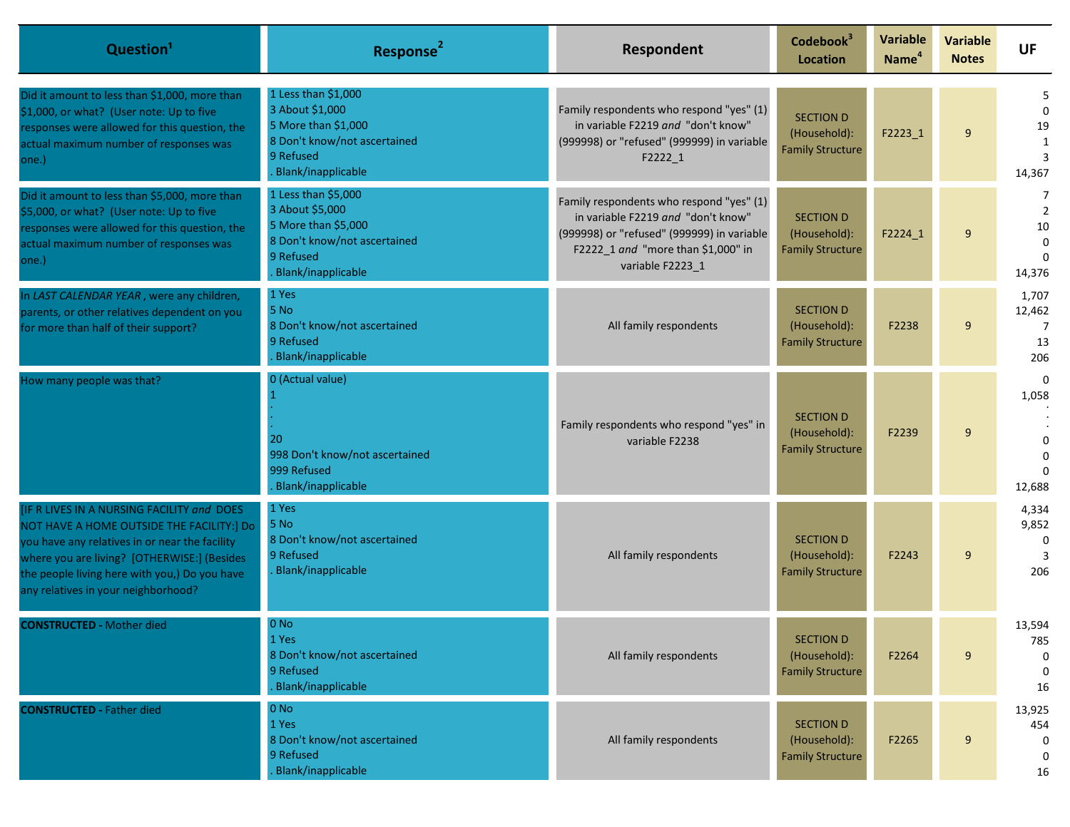| Question[1] | Response[2] | Respondent | Codebook[3] Location | Variable Name[4] | Variable Notes | UF |
|---|---|---|---|---|---|---|
| Did it amount to less than $1,000, more than $1,000, or what? (User note: Up to five responses were allowed for this question, the actual maximum number of responses was one.) | 1 Less than $1,000<br>3 About $1,000<br>5 More than $1,000<br>8 Don't know/not ascertained<br>9 Refused<br>. Blank/inapplicable | Family respondents who respond "yes" (1) in variable F2219 *and* "don't know" (999998) or "refused" (999999) in variable F2222_1 | SECTION D (Household): Family Structure | F2223_1 | 9 | 5<br>0<br>19<br>1<br>3<br>14,367 |
| Did it amount to less than $5,000, more than $5,000, or what? (User note: Up to five responses were allowed for this question, the actual maximum number of responses was one.) | 1 Less than $5,000<br>3 About $5,000<br>5 More than $5,000<br>8 Don't know/not ascertained<br>9 Refused<br>. Blank/inapplicable | Family respondents who respond "yes" (1) in variable F2219 *and* "don't know" (999998) or "refused" (999999) in variable F2222_1 *and* "more than $1,000" in variable F2223_1 | SECTION D (Household): Family Structure | F2224_1 | 9 | 7<br>2<br>10<br>0<br>0<br>14,376 |
| In *LAST CALENDAR YEAR* , were any children, parents, or other relatives dependent on you for more than half of their support? | 1 Yes<br>5 No<br>8 Don't know/not ascertained<br>9 Refused<br>. Blank/inapplicable | All family respondents | SECTION D (Household): Family Structure | F2238 | 9 | 1,707<br>12,462<br>7<br>13<br>206 |
| How many people was that? | 0 (Actual value)<br>1<br>.<br>.<br>20<br>998 Don't know/not ascertained<br>999 Refused<br>. Blank/inapplicable | Family respondents who respond "yes" in variable F2238 | SECTION D (Household): Family Structure | F2239 | 9 | 0<br>1,058<br>.<br>.<br>0<br>0<br>0<br>12,688 |
| [IF R LIVES IN A NURSING FACILITY *and* DOES NOT HAVE A HOME OUTSIDE THE FACILITY:] Do you have any relatives in or near the facility where you are living? [OTHERWISE:] (Besides the people living here with you,) Do you have any relatives in your neighborhood? | 1 Yes<br>5 No<br>8 Don't know/not ascertained<br>9 Refused<br>. Blank/inapplicable | All family respondents | SECTION D (Household): Family Structure | F2243 | 9 | 4,334<br>9,852<br>0<br>3<br>206 |
| **CONSTRUCTED** - Mother died | 0 No<br>1 Yes<br>8 Don't know/not ascertained<br>9 Refused<br>. Blank/inapplicable | All family respondents | SECTION D (Household): Family Structure | F2264 | 9 | 13,594<br>785<br>0<br>0<br>16 |
| **CONSTRUCTED** - Father died | 0 No<br>1 Yes<br>8 Don't know/not ascertained<br>9 Refused<br>. Blank/inapplicable | All family respondents | SECTION D (Household): Family Structure | F2265 | 9 | 13,925<br>454<br>0<br>0<br>16 |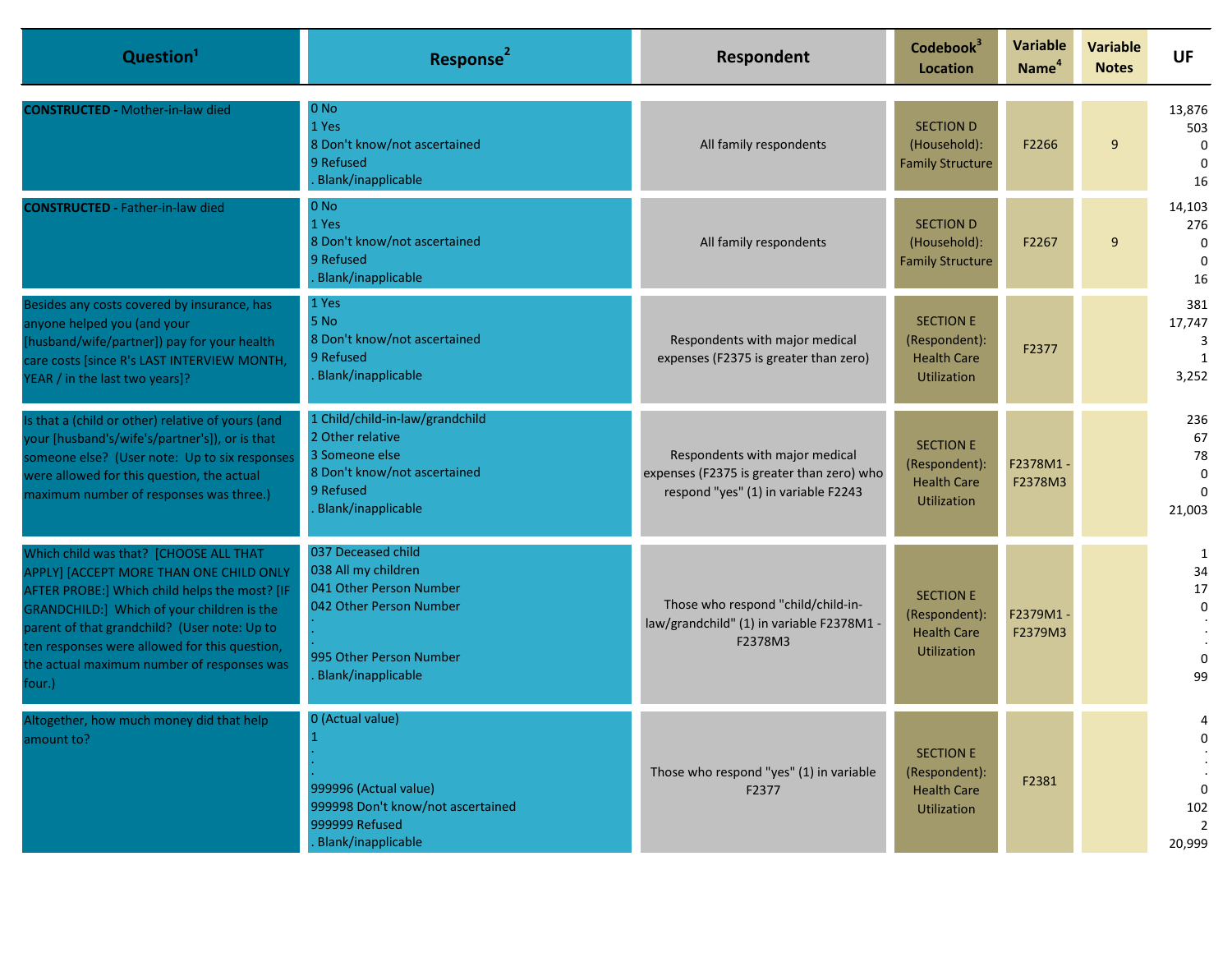| Question[1] | Response[2] | Respondent | Codebook[3] Location | Variable Name[4] | Variable Notes | UF |
|---|---|---|---|---|---|---|
| **CONSTRUCTED** - Mother-in-law died | 0 No<br>1 Yes<br>8 Don't know/not ascertained<br>9 Refused<br>. Blank/inapplicable | All family respondents | SECTION D (Household): Family Structure | F2266 | 9 | 13,876<br>503<br>0<br>0<br>16 |
| **CONSTRUCTED** - Father-in-law died | 0 No<br>1 Yes<br>8 Don't know/not ascertained<br>9 Refused<br>. Blank/inapplicable | All family respondents | SECTION D (Household): Family Structure | F2267 | 9 | 14,103<br>276<br>0<br>0<br>16 |
| Besides any costs covered by insurance, has anyone helped you (and your [husband/wife/partner]) pay for your health care costs [since R's LAST INTERVIEW MONTH, YEAR / in the last two years]? | 1 Yes<br>5 No<br>8 Don't know/not ascertained<br>9 Refused<br>. Blank/inapplicable | Respondents with major medical expenses (F2375 is greater than zero) | SECTION E (Respondent): Health Care Utilization | F2377 | | 381<br>17,747<br>3<br>1<br>3,252 |
| Is that a (child or other) relative of yours (and your [husband's/wife's/partner's]), or is that someone else? (User note: Up to six responses were allowed for this question, the actual maximum number of responses was three.) | 1 Child/child-in-law/grandchild<br>2 Other relative<br>3 Someone else<br>8 Don't know/not ascertained<br>9 Refused<br>. Blank/inapplicable | Respondents with major medical expenses (F2375 is greater than zero) who respond "yes" (1) in variable F2243 | SECTION E (Respondent): Health Care Utilization | F2378M1 - F2378M3 | | 236<br>67<br>78<br>0<br>0<br>21,003 |
| Which child was that? [CHOOSE ALL THAT APPLY] [ACCEPT MORE THAN ONE CHILD ONLY AFTER PROBE:] Which child helps the most? [IF GRANDCHILD:] Which of your children is the parent of that grandchild? (User note: Up to ten responses were allowed for this question, the actual maximum number of responses was four.) | 037 Deceased child<br>038 All my children<br>041 Other Person Number<br>042 Other Person Number<br>.<br>.<br>995 Other Person Number<br>. Blank/inapplicable | Those who respond "child/child-in-law/grandchild" (1) in variable F2378M1 - F2378M3 | SECTION E (Respondent): Health Care Utilization | F2379M1 - F2379M3 | | 1<br>34<br>17<br>0<br>.<br>.<br>0<br>99 |
| Altogether, how much money did that help amount to? | 0 (Actual value)<br>1<br>.<br>.<br>999996 (Actual value)<br>999998 Don't know/not ascertained<br>999999 Refused<br>. Blank/inapplicable | Those who respond "yes" (1) in variable F2377 | SECTION E (Respondent): Health Care Utilization | F2381 | | 4<br>0<br>.<br>.<br>0<br>102<br>2<br>20,999 |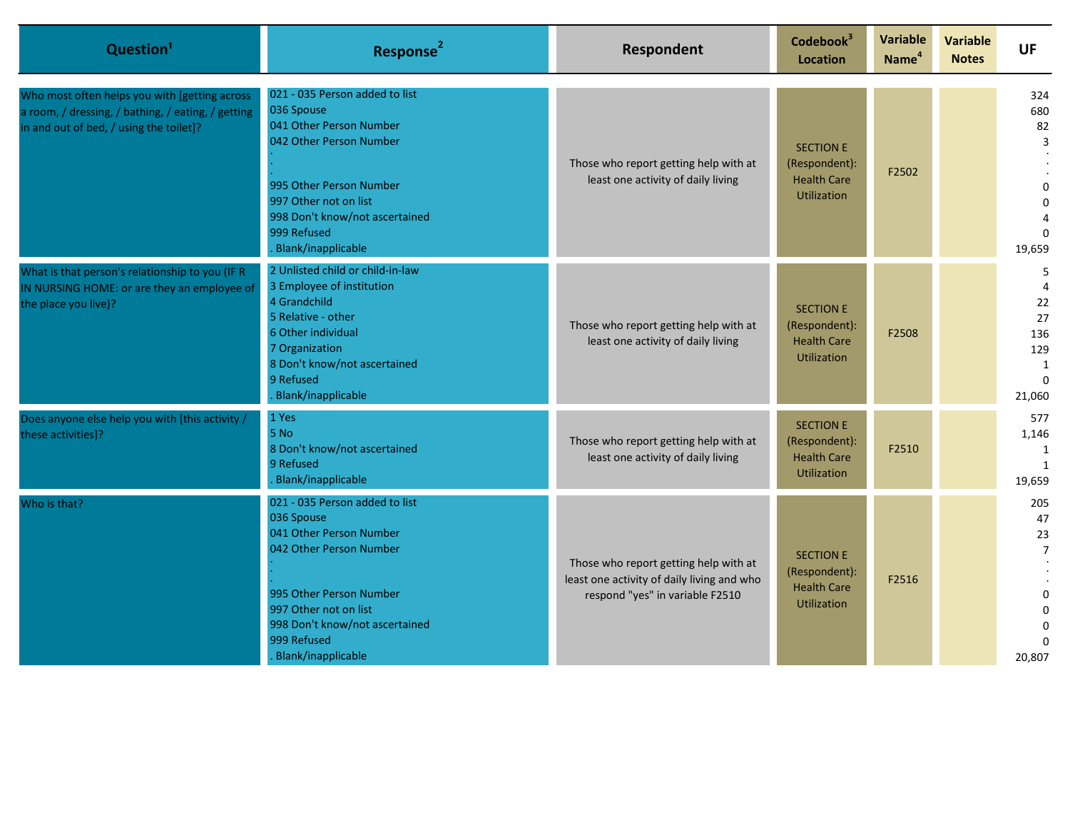| Question[1] | Response[2] | Respondent | Codebook[3] Location | Variable Name[4] | Variable Notes | UF |
|---|---|---|---|---|---|---|
| Who most often helps you with [getting across a room, / dressing, / bathing, / eating, / getting in and out of bed, / using the toilet]? | 021 - 035 Person added to list<br>036 Spouse<br>041 Other Person Number<br>042 Other Person Number<br>.<br>.<br>995 Other Person Number<br>997 Other not on list<br>998 Don't know/not ascertained<br>999 Refused<br>. Blank/inapplicable | Those who report getting help with at least one activity of daily living | SECTION E (Respondent): Health Care Utilization | F2502 | | 324<br>680<br>82<br>3<br>.<br>.<br>0<br>0<br>4<br>0<br>19,659 |
| What is that person's relationship to you (IF R IN NURSING HOME: or are they an employee of the place you live)? | 2 Unlisted child or child-in-law<br>3 Employee of institution<br>4 Grandchild<br>5 Relative - other<br>6 Other individual<br>7 Organization<br>8 Don't know/not ascertained<br>9 Refused<br>. Blank/inapplicable | Those who report getting help with at least one activity of daily living | SECTION E (Respondent): Health Care Utilization | F2508 | | 5<br>4<br>22<br>27<br>136<br>129<br>1<br>0<br>21,060 |
| Does anyone else help you with [this activity / these activities]? | 1 Yes<br>5 No<br>8 Don't know/not ascertained<br>9 Refused<br>. Blank/inapplicable | Those who report getting help with at least one activity of daily living | SECTION E (Respondent): Health Care Utilization | F2510 | | 577<br>1,146<br>1<br>1<br>19,659 |
| Who is that? | 021 - 035 Person added to list<br>036 Spouse<br>041 Other Person Number<br>042 Other Person Number<br>.<br>.<br>995 Other Person Number<br>997 Other not on list<br>998 Don't know/not ascertained<br>999 Refused<br>. Blank/inapplicable | Those who report getting help with at least one activity of daily living and who respond "yes" in variable F2510 | SECTION E (Respondent): Health Care Utilization | F2516 | | 205<br>47<br>23<br>7<br>.<br>.<br>0<br>0<br>0<br>0<br>20,807 |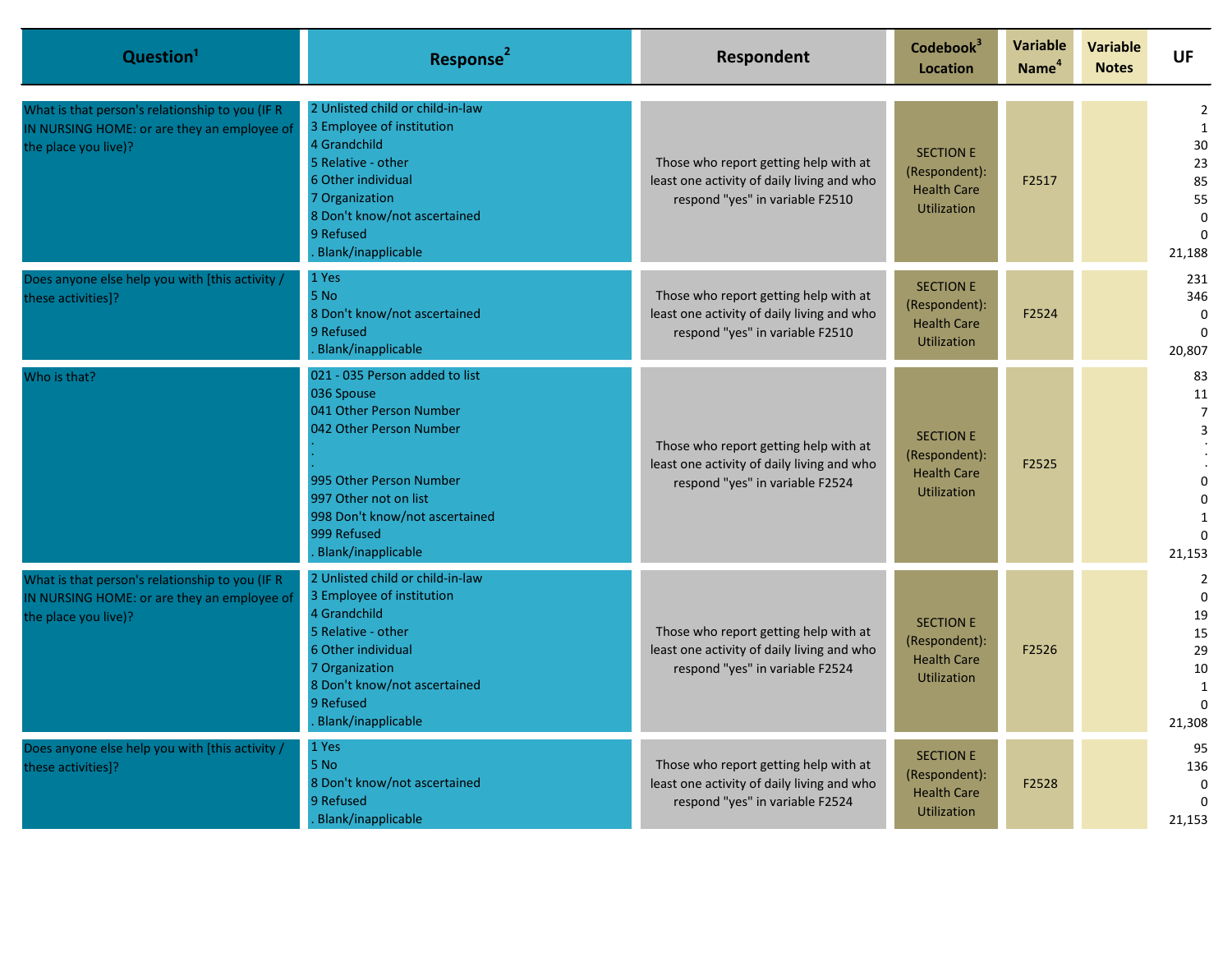| Question[1] | Response[2] | Respondent | Codebook[3] Location | Variable Name[4] | Variable Notes | UF |
|---|---|---|---|---|---|---|
| What is that person's relationship to you (IF R IN NURSING HOME: or are they an employee of the place you live)? | 2 Unlisted child or child-in-law<br>3 Employee of institution<br>4 Grandchild<br>5 Relative - other<br>6 Other individual<br>7 Organization<br>8 Don't know/not ascertained<br>9 Refused<br>. Blank/inapplicable | Those who report getting help with at least one activity of daily living and who respond "yes" in variable F2510 | SECTION E (Respondent): Health Care Utilization | F2517 | | 2<br>1<br>30<br>23<br>85<br>55<br>0<br>0<br>21,188 |
| Does anyone else help you with [this activity / these activities]? | 1 Yes<br>5 No<br>8 Don't know/not ascertained<br>9 Refused<br>. Blank/inapplicable | Those who report getting help with at least one activity of daily living and who respond "yes" in variable F2510 | SECTION E (Respondent): Health Care Utilization | F2524 | | 231<br>346<br>0<br>0<br>20,807 |
| Who is that? | 021 - 035 Person added to list<br>036 Spouse<br>041 Other Person Number<br>042 Other Person Number<br>.<br>.<br>.<br>995 Other Person Number<br>997 Other not on list<br>998 Don't know/not ascertained<br>999 Refused<br>. Blank/inapplicable | Those who report getting help with at least one activity of daily living and who respond "yes" in variable F2524 | SECTION E (Respondent): Health Care Utilization | F2525 | | 83<br>11<br>7<br>3<br>.<br>.<br>.<br>0<br>0<br>1<br>0<br>21,153 |
| What is that person's relationship to you (IF R IN NURSING HOME: or are they an employee of the place you live)? | 2 Unlisted child or child-in-law<br>3 Employee of institution<br>4 Grandchild<br>5 Relative - other<br>6 Other individual<br>7 Organization<br>8 Don't know/not ascertained<br>9 Refused<br>. Blank/inapplicable | Those who report getting help with at least one activity of daily living and who respond "yes" in variable F2524 | SECTION E (Respondent): Health Care Utilization | F2526 | | 2<br>0<br>19<br>15<br>29<br>10<br>1<br>0<br>21,308 |
| Does anyone else help you with [this activity / these activities]? | 1 Yes<br>5 No<br>8 Don't know/not ascertained<br>9 Refused<br>. Blank/inapplicable | Those who report getting help with at least one activity of daily living and who respond "yes" in variable F2524 | SECTION E (Respondent): Health Care Utilization | F2528 | | 95<br>136<br>0<br>0<br>21,153 |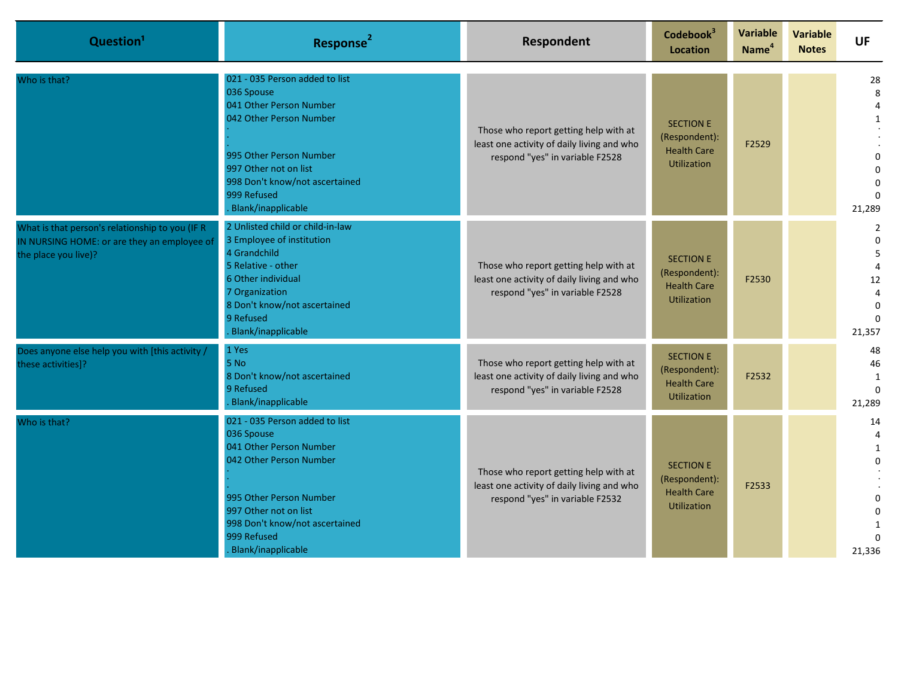| Question[1] | Response[2] | Respondent | Codebook[3] Location | Variable Name[4] | Variable Notes | UF |
|---|---|---|---|---|---|---|
| Who is that? | 021 - 035 Person added to list<br>036 Spouse<br>041 Other Person Number<br>042 Other Person Number<br>.<br>.<br>995 Other Person Number<br>997 Other not on list<br>998 Don't know/not ascertained<br>999 Refused<br>. Blank/inapplicable | Those who report getting help with at least one activity of daily living and who respond "yes" in variable F2528 | SECTION E (Respondent): Health Care Utilization | F2529 | | 28<br>8<br>4<br>1<br>.<br>.<br>0<br>0<br>0<br>0<br>21,289 |
| What is that person's relationship to you (IF R IN NURSING HOME: or are they an employee of the place you live)? | 2 Unlisted child or child-in-law<br>3 Employee of institution<br>4 Grandchild<br>5 Relative - other<br>6 Other individual<br>7 Organization<br>8 Don't know/not ascertained<br>9 Refused<br>. Blank/inapplicable | Those who report getting help with at least one activity of daily living and who respond "yes" in variable F2528 | SECTION E (Respondent): Health Care Utilization | F2530 | | 2<br>0<br>5<br>4<br>12<br>4<br>0<br>0<br>21,357 |
| Does anyone else help you with [this activity / these activities]? | 1 Yes<br>5 No<br>8 Don't know/not ascertained<br>9 Refused<br>. Blank/inapplicable | Those who report getting help with at least one activity of daily living and who respond "yes" in variable F2528 | SECTION E (Respondent): Health Care Utilization | F2532 | | 48<br>46<br>1<br>0<br>21,289 |
| Who is that? | 021 - 035 Person added to list<br>036 Spouse<br>041 Other Person Number<br>042 Other Person Number<br>.<br>.<br>995 Other Person Number<br>997 Other not on list<br>998 Don't know/not ascertained<br>999 Refused<br>. Blank/inapplicable | Those who report getting help with at least one activity of daily living and who respond "yes" in variable F2532 | SECTION E (Respondent): Health Care Utilization | F2533 | | 14<br>4<br>1<br>0<br>.<br>.<br>0<br>0<br>1<br>0<br>21,336 |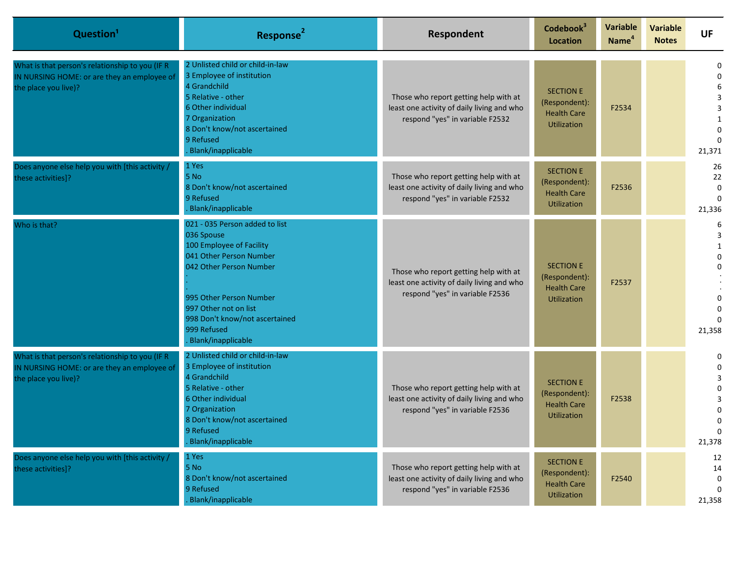| Question[1] | Response[2] | Respondent | Codebook[3] Location | Variable Name[4] | Variable Notes | UF |
|---|---|---|---|---|---|---|
| What is that person's relationship to you (IF R IN NURSING HOME: or are they an employee of the place you live)? | 2 Unlisted child or child-in-law<br>3 Employee of institution<br>4 Grandchild<br>5 Relative - other<br>6 Other individual<br>7 Organization<br>8 Don't know/not ascertained<br>9 Refused<br>. Blank/inapplicable | Those who report getting help with at least one activity of daily living and who respond "yes" in variable F2532 | SECTION E (Respondent): Health Care Utilization | F2534 | | 0<br>0<br>6<br>3<br>3<br>1<br>0<br>0<br>21,371 |
| Does anyone else help you with [this activity / these activities]? | 1 Yes<br>5 No<br>8 Don't know/not ascertained<br>9 Refused<br>. Blank/inapplicable | Those who report getting help with at least one activity of daily living and who respond "yes" in variable F2532 | SECTION E (Respondent): Health Care Utilization | F2536 | | 26<br>22<br>0<br>0<br>21,336 |
| Who is that? | 021 - 035 Person added to list<br>036 Spouse<br>100 Employee of Facility<br>041 Other Person Number<br>042 Other Person Number<br>.<br>.<br>.<br>995 Other Person Number<br>997 Other not on list<br>998 Don't know/not ascertained<br>999 Refused<br>. Blank/inapplicable | Those who report getting help with at least one activity of daily living and who respond "yes" in variable F2536 | SECTION E (Respondent): Health Care Utilization | F2537 | | 6<br>3<br>1<br>0<br>0<br>.<br>.<br>.<br>0<br>0<br>0<br>21,358 |
| What is that person's relationship to you (IF R IN NURSING HOME: or are they an employee of the place you live)? | 2 Unlisted child or child-in-law<br>3 Employee of institution<br>4 Grandchild<br>5 Relative - other<br>6 Other individual<br>7 Organization<br>8 Don't know/not ascertained<br>9 Refused<br>. Blank/inapplicable | Those who report getting help with at least one activity of daily living and who respond "yes" in variable F2536 | SECTION E (Respondent): Health Care Utilization | F2538 | | 0<br>0<br>3<br>0<br>3<br>0<br>0<br>0<br>21,378 |
| Does anyone else help you with [this activity / these activities]? | 1 Yes<br>5 No<br>8 Don't know/not ascertained<br>9 Refused<br>. Blank/inapplicable | Those who report getting help with at least one activity of daily living and who respond "yes" in variable F2536 | SECTION E (Respondent): Health Care Utilization | F2540 | | 12<br>14<br>0<br>0<br>21,358 |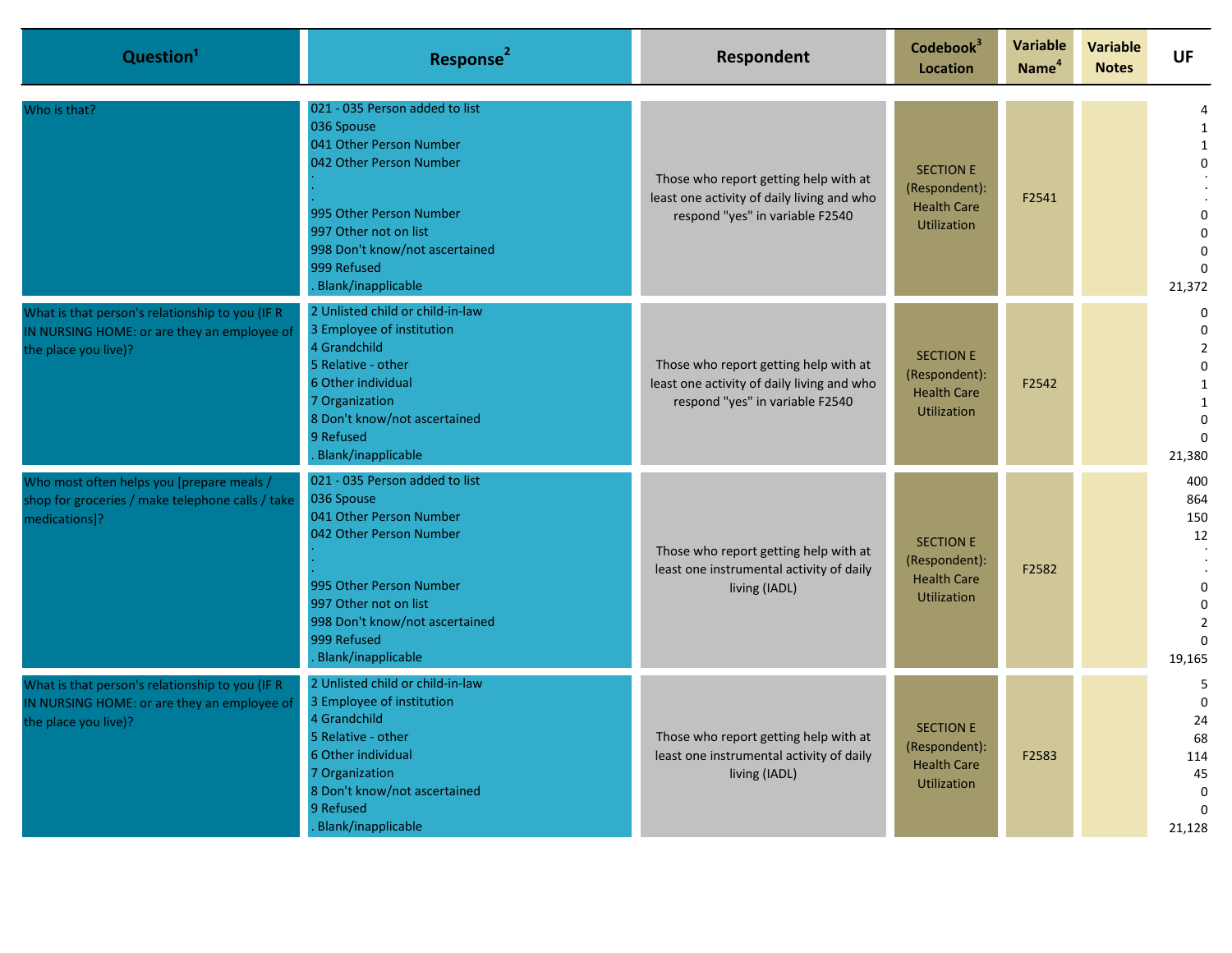| Question[1] | Response[2] | Respondent | Codebook[3] Location | Variable Name[4] | Variable Notes | UF |
|---|---|---|---|---|---|---|
| Who is that? | 021 - 035 Person added to list<br>036 Spouse<br>041 Other Person Number<br>042 Other Person Number<br>.<br>.<br>995 Other Person Number<br>997 Other not on list<br>998 Don't know/not ascertained<br>999 Refused<br>. Blank/inapplicable | Those who report getting help with at least one activity of daily living and who respond "yes" in variable F2540 | SECTION E (Respondent): Health Care Utilization | F2541 | | 4<br>1<br>1<br>0<br>.<br>.<br>0<br>0<br>0<br>0<br>21,372 |
| What is that person's relationship to you (IF R IN NURSING HOME: or are they an employee of the place you live)? | 2 Unlisted child or child-in-law<br>3 Employee of institution<br>4 Grandchild<br>5 Relative - other<br>6 Other individual<br>7 Organization<br>8 Don't know/not ascertained<br>9 Refused<br>. Blank/inapplicable | Those who report getting help with at least one activity of daily living and who respond "yes" in variable F2540 | SECTION E (Respondent): Health Care Utilization | F2542 | | 0<br>0<br>2<br>0<br>1<br>1<br>0<br>0<br>21,380 |
| Who most often helps you [prepare meals / shop for groceries / make telephone calls / take medications]? | 021 - 035 Person added to list<br>036 Spouse<br>041 Other Person Number<br>042 Other Person Number<br>.<br>.<br>995 Other Person Number<br>997 Other not on list<br>998 Don't know/not ascertained<br>999 Refused<br>. Blank/inapplicable | Those who report getting help with at least one instrumental activity of daily living (IADL) | SECTION E (Respondent): Health Care Utilization | F2582 | | 400<br>864<br>150<br>12<br>.<br>.<br>0<br>0<br>2<br>0<br>19,165 |
| What is that person's relationship to you (IF R IN NURSING HOME: or are they an employee of the place you live)? | 2 Unlisted child or child-in-law<br>3 Employee of institution<br>4 Grandchild<br>5 Relative - other<br>6 Other individual<br>7 Organization<br>8 Don't know/not ascertained<br>9 Refused<br>. Blank/inapplicable | Those who report getting help with at least one instrumental activity of daily living (IADL) | SECTION E (Respondent): Health Care Utilization | F2583 | | 5<br>0<br>24<br>68<br>114<br>45<br>0<br>0<br>21,128 |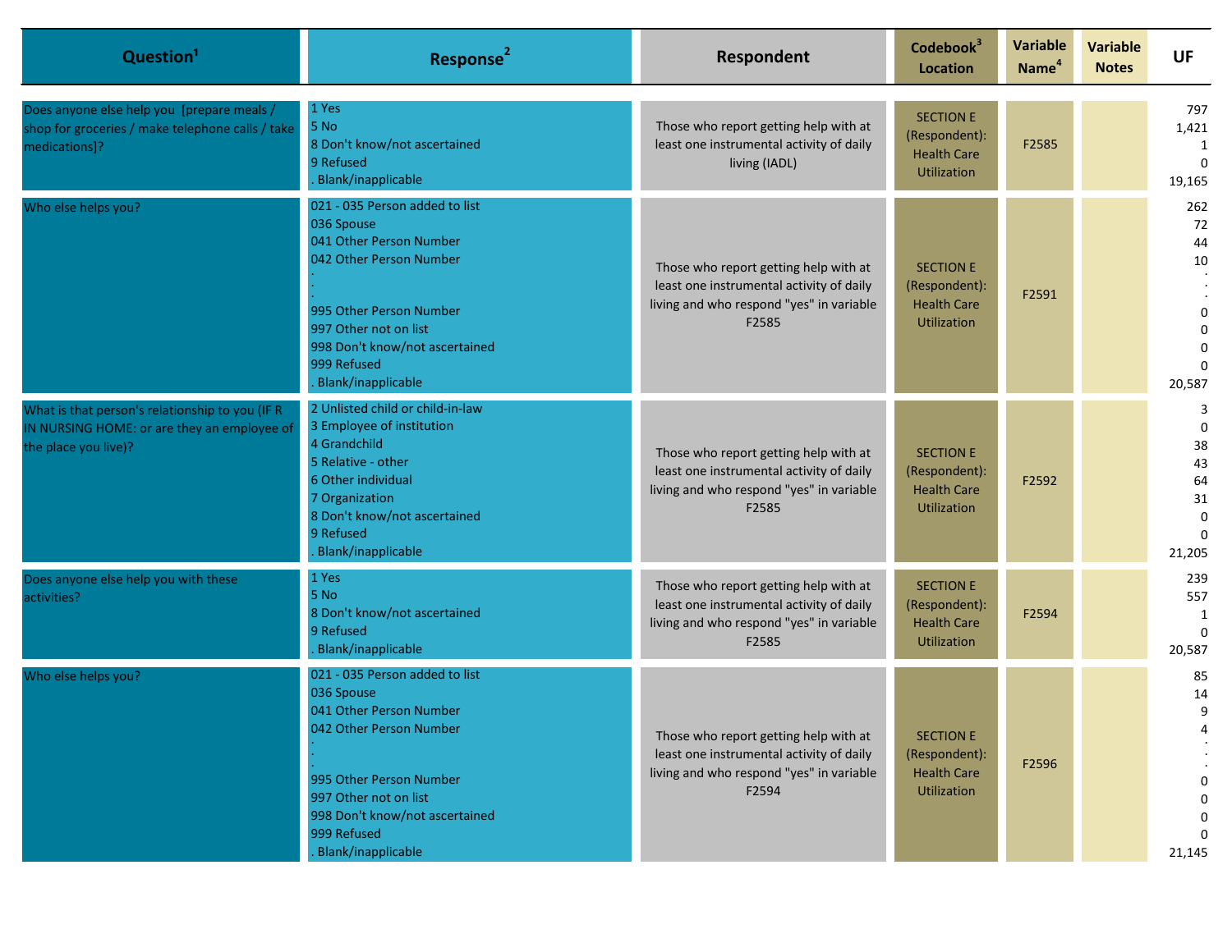| Question[1] | Response[2] | Respondent | Codebook[3] Location | Variable Name[4] | Variable Notes | UF |
|---|---|---|---|---|---|---|
| Does anyone else help you [prepare meals / shop for groceries / make telephone calls / take medications]? | 1 Yes<br>5 No<br>8 Don't know/not ascertained<br>9 Refused<br>. Blank/inapplicable | Those who report getting help with at least one instrumental activity of daily living (IADL) | SECTION E (Respondent): Health Care Utilization | F2585 | | 797<br>1,421<br>1<br>0<br>19,165 |
| Who else helps you? | 021 - 035 Person added to list<br>036 Spouse<br>041 Other Person Number<br>042 Other Person Number<br>.<br>.<br>995 Other Person Number<br>997 Other not on list<br>998 Don't know/not ascertained<br>999 Refused<br>. Blank/inapplicable | Those who report getting help with at least one instrumental activity of daily living and who respond "yes" in variable F2585 | SECTION E (Respondent): Health Care Utilization | F2591 | | 262<br>72<br>44<br>10<br>.<br>.<br>0<br>0<br>0<br>0<br>20,587 |
| What is that person's relationship to you (IF R IN NURSING HOME: or are they an employee of the place you live)? | 2 Unlisted child or child-in-law<br>3 Employee of institution<br>4 Grandchild<br>5 Relative - other<br>6 Other individual<br>7 Organization<br>8 Don't know/not ascertained<br>9 Refused<br>. Blank/inapplicable | Those who report getting help with at least one instrumental activity of daily living and who respond "yes" in variable F2585 | SECTION E (Respondent): Health Care Utilization | F2592 | | 3<br>0<br>38<br>43<br>64<br>31<br>0<br>0<br>21,205 |
| Does anyone else help you with these activities? | 1 Yes<br>5 No<br>8 Don't know/not ascertained<br>9 Refused<br>. Blank/inapplicable | Those who report getting help with at least one instrumental activity of daily living and who respond "yes" in variable F2585 | SECTION E (Respondent): Health Care Utilization | F2594 | | 239<br>557<br>1<br>0<br>20,587 |
| Who else helps you? | 021 - 035 Person added to list<br>036 Spouse<br>041 Other Person Number<br>042 Other Person Number<br>.<br>.<br>995 Other Person Number<br>997 Other not on list<br>998 Don't know/not ascertained<br>999 Refused<br>. Blank/inapplicable | Those who report getting help with at least one instrumental activity of daily living and who respond "yes" in variable F2594 | SECTION E (Respondent): Health Care Utilization | F2596 | | 85<br>14<br>9<br>4<br>.<br>.<br>0<br>0<br>0<br>0<br>21,145 |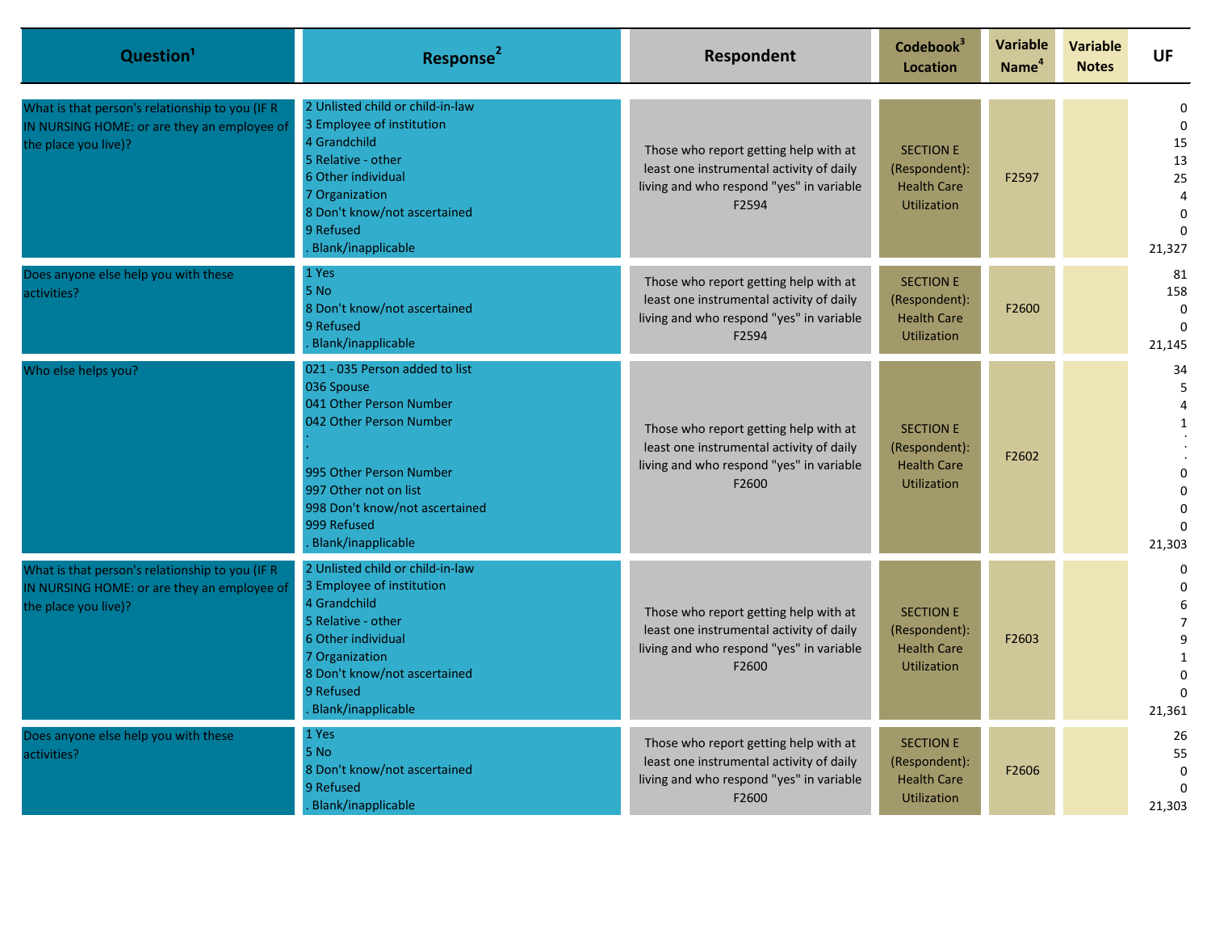| Question[1] | Response[2] | Respondent | Codebook[3] Location | Variable Name[4] | Variable Notes | UF |
|---|---|---|---|---|---|---|
| What is that person's relationship to you (IF R IN NURSING HOME: or are they an employee of the place you live)? | 2 Unlisted child or child-in-law<br>3 Employee of institution<br>4 Grandchild<br>5 Relative - other<br>6 Other individual<br>7 Organization<br>8 Don't know/not ascertained<br>9 Refused<br>. Blank/inapplicable | Those who report getting help with at least one instrumental activity of daily living and who respond "yes" in variable F2594 | SECTION E (Respondent): Health Care Utilization | F2597 | | 0<br>0<br>15<br>13<br>25<br>4<br>0<br>0<br>21,327 |
| Does anyone else help you with these activities? | 1 Yes<br>5 No<br>8 Don't know/not ascertained<br>9 Refused<br>. Blank/inapplicable | Those who report getting help with at least one instrumental activity of daily living and who respond "yes" in variable F2594 | SECTION E (Respondent): Health Care Utilization | F2600 | | 81<br>158<br>0<br>0<br>21,145 |
| Who else helps you? | 021 - 035 Person added to list<br>036 Spouse<br>041 Other Person Number<br>042 Other Person Number<br>.<br>.<br>.<br>995 Other Person Number<br>997 Other not on list<br>998 Don't know/not ascertained<br>999 Refused<br>. Blank/inapplicable | Those who report getting help with at least one instrumental activity of daily living and who respond "yes" in variable F2600 | SECTION E (Respondent): Health Care Utilization | F2602 | | 34<br>5<br>4<br>1<br>.<br>.<br>.<br>0<br>0<br>0<br>0<br>21,303 |
| What is that person's relationship to you (IF R IN NURSING HOME: or are they an employee of the place you live)? | 2 Unlisted child or child-in-law<br>3 Employee of institution<br>4 Grandchild<br>5 Relative - other<br>6 Other individual<br>7 Organization<br>8 Don't know/not ascertained<br>9 Refused<br>. Blank/inapplicable | Those who report getting help with at least one instrumental activity of daily living and who respond "yes" in variable F2600 | SECTION E (Respondent): Health Care Utilization | F2603 | | 0<br>0<br>6<br>7<br>9<br>1<br>0<br>0<br>21,361 |
| Does anyone else help you with these activities? | 1 Yes<br>5 No<br>8 Don't know/not ascertained<br>9 Refused<br>. Blank/inapplicable | Those who report getting help with at least one instrumental activity of daily living and who respond "yes" in variable F2600 | SECTION E (Respondent): Health Care Utilization | F2606 | | 26<br>55<br>0<br>0<br>21,303 |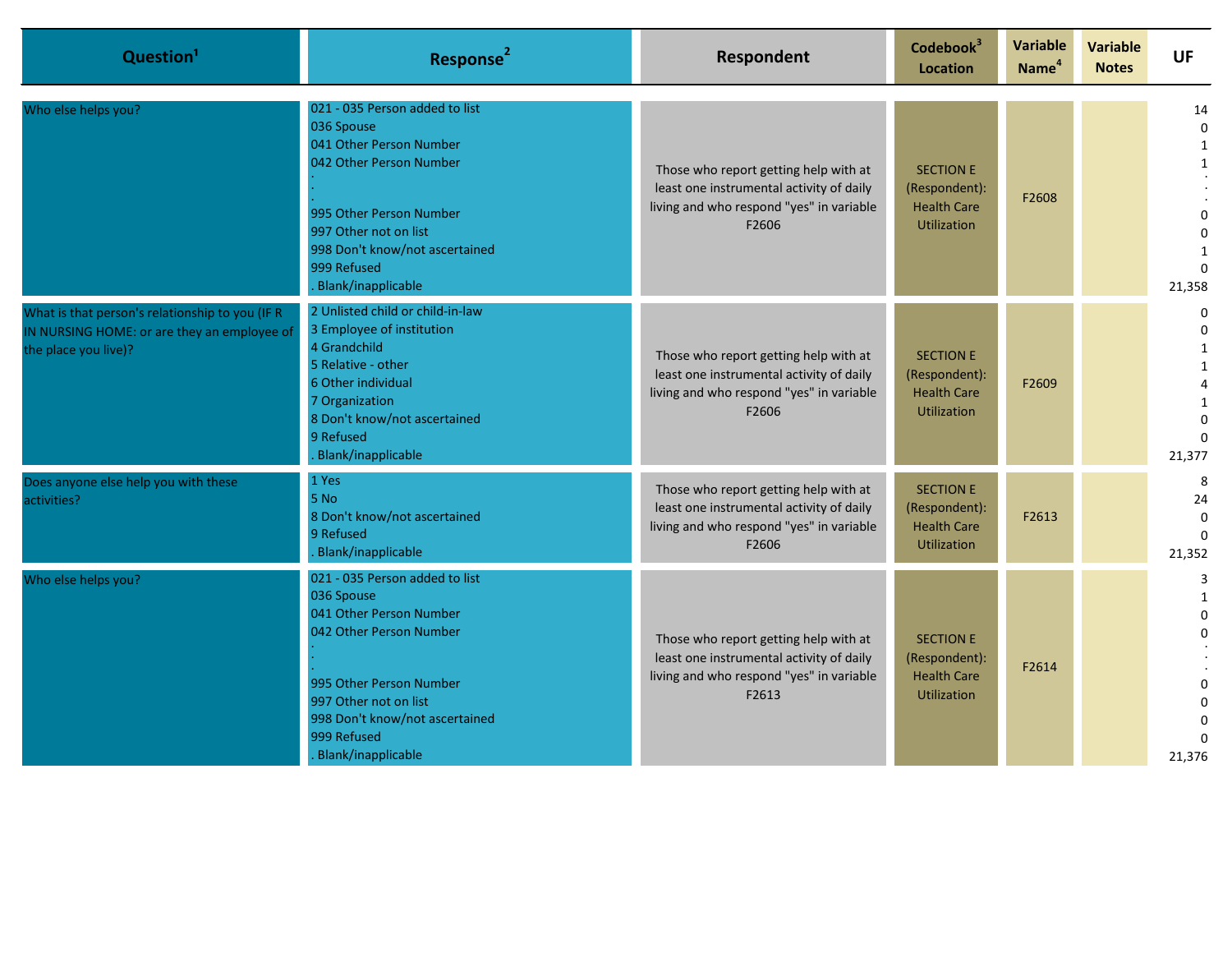| Question[1] | Response[2] | Respondent | Codebook[3] Location | Variable Name[4] | Variable Notes | UF |
|---|---|---|---|---|---|---|
| Who else helps you? | 021 - 035 Person added to list<br>036 Spouse<br>041 Other Person Number<br>042 Other Person Number<br>.<br>.<br>.<br>995 Other Person Number<br>997 Other not on list<br>998 Don't know/not ascertained<br>999 Refused<br>. Blank/inapplicable | Those who report getting help with at least one instrumental activity of daily living and who respond "yes" in variable F2606 | SECTION E (Respondent): Health Care Utilization | F2608 | | 14<br>0<br>1<br>1<br>.<br>.<br>0<br>0<br>1<br>0<br>21,358 |
| What is that person's relationship to you (IF R IN NURSING HOME: or are they an employee of the place you live)? | 2 Unlisted child or child-in-law<br>3 Employee of institution<br>4 Grandchild<br>5 Relative - other<br>6 Other individual<br>7 Organization<br>8 Don't know/not ascertained<br>9 Refused<br>. Blank/inapplicable | Those who report getting help with at least one instrumental activity of daily living and who respond "yes" in variable F2606 | SECTION E (Respondent): Health Care Utilization | F2609 | | 0<br>0<br>1<br>1<br>4<br>1<br>0<br>0<br>21,377 |
| Does anyone else help you with these activities? | 1 Yes<br>5 No<br>8 Don't know/not ascertained<br>9 Refused<br>. Blank/inapplicable | Those who report getting help with at least one instrumental activity of daily living and who respond "yes" in variable F2606 | SECTION E (Respondent): Health Care Utilization | F2613 | | 8<br>24<br>0<br>0<br>21,352 |
| Who else helps you? | 021 - 035 Person added to list<br>036 Spouse<br>041 Other Person Number<br>042 Other Person Number<br>.<br>.<br>.<br>995 Other Person Number<br>997 Other not on list<br>998 Don't know/not ascertained<br>999 Refused<br>. Blank/inapplicable | Those who report getting help with at least one instrumental activity of daily living and who respond "yes" in variable F2613 | SECTION E (Respondent): Health Care Utilization | F2614 | | 3<br>1<br>0<br>0<br>.<br>.<br>0<br>0<br>0<br>0<br>21,376 |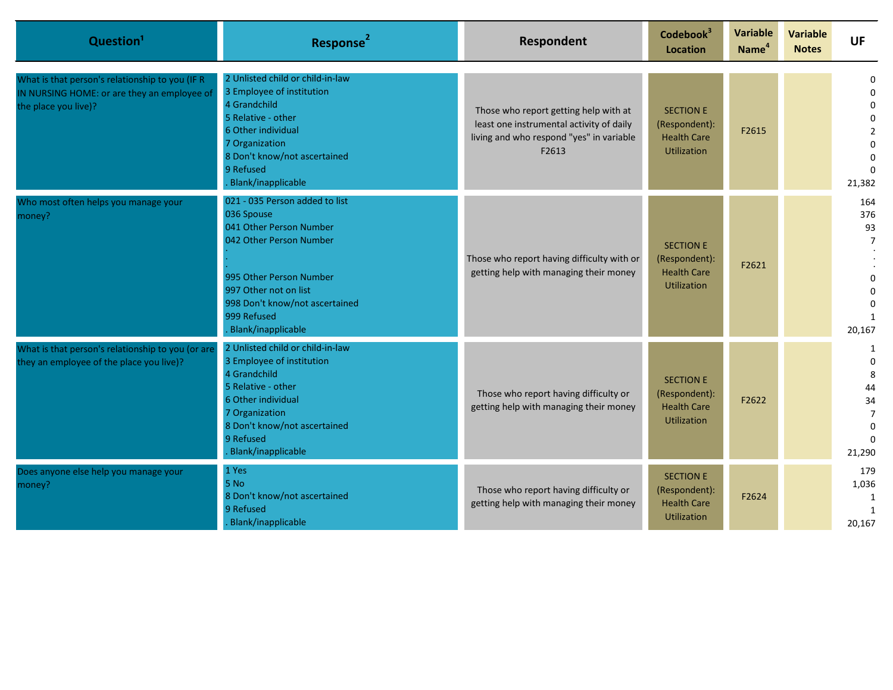| Question[1] | Response[2] | Respondent | Codebook[3] Location | Variable Name[4] | Variable Notes | UF |
|---|---|---|---|---|---|---|
| What is that person's relationship to you (IF R IN NURSING HOME: or are they an employee of the place you live)? | 2 Unlisted child or child-in-law<br>3 Employee of institution<br>4 Grandchild<br>5 Relative - other<br>6 Other individual<br>7 Organization<br>8 Don't know/not ascertained<br>9 Refused<br>. Blank/inapplicable | Those who report getting help with at least one instrumental activity of daily living and who respond "yes" in variable F2613 | SECTION E (Respondent): Health Care Utilization | F2615 | | 0<br>0<br>0<br>0<br>2<br>0<br>0<br>0<br>21,382 |
| Who most often helps you manage your money? | 021 - 035 Person added to list<br>036 Spouse<br>041 Other Person Number<br>042 Other Person Number<br>.<br>.<br>.<br>995 Other Person Number<br>997 Other not on list<br>998 Don't know/not ascertained<br>999 Refused<br>. Blank/inapplicable | Those who report having difficulty with or getting help with managing their money | SECTION E (Respondent): Health Care Utilization | F2621 | | 164<br>376<br>93<br>7<br>.<br>.<br>.<br>0<br>0<br>0<br>1<br>20,167 |
| What is that person's relationship to you (or are they an employee of the place you live)? | 2 Unlisted child or child-in-law<br>3 Employee of institution<br>4 Grandchild<br>5 Relative - other<br>6 Other individual<br>7 Organization<br>8 Don't know/not ascertained<br>9 Refused<br>. Blank/inapplicable | Those who report having difficulty or getting help with managing their money | SECTION E (Respondent): Health Care Utilization | F2622 | | 1<br>0<br>8<br>44<br>34<br>7<br>0<br>0<br>21,290 |
| Does anyone else help you manage your money? | 1 Yes<br>5 No<br>8 Don't know/not ascertained<br>9 Refused<br>. Blank/inapplicable | Those who report having difficulty or getting help with managing their money | SECTION E (Respondent): Health Care Utilization | F2624 | | 179<br>1,036<br>1<br>1<br>20,167 |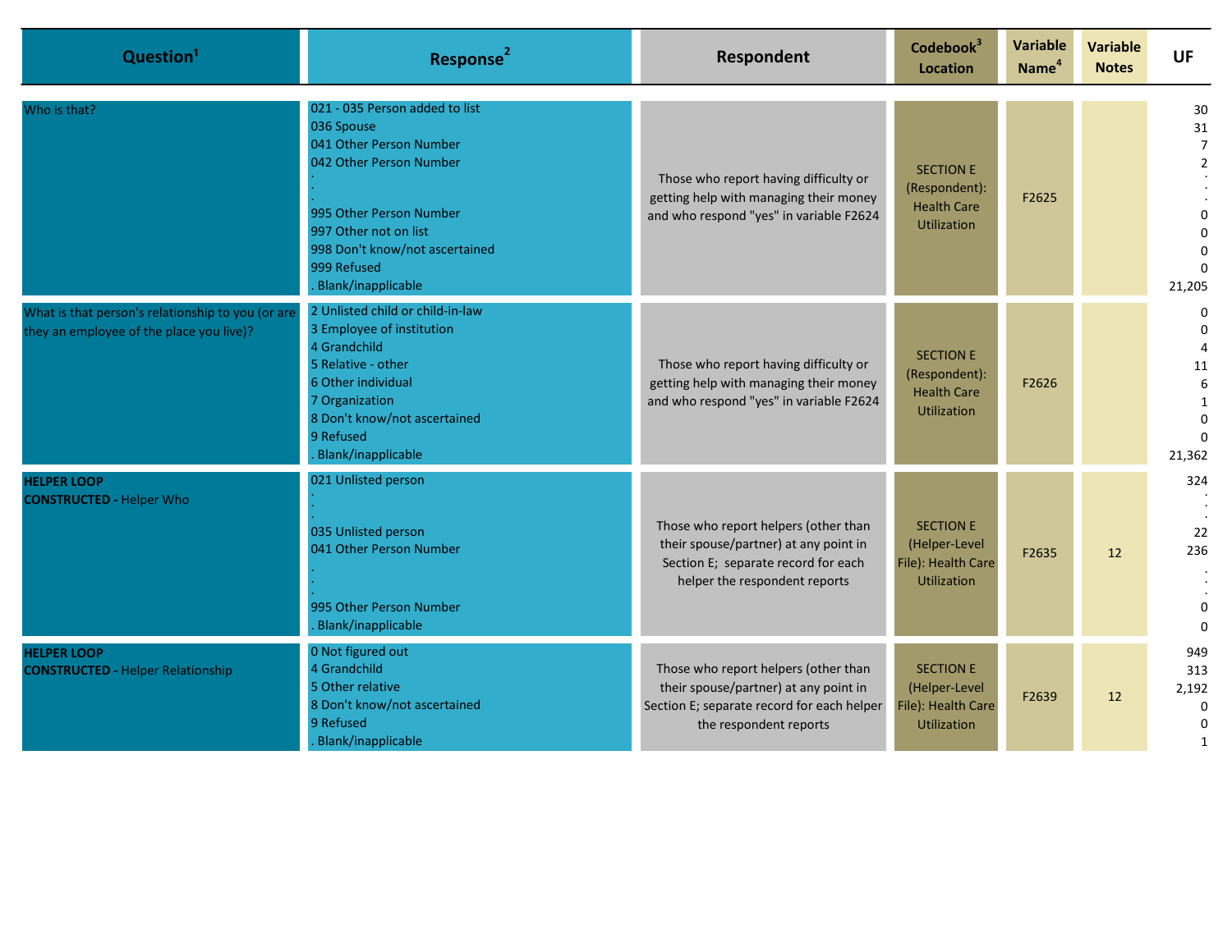| Question[1] | Response[2] | Respondent | Codebook[3] Location | Variable Name[4] | Variable Notes | UF |
|---|---|---|---|---|---|---|
| Who is that? | 021 - 035 Person added to list<br>036 Spouse<br>041 Other Person Number<br>042 Other Person Number<br>.<br>.<br>995 Other Person Number<br>997 Other not on list<br>998 Don't know/not ascertained<br>999 Refused<br>. Blank/inapplicable | Those who report having difficulty or getting help with managing their money and who respond "yes" in variable F2624 | SECTION E (Respondent): Health Care Utilization | F2625 | | 30<br>31<br>7<br>2<br>.<br>.<br>0<br>0<br>0<br>0<br>21,205 |
| What is that person's relationship to you (or are they an employee of the place you live)? | 2 Unlisted child or child-in-law<br>3 Employee of institution<br>4 Grandchild<br>5 Relative - other<br>6 Other individual<br>7 Organization<br>8 Don't know/not ascertained<br>9 Refused<br>. Blank/inapplicable | Those who report having difficulty or getting help with managing their money and who respond "yes" in variable F2624 | SECTION E (Respondent): Health Care Utilization | F2626 | | 0<br>0<br>4<br>11<br>6<br>1<br>0<br>0<br>21,362 |
| **HELPER LOOP**<br>**CONSTRUCTED** - Helper Who | 021 Unlisted person<br>.<br>.<br>035 Unlisted person<br>041 Other Person Number<br>.<br>.<br>995 Other Person Number<br>. Blank/inapplicable | Those who report helpers (other than their spouse/partner) at any point in Section E; separate record for each helper the respondent reports | SECTION E (Helper-Level File): Health Care Utilization | F2635 | 12 | 324<br>.<br>.<br>22<br>236<br>.<br>.<br>0<br>0 |
| **HELPER LOOP**<br>**CONSTRUCTED** - Helper Relationship | 0 Not figured out<br>4 Grandchild<br>5 Other relative<br>8 Don't know/not ascertained<br>9 Refused<br>. Blank/inapplicable | Those who report helpers (other than their spouse/partner) at any point in Section E; separate record for each helper the respondent reports | SECTION E (Helper-Level File): Health Care Utilization | F2639 | 12 | 949<br>313<br>2,192<br>0<br>0<br>1 |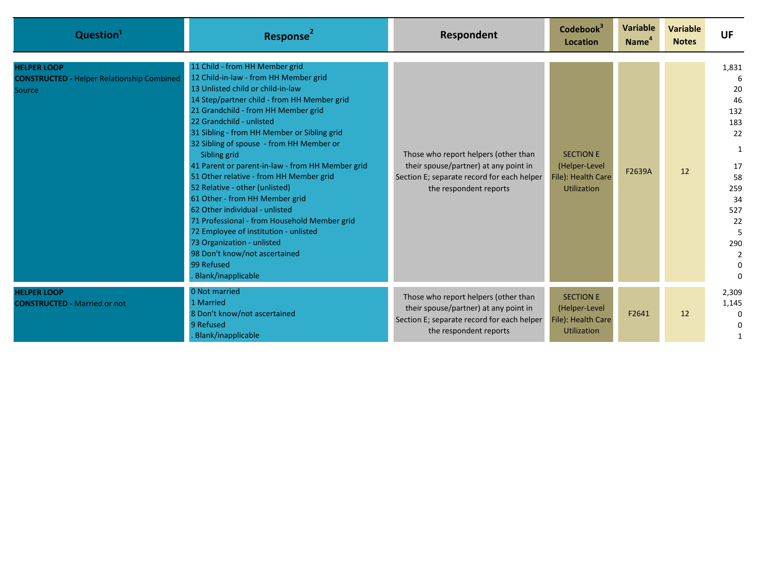| Question[1] | Response[2] | Respondent | Codebook[3] Location | Variable Name[4] | Variable Notes | UF |
|---|---|---|---|---|---|---|
| **HELPER LOOP**<br>**CONSTRUCTED -** Helper Relationship Combined Source | 11 Child - from HH Member grid<br>12 Child-in-law - from HH Member grid<br>13 Unlisted child or child-in-law<br>14 Step/partner child - from HH Member grid<br>21 Grandchild - from HH Member grid<br>22 Grandchild - unlisted<br>31 Sibling - from HH Member or Sibling grid<br>32 Sibling of spouse - from HH Member or Sibling grid<br>41 Parent or parent-in-law - from HH Member grid<br>51 Other relative - from HH Member grid<br>52 Relative - other (unlisted)<br>61 Other - from HH Member grid<br>62 Other individual - unlisted<br>71 Professional - from Household Member grid<br>72 Employee of institution - unlisted<br>73 Organization - unlisted<br>98 Don't know/not ascertained<br>99 Refused<br>. Blank/inapplicable | Those who report helpers (other than their spouse/partner) at any point in Section E; separate record for each helper the respondent reports | SECTION E (Helper-Level File): Health Care Utilization | F2639A | 12 | 1,831<br>6<br>20<br>46<br>132<br>183<br>22<br>1<br>17<br>58<br>259<br>34<br>527<br>22<br>5<br>290<br>2<br>0<br>0 |
| **HELPER LOOP**<br>**CONSTRUCTED -** Married or not | 0 Not married<br>1 Married<br>8 Don't know/not ascertained<br>9 Refused<br>. Blank/inapplicable | Those who report helpers (other than their spouse/partner) at any point in Section E; separate record for each helper the respondent reports | SECTION E (Helper-Level File): Health Care Utilization | F2641 | 12 | 2,309<br>1,145<br>0<br>0<br>1 |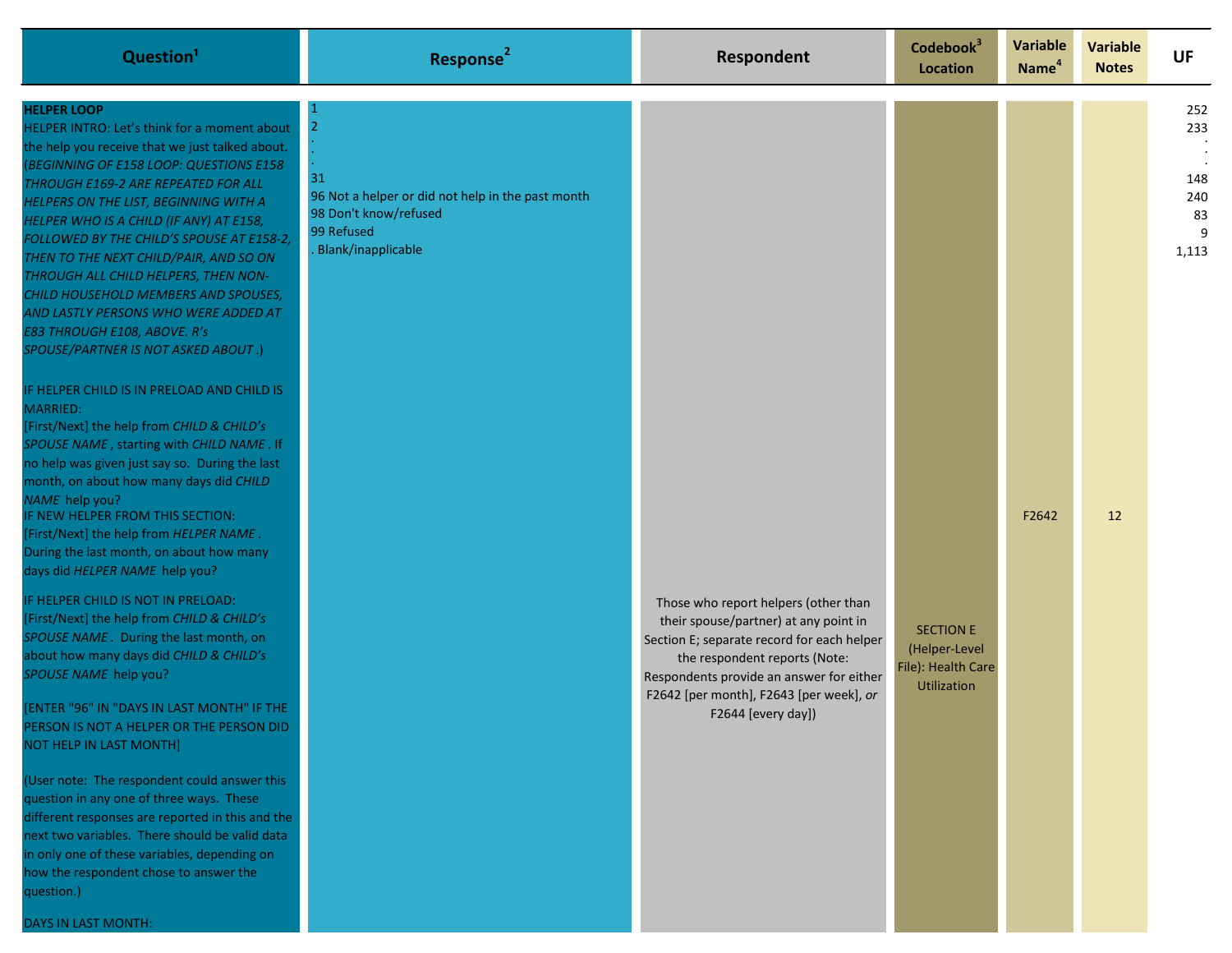| Question[1] | Response[2] | Respondent | Codebook[3] Location | Variable Name[4] | Variable Notes | UF |
|---|---|---|---|---|---|---|
| **HELPER LOOP**<br>HELPER INTRO: Let's think for a moment about the help you receive that we just talked about. (*BEGINNING OF E158 LOOP: QUESTIONS E158 THROUGH E169-2 ARE REPEATED FOR ALL HELPERS ON THE LIST, BEGINNING WITH A HELPER WHO IS A CHILD (IF ANY) AT E158, FOLLOWED BY THE CHILD'S SPOUSE AT E158-2, THEN TO THE NEXT CHILD/PAIR, AND SO ON THROUGH ALL CHILD HELPERS, THEN NON-CHILD HOUSEHOLD MEMBERS AND SPOUSES, AND LASTLY PERSONS WHO WERE ADDED AT E83 THROUGH E108, ABOVE. R's SPOUSE/PARTNER IS NOT ASKED ABOUT* .)<br><br>IF HELPER CHILD IS IN PRELOAD AND CHILD IS MARRIED:<br>[First/Next] the help from *CHILD & CHILD's SPOUSE NAME* , starting with *CHILD NAME* . If no help was given just say so. During the last month, on about how many days did *CHILD NAME* help you?<br>IF NEW HELPER FROM THIS SECTION:<br>[First/Next] the help from *HELPER NAME* . During the last month, on about how many days did *HELPER NAME* help you?<br><br>IF HELPER CHILD IS NOT IN PRELOAD:<br>[First/Next] the help from *CHILD & CHILD's SPOUSE NAME* . During the last month, on about how many days did *CHILD & CHILD's SPOUSE NAME* help you?<br><br>[ENTER "96" IN "DAYS IN LAST MONTH" IF THE PERSON IS NOT A HELPER OR THE PERSON DID NOT HELP IN LAST MONTH]<br><br>(User note: The respondent could answer this question in any one of three ways. These different responses are reported in this and the next two variables. There should be valid data in only one of these variables, depending on how the respondent chose to answer the question.)<br><br>DAYS IN LAST MONTH: | 1<br>2<br>.<br>.<br>.<br>31<br>96 Not a helper or did not help in the past month<br>98 Don't know/refused<br>99 Refused<br>. Blank/inapplicable | Those who report helpers (other than their spouse/partner) at any point in Section E; separate record for each helper the respondent reports (Note: Respondents provide an answer for either F2642 [per month], F2643 [per week], *or* F2644 [every day]) | SECTION E (Helper-Level File): Health Care Utilization | F2642 | 12 | 252<br>233<br>.<br>.<br>.<br>148<br>240<br>83<br>9<br>1,113 |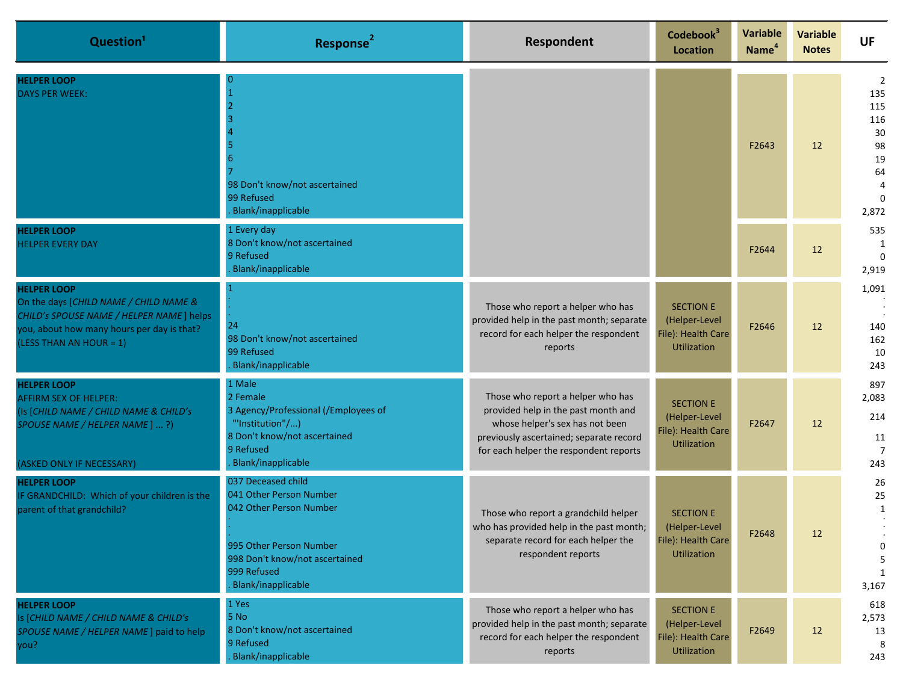| Question[1] | Response[2] | Respondent | Codebook[3] Location | Variable Name[4] | Variable Notes | UF |
|---|---|---|---|---|---|---|
| **HELPER LOOP**<br>DAYS PER WEEK: | 0<br>1<br>2<br>3<br>4<br>5<br>6<br>7<br>98 Don't know/not ascertained<br>99 Refused<br>. Blank/inapplicable | | | F2643 | 12 | 2<br>135<br>115<br>116<br>30<br>98<br>19<br>64<br>4<br>0<br>2,872 |
| **HELPER LOOP**<br>HELPER EVERY DAY | 1 Every day<br>8 Don't know/not ascertained<br>9 Refused<br>. Blank/inapplicable | | | F2644 | 12 | 535<br>1<br>0<br>2,919 |
| **HELPER LOOP**<br>On the days [*CHILD NAME / CHILD NAME & CHILD's SPOUSE NAME / HELPER NAME* ] helps you, about how many hours per day is that? (LESS THAN AN HOUR = 1) | 1<br>.<br>.<br>24<br>98 Don't know/not ascertained<br>99 Refused<br>. Blank/inapplicable | Those who report a helper who has provided help in the past month; separate record for each helper the respondent reports | SECTION E (Helper-Level File): Health Care Utilization | F2646 | 12 | 1,091<br>.<br>.<br>140<br>162<br>10<br>243 |
| **HELPER LOOP**<br>AFFIRM SEX OF HELPER:<br>(Is [*CHILD NAME / CHILD NAME & CHILD's SPOUSE NAME / HELPER NAME* ] ... ?)<br>(ASKED ONLY IF NECESSARY) | 1 Male<br>2 Female<br>3 Agency/Professional (/Employees of "'Institution"/...)<br>8 Don't know/not ascertained<br>9 Refused<br>. Blank/inapplicable | Those who report a helper who has provided help in the past month and whose helper's sex has not been previously ascertained; separate record for each helper the respondent reports | SECTION E (Helper-Level File): Health Care Utilization | F2647 | 12 | 897<br>2,083<br>214<br>11<br>7<br>243 |
| **HELPER LOOP**<br>IF GRANDCHILD: Which of your children is the parent of that grandchild? | 037 Deceased child<br>041 Other Person Number<br>042 Other Person Number<br>.<br>.<br>995 Other Person Number<br>998 Don't know/not ascertained<br>999 Refused<br>. Blank/inapplicable | Those who report a grandchild helper who has provided help in the past month; separate record for each helper the respondent reports | SECTION E (Helper-Level File): Health Care Utilization | F2648 | 12 | 26<br>25<br>1<br>.<br>.<br>0<br>5<br>1<br>3,167 |
| **HELPER LOOP**<br>Is [*CHILD NAME / CHILD NAME & CHILD's SPOUSE NAME / HELPER NAME* ] paid to help you? | 1 Yes<br>5 No<br>8 Don't know/not ascertained<br>9 Refused<br>. Blank/inapplicable | Those who report a helper who has provided help in the past month; separate record for each helper the respondent reports | SECTION E (Helper-Level File): Health Care Utilization | F2649 | 12 | 618<br>2,573<br>13<br>8<br>243 |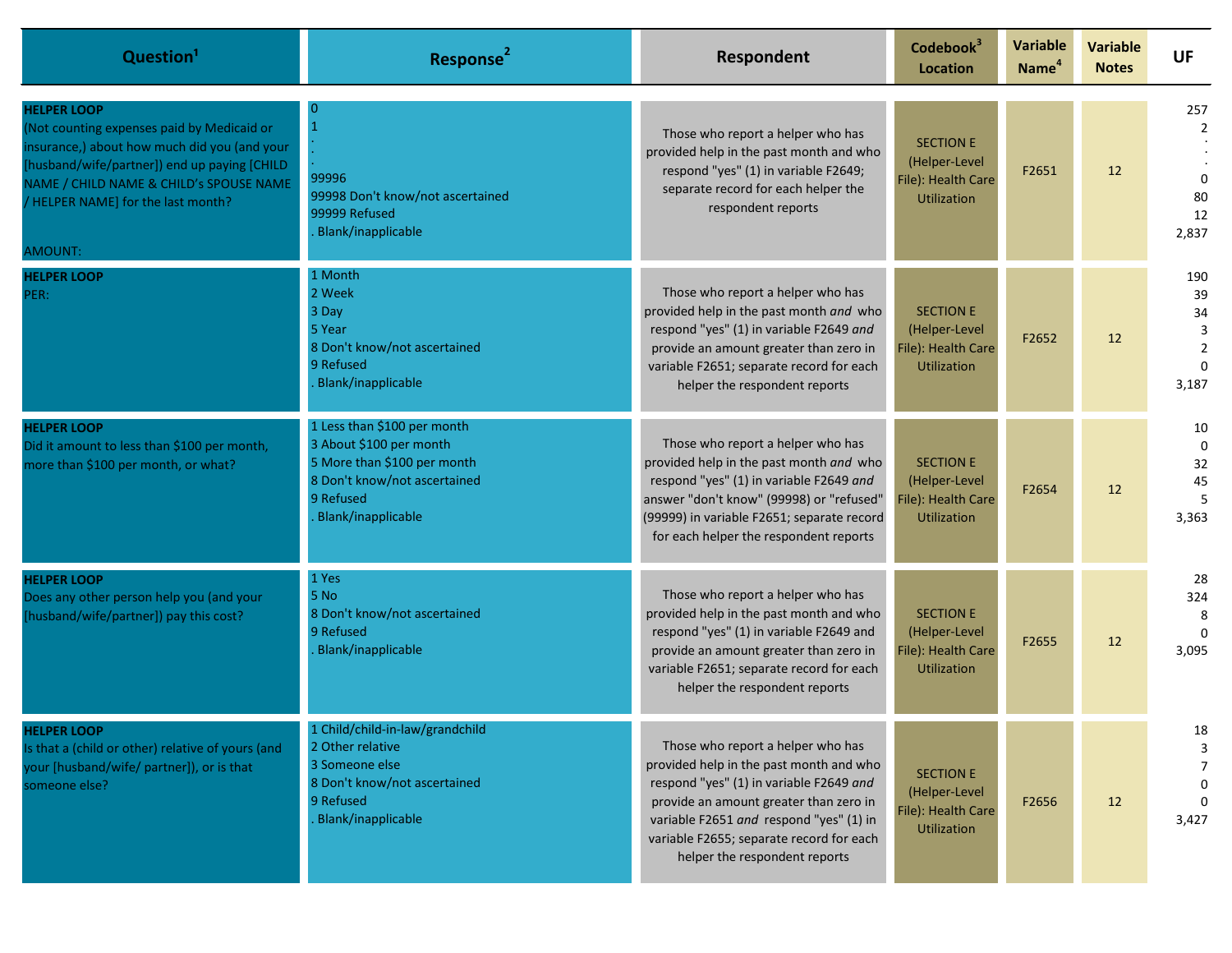| Question[1] | Response[2] | Respondent | Codebook[3] Location | Variable Name[4] | Variable Notes | UF |
|---|---|---|---|---|---|---|
| **HELPER LOOP**<br>(Not counting expenses paid by Medicaid or insurance,) about how much did you (and your [husband/wife/partner]) end up paying [CHILD NAME / CHILD NAME & CHILD's SPOUSE NAME / HELPER NAME] for the last month?<br><br>AMOUNT: | 0<br>1<br>.<br>.<br>99996<br>99998 Don't know/not ascertained<br>99999 Refused<br>. Blank/inapplicable | Those who report a helper who has provided help in the past month and who respond "yes" (1) in variable F2649; separate record for each helper the respondent reports | SECTION E (Helper-Level File): Health Care Utilization | F2651 | 12 | 257<br>2<br>.<br>.<br>0<br>80<br>12<br>2,837 |
| **HELPER LOOP**<br>PER: | 1 Month<br>2 Week<br>3 Day<br>5 Year<br>8 Don't know/not ascertained<br>9 Refused<br>. Blank/inapplicable | Those who report a helper who has provided help in the past month *and* who respond "yes" (1) in variable F2649 *and* provide an amount greater than zero in variable F2651; separate record for each helper the respondent reports | SECTION E (Helper-Level File): Health Care Utilization | F2652 | 12 | 190<br>39<br>34<br>3<br>2<br>0<br>3,187 |
| **HELPER LOOP**<br>Did it amount to less than $100 per month, more than $100 per month, or what? | 1 Less than $100 per month<br>3 About $100 per month<br>5 More than $100 per month<br>8 Don't know/not ascertained<br>9 Refused<br>. Blank/inapplicable | Those who report a helper who has provided help in the past month *and* who respond "yes" (1) in variable F2649 *and* answer "don't know" (99998) or "refused" (99999) in variable F2651; separate record for each helper the respondent reports | SECTION E (Helper-Level File): Health Care Utilization | F2654 | 12 | 10<br>0<br>32<br>45<br>5<br>3,363 |
| **HELPER LOOP**<br>Does any other person help you (and your [husband/wife/partner]) pay this cost? | 1 Yes<br>5 No<br>8 Don't know/not ascertained<br>9 Refused<br>. Blank/inapplicable | Those who report a helper who has provided help in the past month and who respond "yes" (1) in variable F2649 and provide an amount greater than zero in variable F2651; separate record for each helper the respondent reports | SECTION E (Helper-Level File): Health Care Utilization | F2655 | 12 | 28<br>324<br>8<br>0<br>3,095 |
| **HELPER LOOP**<br>Is that a (child or other) relative of yours (and your [husband/wife/ partner]), or is that someone else? | 1 Child/child-in-law/grandchild<br>2 Other relative<br>3 Someone else<br>8 Don't know/not ascertained<br>9 Refused<br>. Blank/inapplicable | Those who report a helper who has provided help in the past month and who respond "yes" (1) in variable F2649 *and* provide an amount greater than zero in variable F2651 *and* respond "yes" (1) in variable F2655; separate record for each helper the respondent reports | SECTION E (Helper-Level File): Health Care Utilization | F2656 | 12 | 18<br>3<br>7<br>0<br>0<br>3,427 |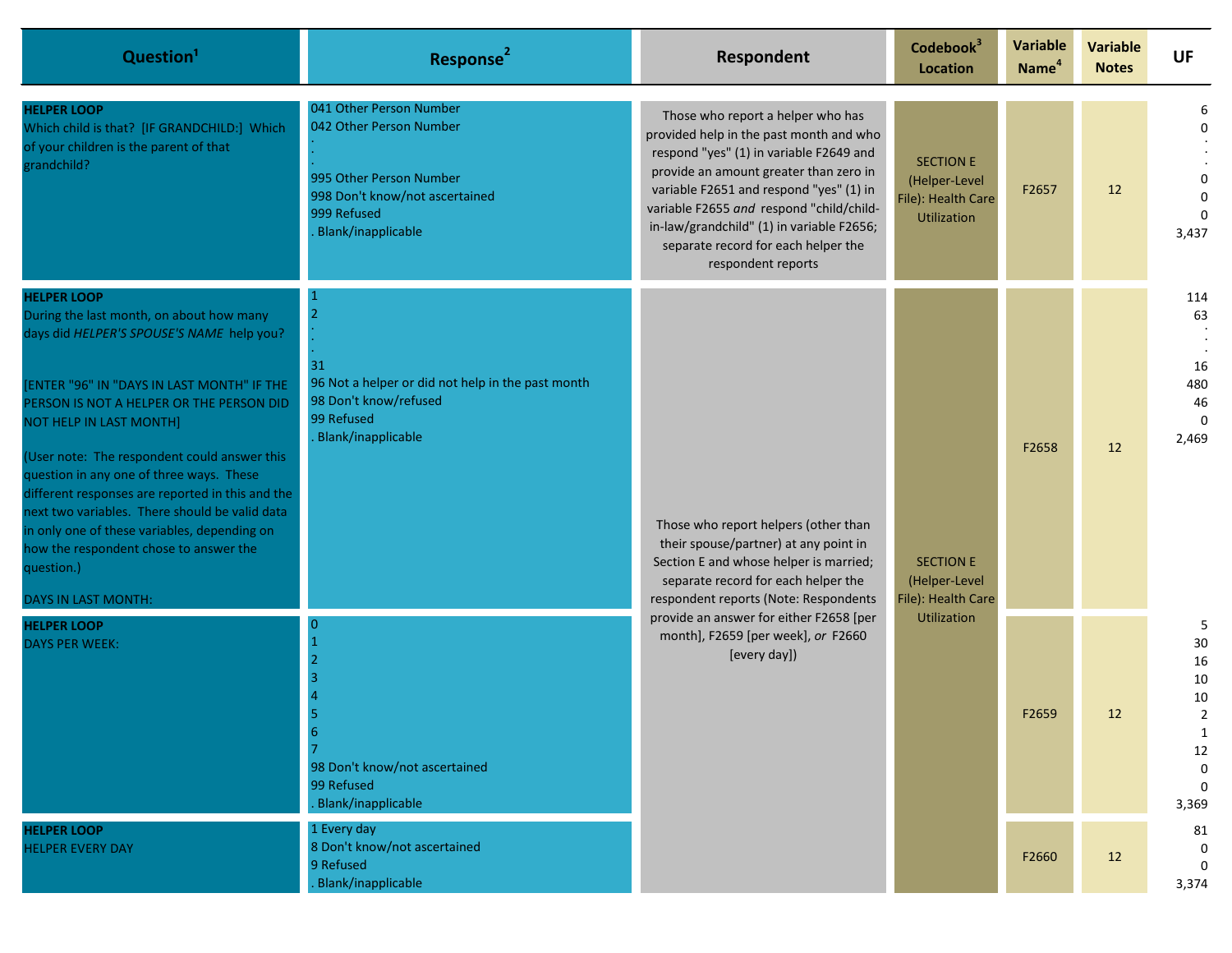| Question[1] | Response[2] | Respondent | Codebook[3] Location | Variable Name[4] | Variable Notes | UF |
|---|---|---|---|---|---|---|
| **HELPER LOOP** Which child is that? [IF GRANDCHILD:] Which of your children is the parent of that grandchild? | 041 Other Person Number<br>042 Other Person Number<br>.<br>.<br>.<br>995 Other Person Number<br>998 Don't know/not ascertained<br>999 Refused<br>. Blank/inapplicable | Those who report a helper who has provided help in the past month and who respond "yes" (1) in variable F2649 and provide an amount greater than zero in variable F2651 and respond "yes" (1) in variable F2655 *and* respond "child/child-in-law/grandchild" (1) in variable F2656; separate record for each helper the respondent reports | SECTION E (Helper-Level File): Health Care Utilization | F2657 | 12 | 6<br>0<br>.<br>.<br>.<br>0<br>0<br>0<br>3,437 |
| **HELPER LOOP** During the last month, on about how many days did *HELPER'S SPOUSE'S NAME* help you?<br><br>[ENTER "96" IN "DAYS IN LAST MONTH" IF THE PERSON IS NOT A HELPER OR THE PERSON DID NOT HELP IN LAST MONTH]<br><br>(User note: The respondent could answer this question in any one of three ways. These different responses are reported in this and the next two variables. There should be valid data in only one of these variables, depending on how the respondent chose to answer the question.)<br><br>DAYS IN LAST MONTH: | 1<br>2<br>.<br>.<br>.<br>31<br>96 Not a helper or did not help in the past month<br>98 Don't know/refused<br>99 Refused<br>. Blank/inapplicable | Those who report helpers (other than their spouse/partner) at any point in Section E and whose helper is married; separate record for each helper the respondent reports (Note: Respondents provide an answer for either F2658 [per month], F2659 [per week], *or* F2660 [every day]) | SECTION E (Helper-Level File): Health Care Utilization | F2658 | 12 | 114<br>63<br>.<br>.<br>.<br>16<br>480<br>46<br>0<br>2,469 |
| **HELPER LOOP** DAYS PER WEEK: | 0<br>1<br>2<br>3<br>4<br>5<br>6<br>7<br>98 Don't know/not ascertained<br>99 Refused<br>. Blank/inapplicable | | | F2659 | 12 | 5<br>30<br>16<br>10<br>10<br>2<br>1<br>12<br>0<br>0<br>3,369 |
| **HELPER LOOP** HELPER EVERY DAY | 1 Every day<br>8 Don't know/not ascertained<br>9 Refused<br>. Blank/inapplicable | | | F2660 | 12 | 81<br>0<br>0<br>3,374 |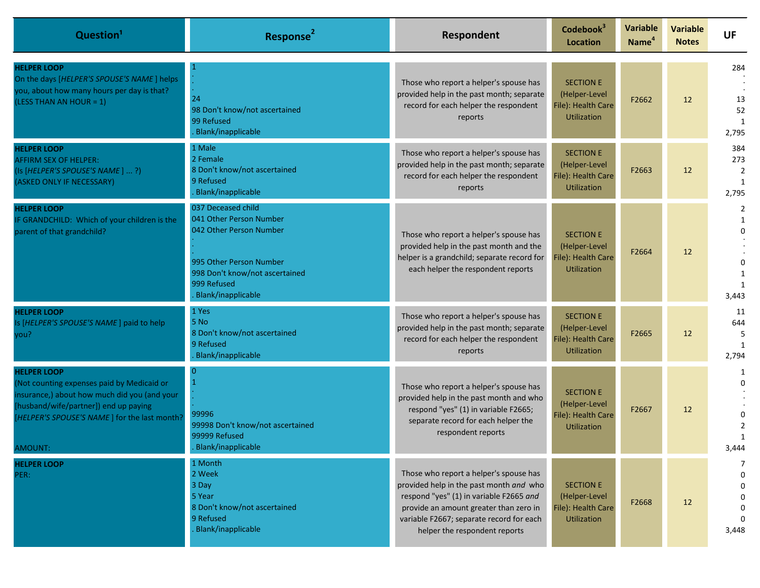| Question[1] | Response[2] | Respondent | Codebook[3] Location | Variable Name[4] | Variable Notes | UF |
|---|---|---|---|---|---|---|
| **HELPER LOOP**<br>On the days [*HELPER'S SPOUSE'S NAME* ] helps you, about how many hours per day is that? (LESS THAN AN HOUR = 1) | 1<br>.<br>.<br>.<br>24<br>98 Don't know/not ascertained<br>99 Refused<br>. Blank/inapplicable | Those who report a helper's spouse has provided help in the past month; separate record for each helper the respondent reports | SECTION E (Helper-Level File): Health Care Utilization | F2662 | 12 | 284<br>.<br>.<br>13<br>52<br>1<br>2,795 |
| **HELPER LOOP**<br>AFFIRM SEX OF HELPER:<br>(Is [*HELPER'S SPOUSE'S NAME* ] ... ?)<br>(ASKED ONLY IF NECESSARY) | 1 Male<br>2 Female<br>8 Don't know/not ascertained<br>9 Refused<br>. Blank/inapplicable | Those who report a helper's spouse has provided help in the past month; separate record for each helper the respondent reports | SECTION E (Helper-Level File): Health Care Utilization | F2663 | 12 | 384<br>273<br>2<br>1<br>2,795 |
| **HELPER LOOP**<br>IF GRANDCHILD: Which of your children is the parent of that grandchild? | 037 Deceased child<br>041 Other Person Number<br>042 Other Person Number<br>.<br>.<br>.<br>995 Other Person Number<br>998 Don't know/not ascertained<br>999 Refused<br>. Blank/inapplicable | Those who report a helper's spouse has provided help in the past month and the helper is a grandchild; separate record for each helper the respondent reports | SECTION E (Helper-Level File): Health Care Utilization | F2664 | 12 | 2<br>1<br>0<br>.<br>.<br>0<br>1<br>1<br>3,443 |
| **HELPER LOOP**<br>Is [*HELPER'S SPOUSE'S NAME* ] paid to help you? | 1 Yes<br>5 No<br>8 Don't know/not ascertained<br>9 Refused<br>. Blank/inapplicable | Those who report a helper's spouse has provided help in the past month; separate record for each helper the respondent reports | SECTION E (Helper-Level File): Health Care Utilization | F2665 | 12 | 11<br>644<br>5<br>1<br>2,794 |
| **HELPER LOOP**<br>(Not counting expenses paid by Medicaid or insurance,) about how much did you (and your [husband/wife/partner]) end up paying [*HELPER'S SPOUSE'S NAME* ] for the last month?<br><br>AMOUNT: | 0<br>1<br>.<br>.<br>99996<br>99998 Don't know/not ascertained<br>99999 Refused<br>. Blank/inapplicable | Those who report a helper's spouse has provided help in the past month and who respond "yes" (1) in variable F2665; separate record for each helper the respondent reports | SECTION E (Helper-Level File): Health Care Utilization | F2667 | 12 | 1<br>0<br>.<br>.<br>0<br>2<br>1<br>3,444 |
| **HELPER LOOP**<br>PER: | 1 Month<br>2 Week<br>3 Day<br>5 Year<br>8 Don't know/not ascertained<br>9 Refused<br>. Blank/inapplicable | Those who report a helper's spouse has provided help in the past month *and* who respond "yes" (1) in variable F2665 *and* provide an amount greater than zero in variable F2667; separate record for each helper the respondent reports | SECTION E (Helper-Level File): Health Care Utilization | F2668 | 12 | 7<br>0<br>0<br>0<br>0<br>0<br>3,448 |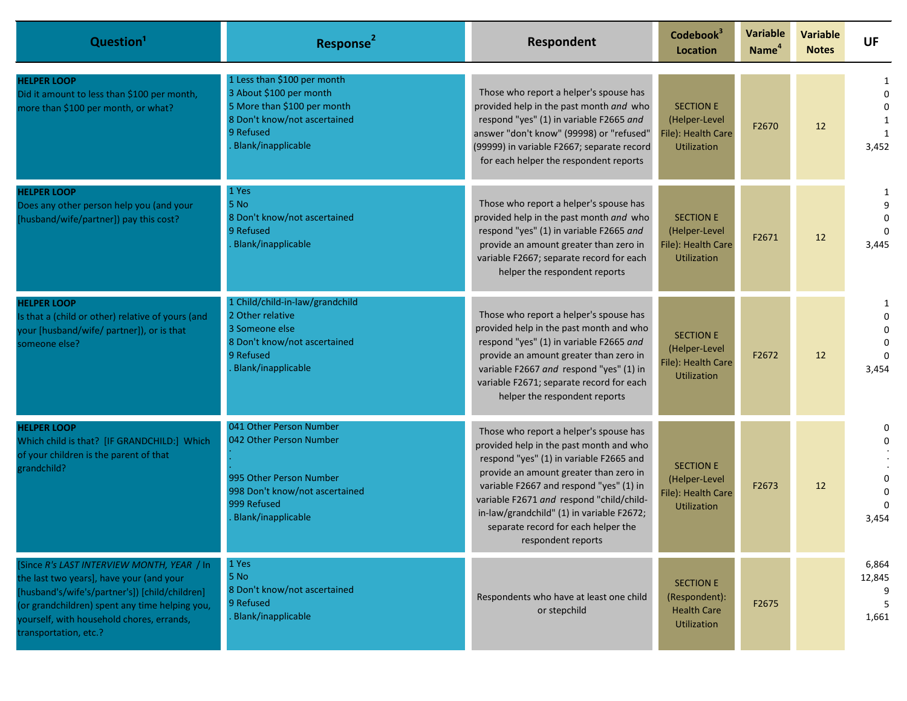| Question[1] | Response[2] | Respondent | Codebook[3] Location | Variable Name[4] | Variable Notes | UF |
|---|---|---|---|---|---|---|
| **HELPER LOOP**<br>Did it amount to less than $100 per month, more than $100 per month, or what? | 1 Less than $100 per month<br>3 About $100 per month<br>5 More than $100 per month<br>8 Don't know/not ascertained<br>9 Refused<br>. Blank/inapplicable | Those who report a helper's spouse has provided help in the past month *and* who respond "yes" (1) in variable F2665 *and* answer "don't know" (99998) or "refused" (99999) in variable F2667; separate record for each helper the respondent reports | SECTION E (Helper-Level File): Health Care Utilization | F2670 | 12 | 1<br>0<br>0<br>1<br>1<br>3,452 |
| **HELPER LOOP**<br>Does any other person help you (and your [husband/wife/partner]) pay this cost? | 1 Yes<br>5 No<br>8 Don't know/not ascertained<br>9 Refused<br>. Blank/inapplicable | Those who report a helper's spouse has provided help in the past month *and* who respond "yes" (1) in variable F2665 *and* provide an amount greater than zero in variable F2667; separate record for each helper the respondent reports | SECTION E (Helper-Level File): Health Care Utilization | F2671 | 12 | 1<br>9<br>0<br>0<br>3,445 |
| **HELPER LOOP**<br>Is that a (child or other) relative of yours (and your [husband/wife/ partner]), or is that someone else? | 1 Child/child-in-law/grandchild<br>2 Other relative<br>3 Someone else<br>8 Don't know/not ascertained<br>9 Refused<br>. Blank/inapplicable | Those who report a helper's spouse has provided help in the past month and who respond "yes" (1) in variable F2665 *and* provide an amount greater than zero in variable F2667 *and* respond "yes" (1) in variable F2671; separate record for each helper the respondent reports | SECTION E (Helper-Level File): Health Care Utilization | F2672 | 12 | 1<br>0<br>0<br>0<br>0<br>3,454 |
| **HELPER LOOP**<br>Which child is that? [IF GRANDCHILD:] Which of your children is the parent of that grandchild? | 041 Other Person Number<br>042 Other Person Number<br>.<br>.<br>995 Other Person Number<br>998 Don't know/not ascertained<br>999 Refused<br>. Blank/inapplicable | Those who report a helper's spouse has provided help in the past month and who respond "yes" (1) in variable F2665 and provide an amount greater than zero in variable F2667 and respond "yes" (1) in variable F2671 *and* respond "child/child-in-law/grandchild" (1) in variable F2672; separate record for each helper the respondent reports | SECTION E (Helper-Level File): Health Care Utilization | F2673 | 12 | 0<br>0<br>.<br>.<br>0<br>0<br>0<br>3,454 |
| [Since *R's LAST INTERVIEW MONTH, YEAR* / In the last two years], have your (and your [husband's/wife's/partner's]) [child/children] (or grandchildren) spent any time helping you, yourself, with household chores, errands, transportation, etc.? | 1 Yes<br>5 No<br>8 Don't know/not ascertained<br>9 Refused<br>. Blank/inapplicable | Respondents who have at least one child or stepchild | SECTION E (Respondent): Health Care Utilization | F2675 | | 6,864<br>12,845<br>9<br>5<br>1,661 |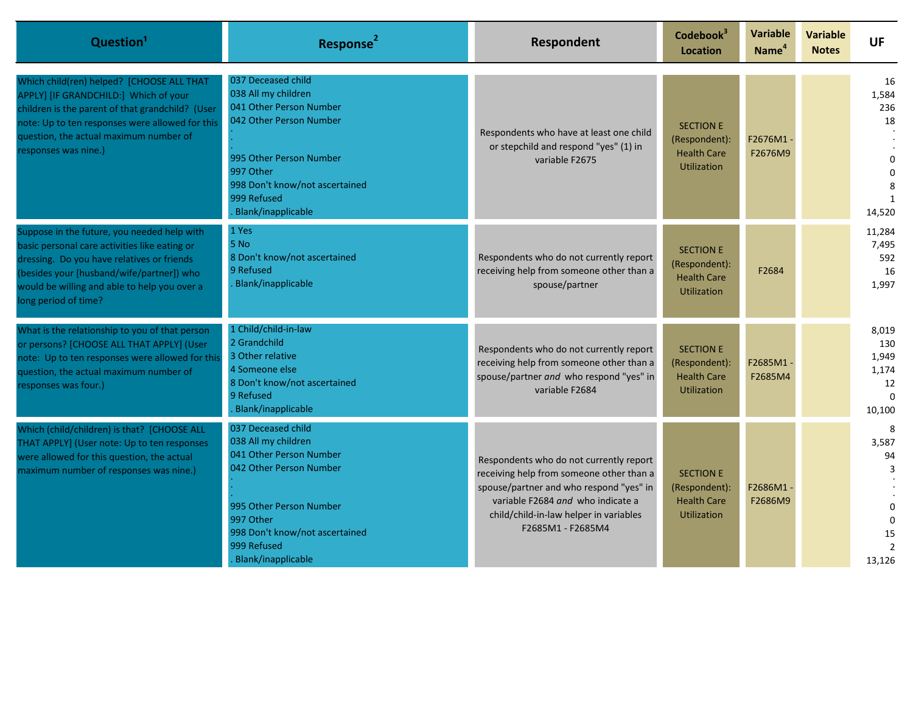| Question[1] | Response[2] | Respondent | Codebook[3] Location | Variable Name[4] | Variable Notes | UF |
|---|---|---|---|---|---|---|
| Which child(ren) helped? [CHOOSE ALL THAT APPLY] [IF GRANDCHILD:] Which of your children is the parent of that grandchild? (User note: Up to ten responses were allowed for this question, the actual maximum number of responses was nine.) | 037 Deceased child<br>038 All my children<br>041 Other Person Number<br>042 Other Person Number<br>.<br>.<br>995 Other Person Number<br>997 Other<br>998 Don't know/not ascertained<br>999 Refused<br>. Blank/inapplicable | Respondents who have at least one child or stepchild and respond "yes" (1) in variable F2675 | SECTION E (Respondent): Health Care Utilization | F2676M1 - F2676M9 | | 16<br>1,584<br>236<br>18<br>.<br>.<br>0<br>0<br>8<br>1<br>14,520 |
| Suppose in the future, you needed help with basic personal care activities like eating or dressing. Do you have relatives or friends (besides your [husband/wife/partner]) who would be willing and able to help you over a long period of time? | 1 Yes<br>5 No<br>8 Don't know/not ascertained<br>9 Refused<br>. Blank/inapplicable | Respondents who do not currently report receiving help from someone other than a spouse/partner | SECTION E (Respondent): Health Care Utilization | F2684 | | 11,284<br>7,495<br>592<br>16<br>1,997 |
| What is the relationship to you of that person or persons? [CHOOSE ALL THAT APPLY] (User note: Up to ten responses were allowed for this question, the actual maximum number of responses was four.) | 1 Child/child-in-law<br>2 Grandchild<br>3 Other relative<br>4 Someone else<br>8 Don't know/not ascertained<br>9 Refused<br>. Blank/inapplicable | Respondents who do not currently report receiving help from someone other than a spouse/partner *and* who respond "yes" in variable F2684 | SECTION E (Respondent): Health Care Utilization | F2685M1 - F2685M4 | | 8,019<br>130<br>1,949<br>1,174<br>12<br>0<br>10,100 |
| Which (child/children) is that? [CHOOSE ALL THAT APPLY] (User note: Up to ten responses were allowed for this question, the actual maximum number of responses was nine.) | 037 Deceased child<br>038 All my children<br>041 Other Person Number<br>042 Other Person Number<br>.<br>.<br>995 Other Person Number<br>997 Other<br>998 Don't know/not ascertained<br>999 Refused<br>. Blank/inapplicable | Respondents who do not currently report receiving help from someone other than a spouse/partner and who respond "yes" in variable F2684 *and* who indicate a child/child-in-law helper in variables F2685M1 - F2685M4 | SECTION E (Respondent): Health Care Utilization | F2686M1 - F2686M9 | | 8<br>3,587<br>94<br>3<br>.<br>.<br>0<br>0<br>15<br>2<br>13,126 |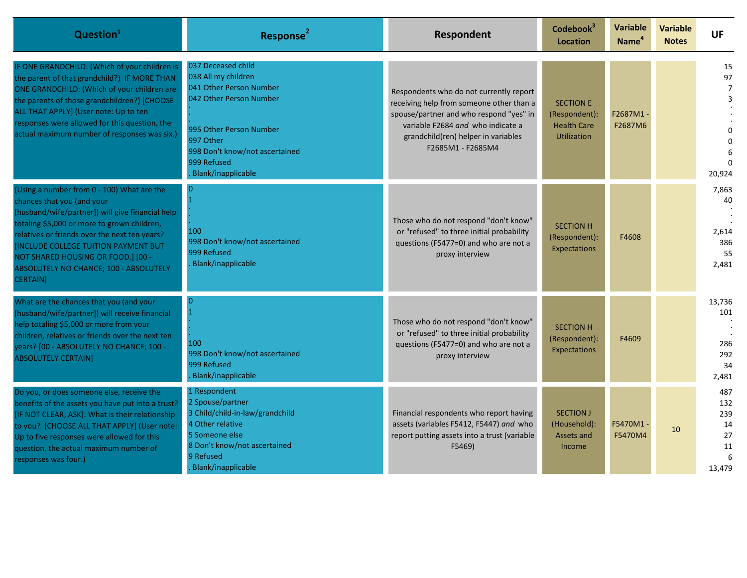| Question[1] | Response[2] | Respondent | Codebook[3] Location | Variable Name[4] | Variable Notes | UF |
|---|---|---|---|---|---|---|
| IF ONE GRANDCHILD: (Which of your children is the parent of that grandchild?) IF MORE THAN ONE GRANDCHILD: (Which of your children are the parents of those grandchildren?) [CHOOSE ALL THAT APPLY] (User note: Up to ten responses were allowed for this question, the actual maximum number of responses was six.) | 037 Deceased child<br>038 All my children<br>041 Other Person Number<br>042 Other Person Number<br>.<br>.<br>995 Other Person Number<br>997 Other<br>998 Don't know/not ascertained<br>999 Refused<br>. Blank/inappplicable | Respondents who do not currently report receiving help from someone other than a spouse/partner and who respond "yes" in variable F2684 *and* who indicate a grandchild(ren) helper in variables F2685M1 - F2685M4 | SECTION E (Respondent): Health Care Utilization | F2687M1 - F2687M6 | | 15<br>97<br>7<br>3<br>.<br>.<br>0<br>0<br>6<br>0<br>20,924 |
| (Using a number from 0 - 100) What are the chances that you (and your [husband/wife/partner]) will give financial help totaling $5,000 or more to grown children, relatives or friends over the next ten years? [INCLUDE COLLEGE TUITION PAYMENT BUT NOT SHARED HOUSING OR FOOD.] [00 - ABSOLUTELY NO CHANCE; 100 - ABSOLUTELY CERTAIN] | 0<br>1<br>.<br>.<br>100<br>998 Don't know/not ascertained<br>999 Refused<br>. Blank/inapplicable | Those who do not respond "don't know" or "refused" to three initial probability questions (F5477=0) and who are not a proxy interview | SECTION H (Respondent): Expectations | F4608 | | 7,863<br>40<br>.<br>.<br>2,614<br>386<br>55<br>2,481 |
| What are the chances that you (and your [husband/wife/partner]) will receive financial help totaling $5,000 or more from your children, relatives or friends over the next ten years? [00 - ABSOLUTELY NO CHANCE; 100 - ABSOLUTELY CERTAIN] | 0<br>1<br>.<br>.<br>100<br>998 Don't know/not ascertained<br>999 Refused<br>. Blank/inapplicable | Those who do not respond "don't know" or "refused" to three initial probability questions (F5477=0) and who are not a proxy interview | SECTION H (Respondent): Expectations | F4609 | | 13,736<br>101<br>.<br>.<br>286<br>292<br>34<br>2,481 |
| Do you, or does someone else, receive the benefits of the assets you have put into a trust? [IF NOT CLEAR, ASK]: What is their relationship to you? [CHOOSE ALL THAT APPLY] (User note: Up to five responses were allowed for this question, the actual maximum number of responses was four.) | 1 Respondent<br>2 Spouse/partner<br>3 Child/child-in-law/grandchild<br>4 Other relative<br>5 Someone else<br>8 Don't know/not ascertained<br>9 Refused<br>. Blank/inapplicable | Financial respondents who report having assets (variables F5412, F5447) *and* who report putting assets into a trust (variable F5469) | SECTION J (Household): Assets and Income | F5470M1 - F5470M4 | 10 | 487<br>132<br>239<br>14<br>27<br>11<br>6<br>13,479 |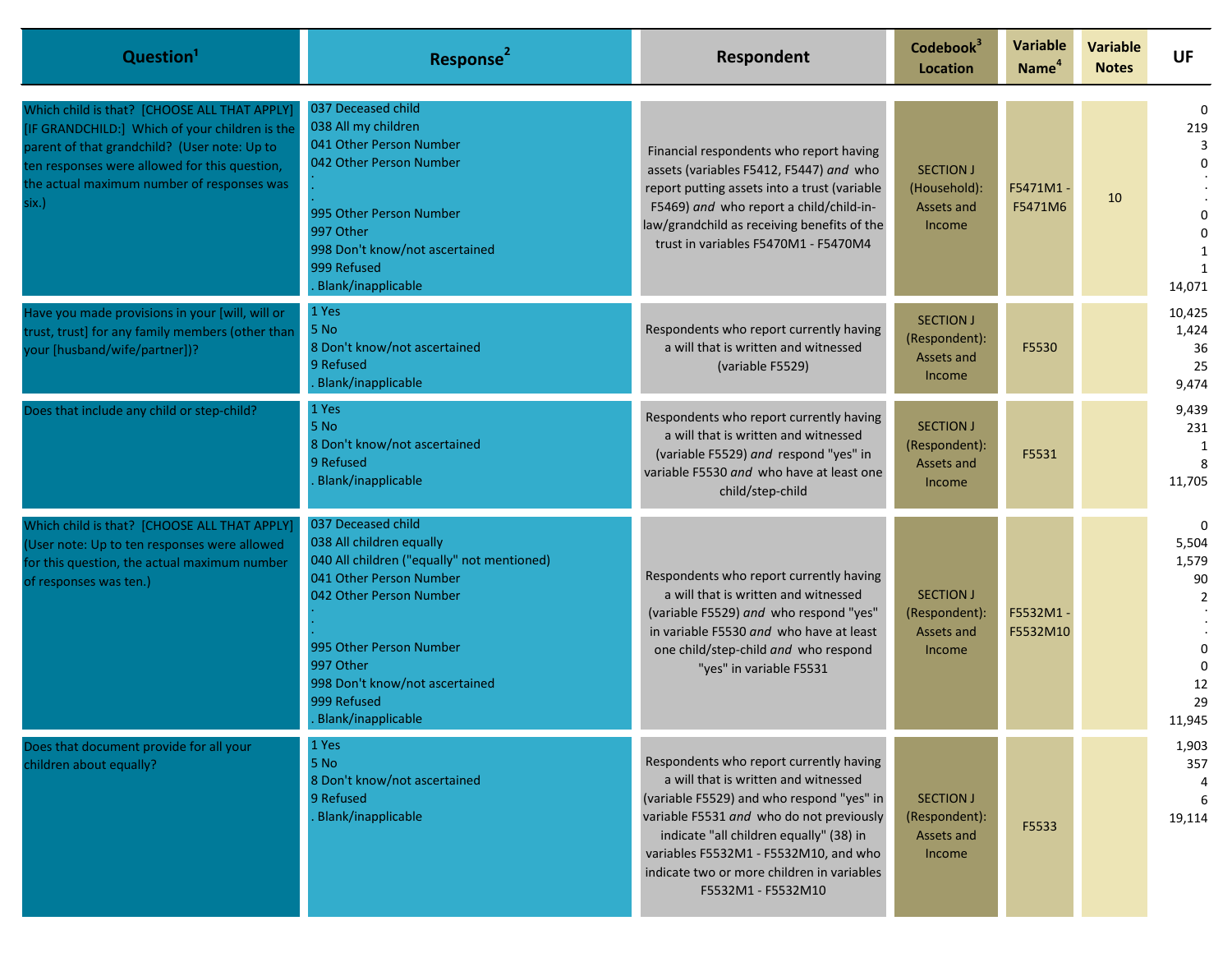| Question[1] | Response[2] | Respondent | Codebook[3] Location | Variable Name[4] | Variable Notes | UF |
|---|---|---|---|---|---|---|
| Which child is that? [CHOOSE ALL THAT APPLY] [IF GRANDCHILD:] Which of your children is the parent of that grandchild? (User note: Up to ten responses were allowed for this question, the actual maximum number of responses was six.) | 037 Deceased child<br>038 All my children<br>041 Other Person Number<br>042 Other Person Number<br>.<br>.<br>995 Other Person Number<br>997 Other<br>998 Don't know/not ascertained<br>999 Refused<br>. Blank/inapplicable | Financial respondents who report having assets (variables F5412, F5447) *and* who report putting assets into a trust (variable F5469) *and* who report a child/child-in-law/grandchild as receiving benefits of the trust in variables F5470M1 - F5470M4 | SECTION J (Household): Assets and Income | F5471M1 - F5471M6 | 10 | 0<br>219<br>3<br>0<br>.<br>.<br>0<br>0<br>1<br>1<br>14,071 |
| Have you made provisions in your [will, will or trust, trust] for any family members (other than your [husband/wife/partner])? | 1 Yes<br>5 No<br>8 Don't know/not ascertained<br>9 Refused<br>. Blank/inapplicable | Respondents who report currently having a will that is written and witnessed (variable F5529) | SECTION J (Respondent): Assets and Income | F5530 | | 10,425<br>1,424<br>36<br>25<br>9,474 |
| Does that include any child or step-child? | 1 Yes<br>5 No<br>8 Don't know/not ascertained<br>9 Refused<br>. Blank/inapplicable | Respondents who report currently having a will that is written and witnessed (variable F5529) *and* respond "yes" in variable F5530 *and* who have at least one child/step-child | SECTION J (Respondent): Assets and Income | F5531 | | 9,439<br>231<br>1<br>8<br>11,705 |
| Which child is that? [CHOOSE ALL THAT APPLY] (User note: Up to ten responses were allowed for this question, the actual maximum number of responses was ten.) | 037 Deceased child<br>038 All children equally<br>040 All children ("equally" not mentioned)<br>041 Other Person Number<br>042 Other Person Number<br>.<br>.<br>995 Other Person Number<br>997 Other<br>998 Don't know/not ascertained<br>999 Refused<br>. Blank/inapplicable | Respondents who report currently having a will that is written and witnessed (variable F5529) *and* who respond "yes" in variable F5530 *and* who have at least one child/step-child *and* who respond "yes" in variable F5531 | SECTION J (Respondent): Assets and Income | F5532M1 - F5532M10 | | 0<br>5,504<br>1,579<br>90<br>2<br>.<br>.<br>0<br>0<br>12<br>29<br>11,945 |
| Does that document provide for all your children about equally? | 1 Yes<br>5 No<br>8 Don't know/not ascertained<br>9 Refused<br>. Blank/inapplicable | Respondents who report currently having a will that is written and witnessed (variable F5529) and who respond "yes" in variable F5531 *and* who do not previously indicate "all children equally" (38) in variables F5532M1 - F5532M10, and who indicate two or more children in variables F5532M1 - F5532M10 | SECTION J (Respondent): Assets and Income | F5533 | | 1,903<br>357<br>4<br>6<br>19,114 |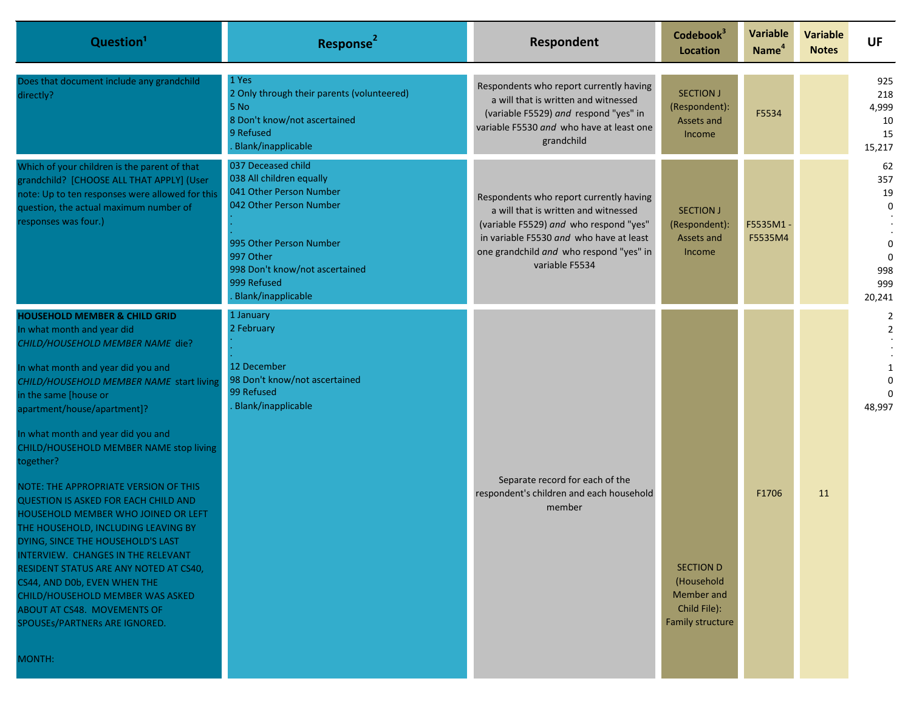| Question[1] | Response[2] | Respondent | Codebook[3] Location | Variable Name[4] | Variable Notes | UF |
|---|---|---|---|---|---|---|
| Does that document include any grandchild directly? | 1 Yes<br>2 Only through their parents (volunteered)<br>5 No<br>8 Don't know/not ascertained<br>9 Refused<br>. Blank/inapplicable | Respondents who report currently having a will that is written and witnessed (variable F5529) *and* respond "yes" in variable F5530 *and* who have at least one grandchild | SECTION J (Respondent): Assets and Income | F5534 | | 925<br>218<br>4,999<br>10<br>15<br>15,217 |
| Which of your children is the parent of that grandchild? [CHOOSE ALL THAT APPLY] (User note: Up to ten responses were allowed for this question, the actual maximum number of responses was four.) | 037 Deceased child<br>038 All children equally<br>041 Other Person Number<br>042 Other Person Number<br>.<br>.<br>995 Other Person Number<br>997 Other<br>998 Don't know/not ascertained<br>999 Refused<br>. Blank/inapplicable | Respondents who report currently having a will that is written and witnessed (variable F5529) *and* who respond "yes" in variable F5530 *and* who have at least one grandchild *and* who respond "yes" in variable F5534 | SECTION J (Respondent): Assets and Income | F5535M1 - F5535M4 | | 62<br>357<br>19<br>0<br>.<br>.<br>0<br>0<br>998<br>999<br>20,241 |
| **HOUSEHOLD MEMBER & CHILD GRID**<br>In what month and year did *CHILD/HOUSEHOLD MEMBER NAME* die?<br><br>In what month and year did you and *CHILD/HOUSEHOLD MEMBER NAME* start living in the same [house or apartment/house/apartment]?<br><br>In what month and year did you and CHILD/HOUSEHOLD MEMBER NAME stop living together?<br><br>NOTE: THE APPROPRIATE VERSION OF THIS QUESTION IS ASKED FOR EACH CHILD AND HOUSEHOLD MEMBER WHO JOINED OR LEFT THE HOUSEHOLD, INCLUDING LEAVING BY DYING, SINCE THE HOUSEHOLD'S LAST INTERVIEW. CHANGES IN THE RELEVANT RESIDENT STATUS ARE ANY NOTED AT CS40, CS44, AND D0b, EVEN WHEN THE CHILD/HOUSEHOLD MEMBER WAS ASKED ABOUT AT CS48. MOVEMENTS OF SPOUSEs/PARTNERs ARE IGNORED.<br><br>MONTH: | 1 January<br>2 February<br>.<br>.<br>12 December<br>98 Don't know/not ascertained<br>99 Refused<br>. Blank/inapplicable | Separate record for each of the respondent's children and each household member | SECTION D (Household Member and Child File): Family structure | F1706 | 11 | 2<br>2<br>.<br>.<br>1<br>0<br>0<br>48,997 |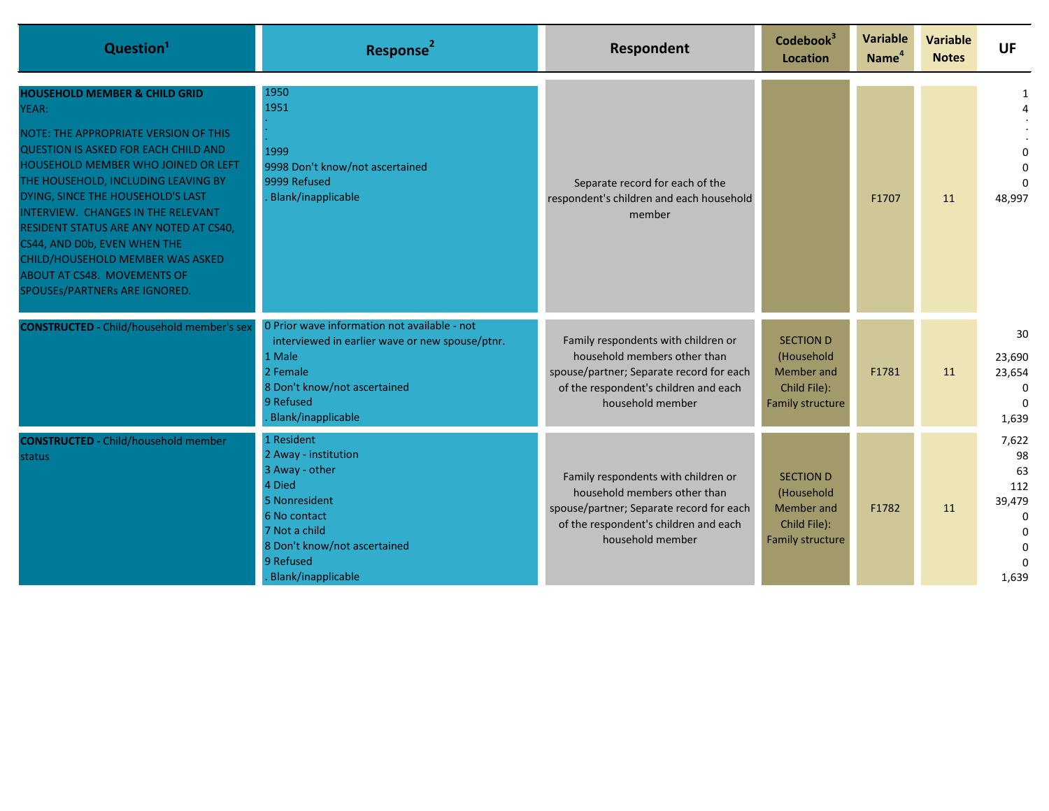| Question[1] | Response[2] | Respondent | Codebook[3] Location | Variable Name[4] | Variable Notes | UF |
|---|---|---|---|---|---|---|
| **HOUSEHOLD MEMBER & CHILD GRID**<br>YEAR:<br><br>NOTE: THE APPROPRIATE VERSION OF THIS QUESTION IS ASKED FOR EACH CHILD AND HOUSEHOLD MEMBER WHO JOINED OR LEFT THE HOUSEHOLD, INCLUDING LEAVING BY DYING, SINCE THE HOUSEHOLD'S LAST INTERVIEW. CHANGES IN THE RELEVANT RESIDENT STATUS ARE ANY NOTED AT CS40, CS44, AND D0b, EVEN WHEN THE CHILD/HOUSEHOLD MEMBER WAS ASKED ABOUT AT CS48. MOVEMENTS OF SPOUSEs/PARTNERs ARE IGNORED. | 1950<br>1951<br>.<br>.<br>.<br>1999<br>9998 Don't know/not ascertained<br>9999 Refused<br>. Blank/inapplicable | Separate record for each of the respondent's children and each household member | | F1707 | 11 | 1<br>4<br>.<br>.<br>.<br>0<br>0<br>0<br>48,997 |
| **CONSTRUCTED** - Child/household member's sex | 0 Prior wave information not available - not interviewed in earlier wave or new spouse/ptnr.<br>1 Male<br>2 Female<br>8 Don't know/not ascertained<br>9 Refused<br>. Blank/inapplicable | Family respondents with children or household members other than spouse/partner; Separate record for each of the respondent's children and each household member | SECTION D (Household Member and Child File): Family structure | F1781 | 11 | 30<br>23,690<br>23,654<br>0<br>0<br>1,639 |
| **CONSTRUCTED** - Child/household member status | 1 Resident<br>2 Away - institution<br>3 Away - other<br>4 Died<br>5 Nonresident<br>6 No contact<br>7 Not a child<br>8 Don't know/not ascertained<br>9 Refused<br>. Blank/inapplicable | Family respondents with children or household members other than spouse/partner; Separate record for each of the respondent's children and each household member | SECTION D (Household Member and Child File): Family structure | F1782 | 11 | 7,622<br>98<br>63<br>112<br>39,479<br>0<br>0<br>0<br>0<br>1,639 |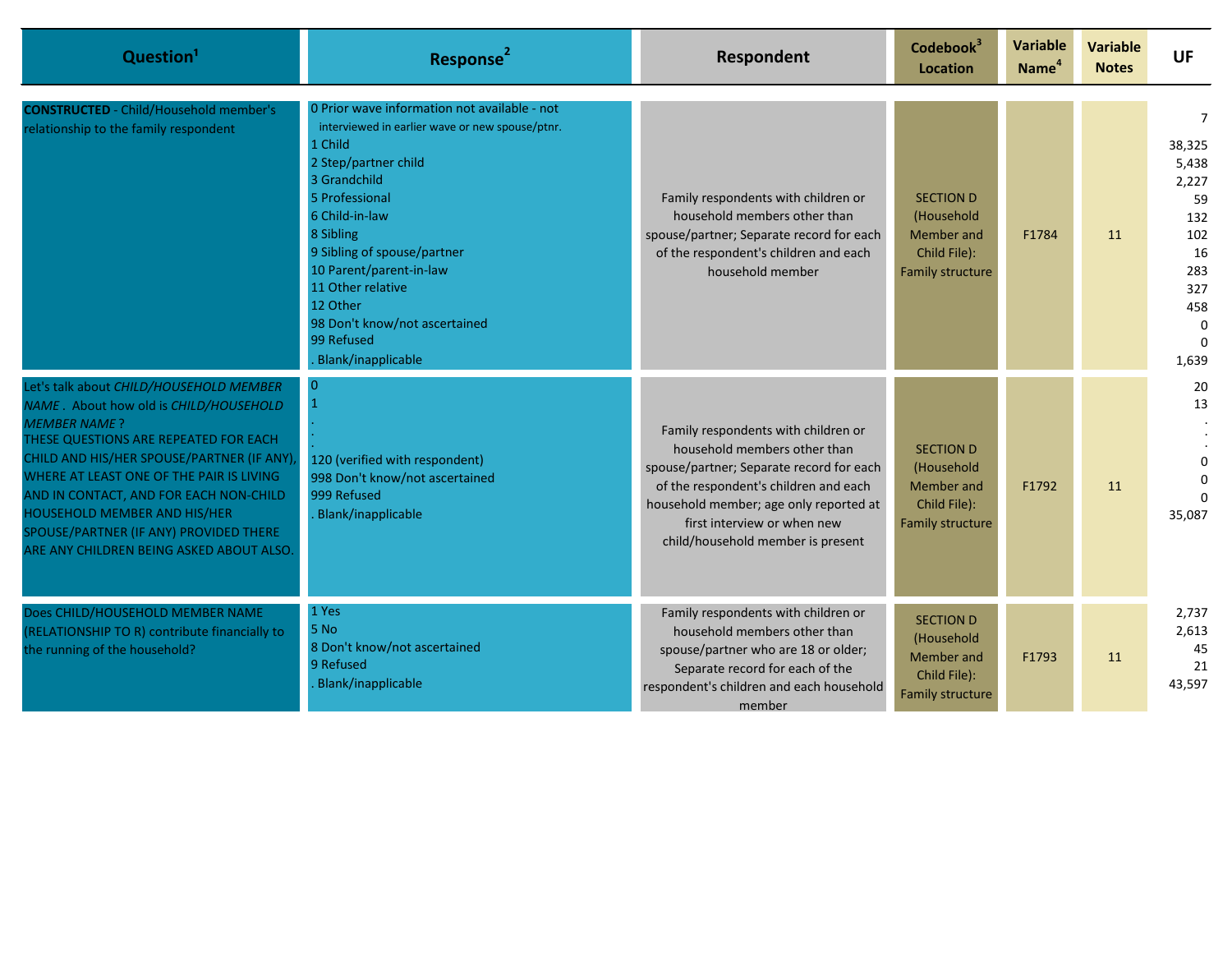| Question[1] | Response[2] | Respondent | Codebook[3] Location | Variable Name[4] | Variable Notes | UF |
|---|---|---|---|---|---|---|
| **CONSTRUCTED** - Child/Household member's relationship to the family respondent | 0 Prior wave information not available - not interviewed in earlier wave or new spouse/ptnr.<br>1 Child<br>2 Step/partner child<br>3 Grandchild<br>5 Professional<br>6 Child-in-law<br>8 Sibling<br>9 Sibling of spouse/partner<br>10 Parent/parent-in-law<br>11 Other relative<br>12 Other<br>98 Don't know/not ascertained<br>99 Refused<br>. Blank/inapplicable | Family respondents with children or household members other than spouse/partner; Separate record for each of the respondent's children and each household member | SECTION D (Household Member and Child File): Family structure | F1784 | 11 | 7<br>38,325<br>5,438<br>2,227<br>59<br>132<br>102<br>16<br>283<br>327<br>458<br>0<br>0<br>1,639 |
| Let's talk about *CHILD/HOUSEHOLD MEMBER NAME*. About how old is *CHILD/HOUSEHOLD MEMBER NAME*?<br>THESE QUESTIONS ARE REPEATED FOR EACH CHILD AND HIS/HER SPOUSE/PARTNER (IF ANY), WHERE AT LEAST ONE OF THE PAIR IS LIVING AND IN CONTACT, AND FOR EACH NON-CHILD HOUSEHOLD MEMBER AND HIS/HER SPOUSE/PARTNER (IF ANY) PROVIDED THERE ARE ANY CHILDREN BEING ASKED ABOUT ALSO. | 0<br>1<br>.<br>.<br>.<br>120 (verified with respondent)<br>998 Don't know/not ascertained<br>999 Refused<br>. Blank/inapplicable | Family respondents with children or household members other than spouse/partner; Separate record for each of the respondent's children and each household member; age only reported at first interview or when new child/household member is present | SECTION D (Household Member and Child File): Family structure | F1792 | 11 | 20<br>13<br>.<br>.<br>.<br>0<br>0<br>0<br>35,087 |
| Does CHILD/HOUSEHOLD MEMBER NAME (RELATIONSHIP TO R) contribute financially to the running of the household? | 1 Yes<br>5 No<br>8 Don't know/not ascertained<br>9 Refused<br>. Blank/inapplicable | Family respondents with children or household members other than spouse/partner who are 18 or older; Separate record for each of the respondent's children and each household member | SECTION D (Household Member and Child File): Family structure | F1793 | 11 | 2,737<br>2,613<br>45<br>21<br>43,597 |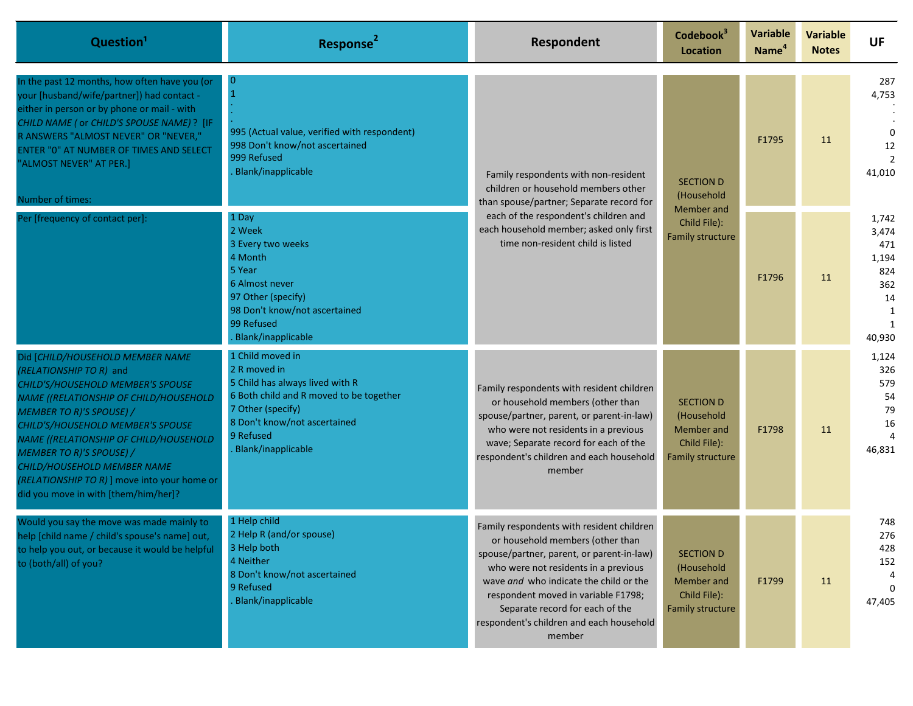| Question[1] | Response[2] | Respondent | Codebook[3] Location | Variable Name[4] | Variable Notes | UF |
|---|---|---|---|---|---|---|
| In the past 12 months, how often have you (or your [husband/wife/partner]) had contact - either in person or by phone or mail - with *CHILD NAME ( or CHILD'S SPOUSE NAME)* ? [IF R ANSWERS "ALMOST NEVER" OR "NEVER," ENTER "0" AT NUMBER OF TIMES AND SELECT "ALMOST NEVER" AT PER.]<br><br>Number of times: | 0<br>1<br>.<br>.<br>.<br>995 (Actual value, verified with respondent)<br>998 Don't know/not ascertained<br>999 Refused<br>. Blank/inapplicable | Family respondents with non-resident children or household members other than spouse/partner; Separate record for each of the respondent's children and each household member; asked only first time non-resident child is listed | SECTION D (Household Member and Child File): Family structure | F1795 | 11 | 287<br>4,753<br>.<br>.<br>.<br>0<br>12<br>2<br>41,010 |
| Per [frequency of contact per]: | 1 Day<br>2 Week<br>3 Every two weeks<br>4 Month<br>5 Year<br>6 Almost never<br>97 Other (specify)<br>98 Don't know/not ascertained<br>99 Refused<br>. Blank/inapplicable | | | F1796 | 11 | 1,742<br>3,474<br>471<br>1,194<br>824<br>362<br>14<br>1<br>1<br>40,930 |
| Did [*CHILD/HOUSEHOLD MEMBER NAME (RELATIONSHIP TO R)* and *CHILD'S/HOUSEHOLD MEMBER'S SPOUSE NAME ((RELATIONSHIP OF CHILD/HOUSEHOLD MEMBER TO R)'S SPOUSE) / CHILD'S/HOUSEHOLD MEMBER'S SPOUSE NAME ((RELATIONSHIP OF CHILD/HOUSEHOLD MEMBER TO R)'S SPOUSE) / CHILD/HOUSEHOLD MEMBER NAME (RELATIONSHIP TO R)* ] move into your home or did you move in with [them/him/her]? | 1 Child moved in<br>2 R moved in<br>5 Child has always lived with R<br>6 Both child and R moved to be together<br>7 Other (specify)<br>8 Don't know/not ascertained<br>9 Refused<br>. Blank/inapplicable | Family respondents with resident children or household members (other than spouse/partner, parent, or parent-in-law) who were not residents in a previous wave; Separate record for each of the respondent's children and each household member | SECTION D (Household Member and Child File): Family structure | F1798 | 11 | 1,124<br>326<br>579<br>54<br>79<br>16<br>4<br>46,831 |
| Would you say the move was made mainly to help [child name / child's spouse's name] out, to help you out, or because it would be helpful to (both/all) of you? | 1 Help child<br>2 Help R (and/or spouse)<br>3 Help both<br>4 Neither<br>8 Don't know/not ascertained<br>9 Refused<br>. Blank/inapplicable | Family respondents with resident children or household members (other than spouse/partner, parent, or parent-in-law) who were not residents in a previous wave *and* who indicate the child or the respondent moved in variable F1798; Separate record for each of the respondent's children and each household member | SECTION D (Household Member and Child File): Family structure | F1799 | 11 | 748<br>276<br>428<br>152<br>4<br>0<br>47,405 |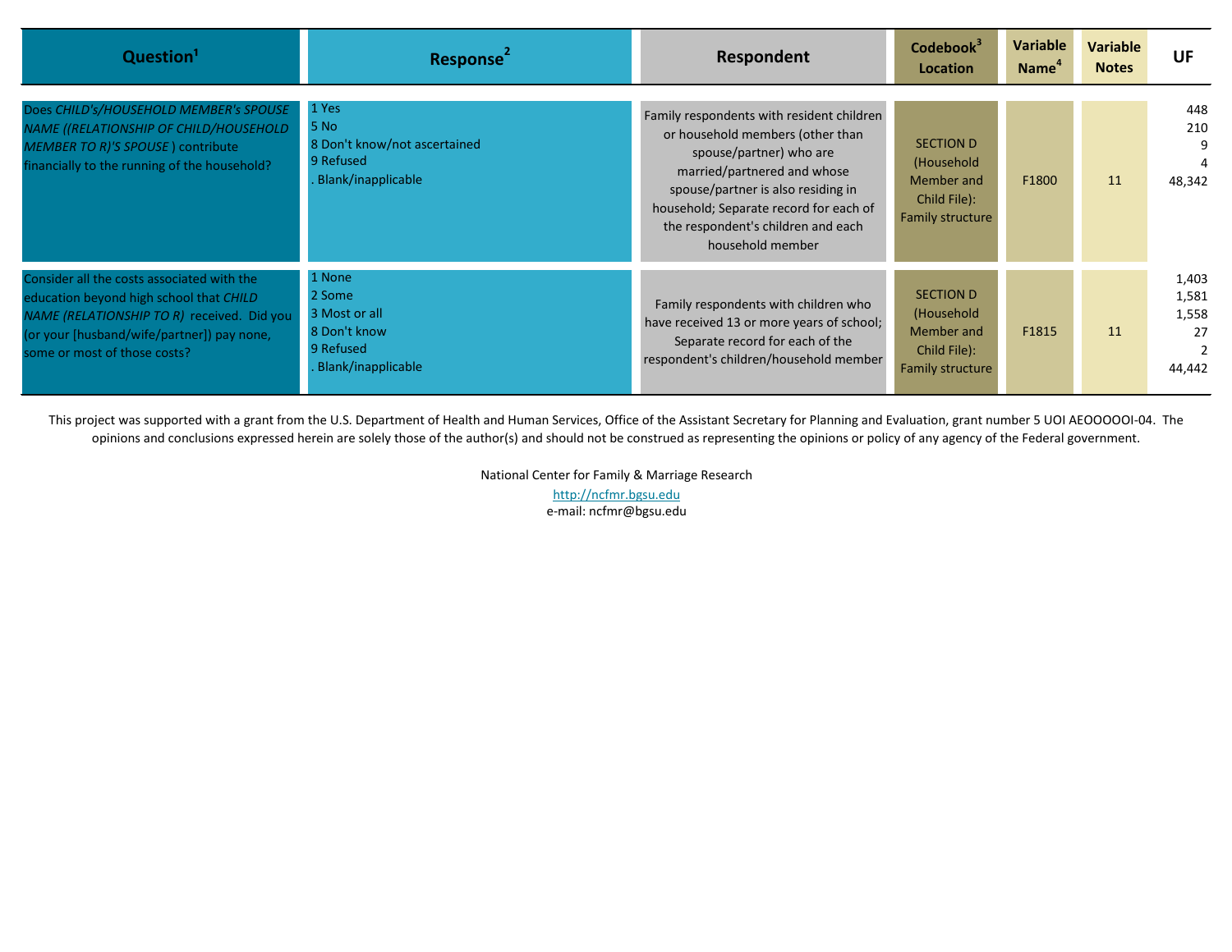| Question[1] | Response[2] | Respondent | Codebook[3] Location | Variable Name[4] | Variable Notes | UF |
|---|---|---|---|---|---|---|
| Does *CHILD's/HOUSEHOLD MEMBER's SPOUSE NAME ((RELATIONSHIP OF CHILD/HOUSEHOLD MEMBER TO R)'S SPOUSE* ) contribute financially to the running of the household? | 1 Yes<br>5 No<br>8 Don't know/not ascertained<br>9 Refused<br>. Blank/inapplicable | Family respondents with resident children or household members (other than spouse/partner) who are married/partnered and whose spouse/partner is also residing in household; Separate record for each of the respondent's children and each household member | SECTION D (Household Member and Child File): Family structure | F1800 | 11 | 448<br>210<br>9<br>4<br>48,342 |
| Consider all the costs associated with the education beyond high school that *CHILD NAME (RELATIONSHIP TO R)* received. Did you (or your [husband/wife/partner]) pay none, some or most of those costs? | 1 None<br>2 Some<br>3 Most or all<br>8 Don't know<br>9 Refused<br>. Blank/inapplicable | Family respondents with children who have received 13 or more years of school; Separate record for each of the respondent's children/household member | SECTION D (Household Member and Child File): Family structure | F1815 | 11 | 1,403<br>1,581<br>1,558<br>27<br>2<br>44,442 |

This project was supported with a grant from the U.S. Department of Health and Human Services, Office of the Assistant Secretary for Planning and Evaluation, grant number 5 UOI AEOOOOOI-04. The opinions and conclusions expressed herein are solely those of the author(s) and should not be construed as representing the opinions or policy of any agency of the Federal government.

National Center for Family & Marriage Research
http://ncfmr.bgsu.edu
e-mail: ncfmr@bgsu.edu